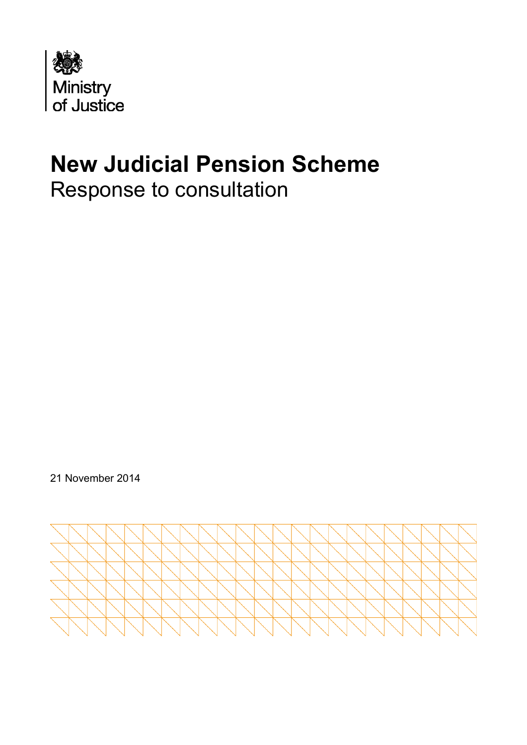Ministry of Justice

# New Judicial Pension Scheme

Response to consultation

21 November 2014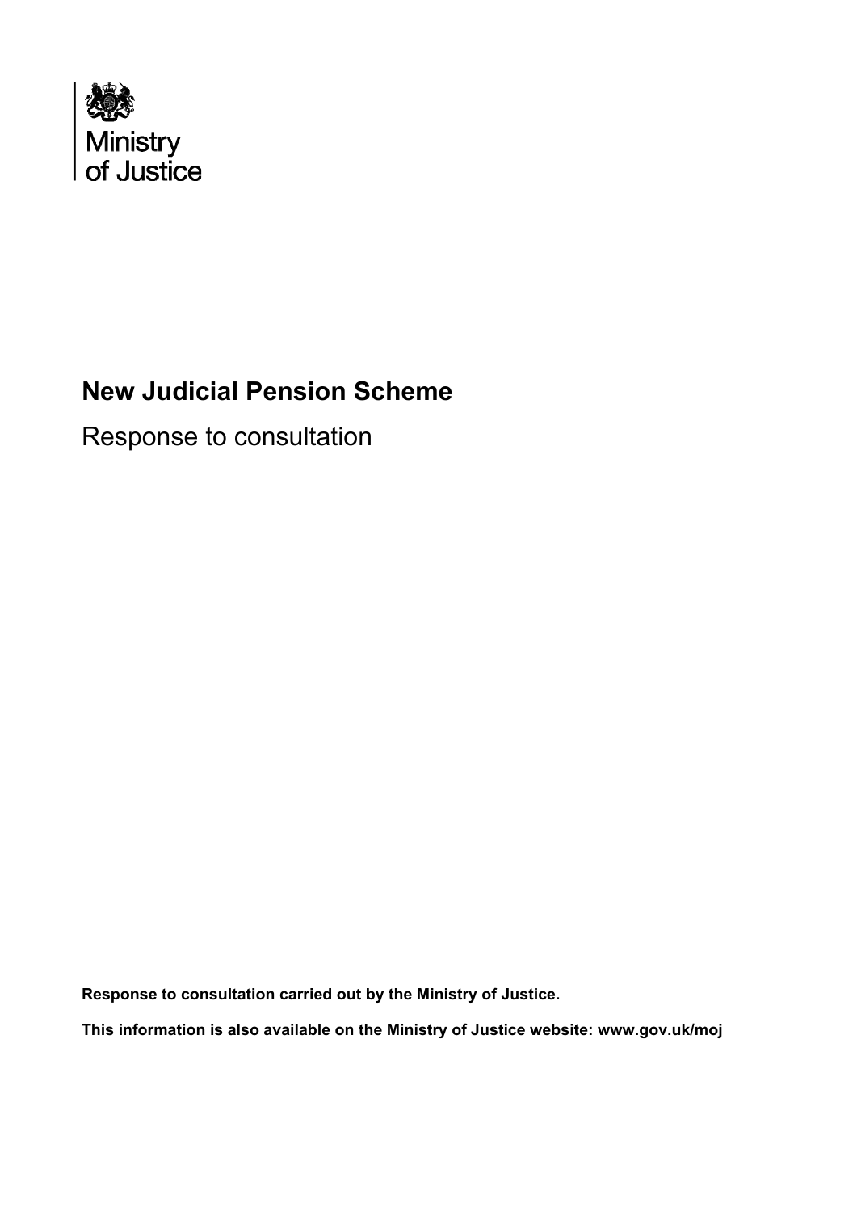Ministry of Justice

# New Judicial Pension Scheme

Response to consultation

**Response to consultation carried out by the Ministry of Justice.**

**This information is also available on the Ministry of Justice website: www.gov.uk/moj**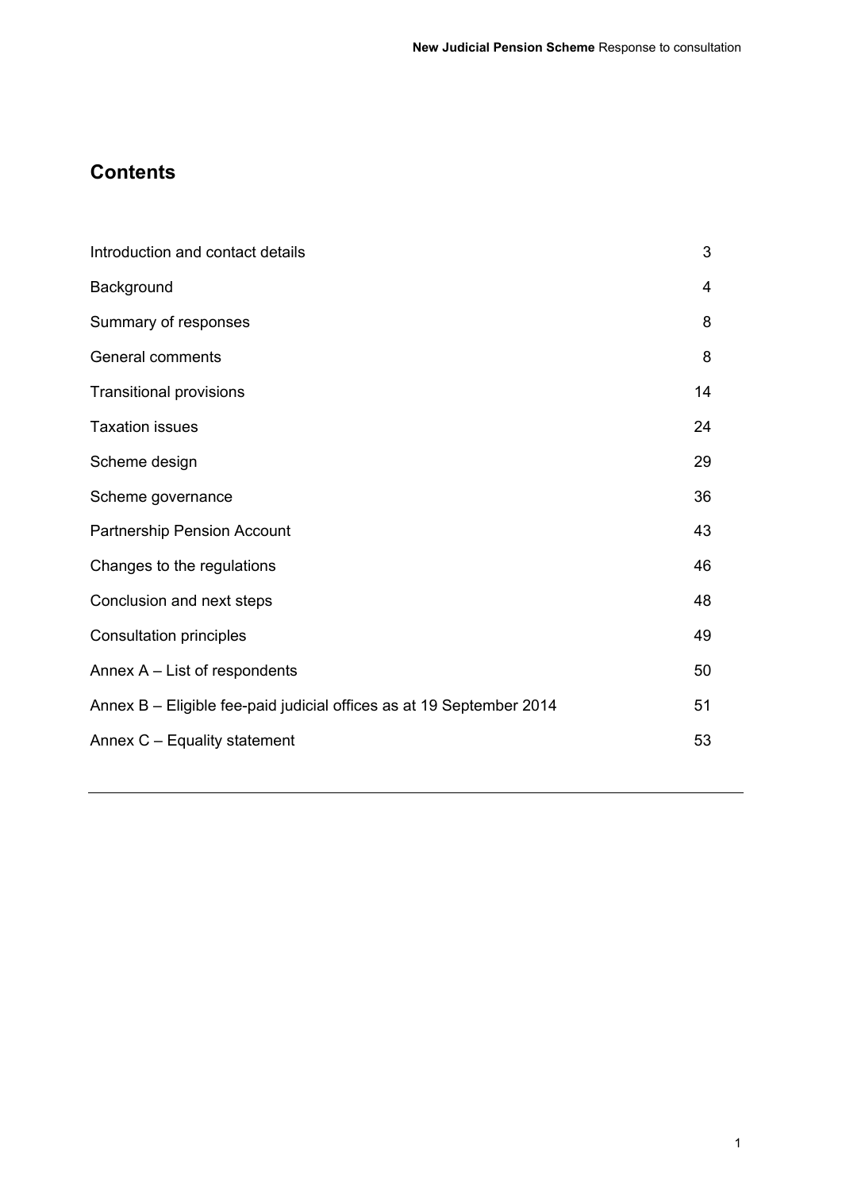## Contents

| | |
|---|---|
| Introduction and contact details | 3 |
| Background | 4 |
| Summary of responses | 8 |
| General comments | 8 |
| Transitional provisions | 14 |
| Taxation issues | 24 |
| Scheme design | 29 |
| Scheme governance | 36 |
| Partnership Pension Account | 43 |
| Changes to the regulations | 46 |
| Conclusion and next steps | 48 |
| Consultation principles | 49 |
| Annex A – List of respondents | 50 |
| Annex B – Eligible fee-paid judicial offices as at 19 September 2014 | 51 |
| Annex C – Equality statement | 53 |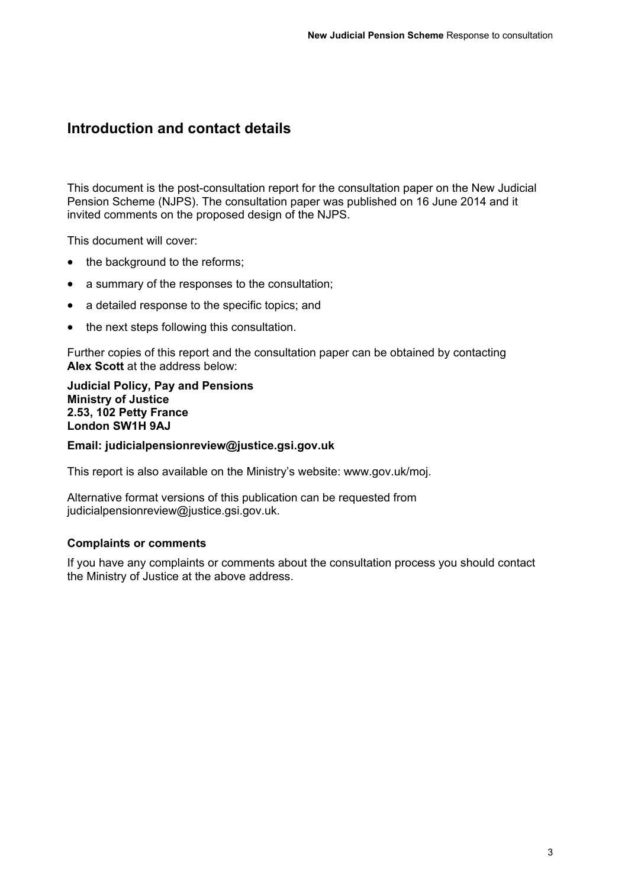## Introduction and contact details

This document is the post-consultation report for the consultation paper on the New Judicial Pension Scheme (NJPS). The consultation paper was published on 16 June 2014 and it invited comments on the proposed design of the NJPS.

This document will cover:

- the background to the reforms;
- a summary of the responses to the consultation;
- a detailed response to the specific topics; and
- the next steps following this consultation.

Further copies of this report and the consultation paper can be obtained by contacting **Alex Scott** at the address below:

**Judicial Policy, Pay and Pensions**
**Ministry of Justice**
**2.53, 102 Petty France**
**London SW1H 9AJ**

**Email: judicialpensionreview@justice.gsi.gov.uk**

This report is also available on the Ministry's website: www.gov.uk/moj.

Alternative format versions of this publication can be requested from judicialpensionreview@justice.gsi.gov.uk.

#### Complaints or comments

If you have any complaints or comments about the consultation process you should contact the Ministry of Justice at the above address.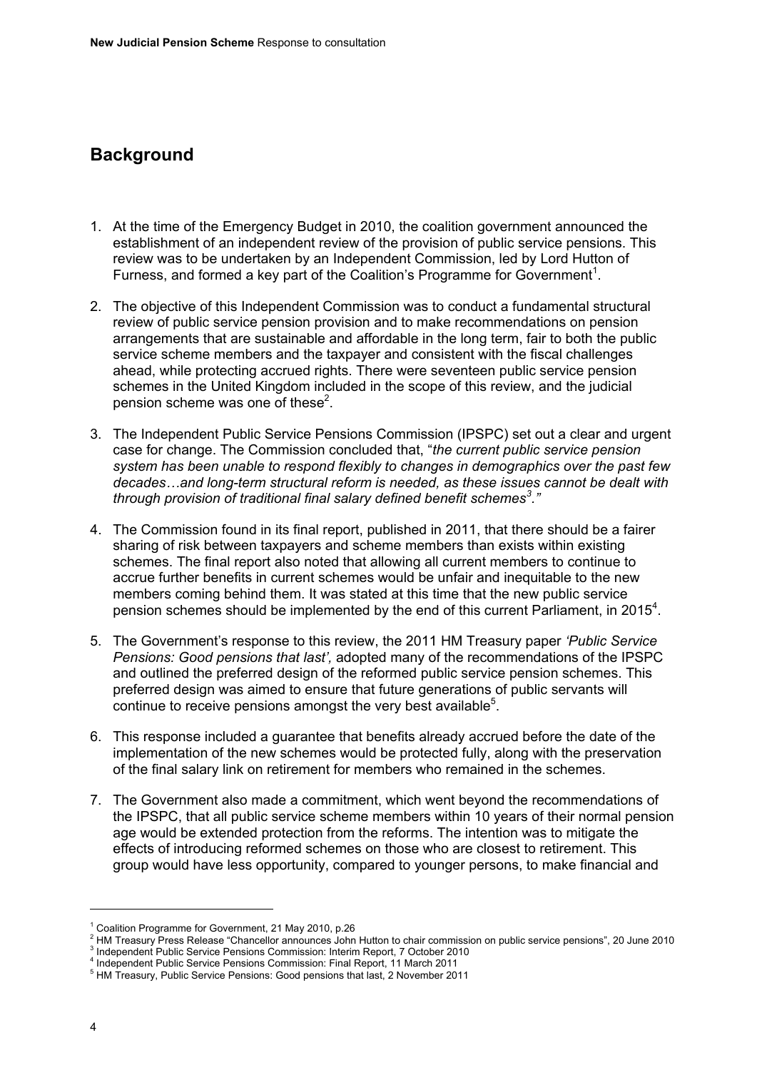## Background

1. At the time of the Emergency Budget in 2010, the coalition government announced the establishment of an independent review of the provision of public service pensions. This review was to be undertaken by an Independent Commission, led by Lord Hutton of Furness, and formed a key part of the Coalition's Programme for Government[1].

2. The objective of this Independent Commission was to conduct a fundamental structural review of public service pension provision and to make recommendations on pension arrangements that are sustainable and affordable in the long term, fair to both the public service scheme members and the taxpayer and consistent with the fiscal challenges ahead, while protecting accrued rights. There were seventeen public service pension schemes in the United Kingdom included in the scope of this review, and the judicial pension scheme was one of these[2].

3. The Independent Public Service Pensions Commission (IPSPC) set out a clear and urgent case for change. The Commission concluded that, "*the current public service pension system has been unable to respond flexibly to changes in demographics over the past few decades…and long-term structural reform is needed, as these issues cannot be dealt with through provision of traditional final salary defined benefit schemes*[3]*.*"

4. The Commission found in its final report, published in 2011, that there should be a fairer sharing of risk between taxpayers and scheme members than exists within existing schemes. The final report also noted that allowing all current members to continue to accrue further benefits in current schemes would be unfair and inequitable to the new members coming behind them. It was stated at this time that the new public service pension schemes should be implemented by the end of this current Parliament, in 2015[4].

5. The Government's response to this review, the 2011 HM Treasury paper *'Public Service Pensions: Good pensions that last',* adopted many of the recommendations of the IPSPC and outlined the preferred design of the reformed public service pension schemes. This preferred design was aimed to ensure that future generations of public servants will continue to receive pensions amongst the very best available[5].

6. This response included a guarantee that benefits already accrued before the date of the implementation of the new schemes would be protected fully, along with the preservation of the final salary link on retirement for members who remained in the schemes.

7. The Government also made a commitment, which went beyond the recommendations of the IPSPC, that all public service scheme members within 10 years of their normal pension age would be extended protection from the reforms. The intention was to mitigate the effects of introducing reformed schemes on those who are closest to retirement. This group would have less opportunity, compared to younger persons, to make financial and

---

[1] Coalition Programme for Government, 21 May 2010, p.26

[2] HM Treasury Press Release "Chancellor announces John Hutton to chair commission on public service pensions", 20 June 2010

[3] Independent Public Service Pensions Commission: Interim Report, 7 October 2010

[4] Independent Public Service Pensions Commission: Final Report, 11 March 2011

[5] HM Treasury, Public Service Pensions: Good pensions that last, 2 November 2011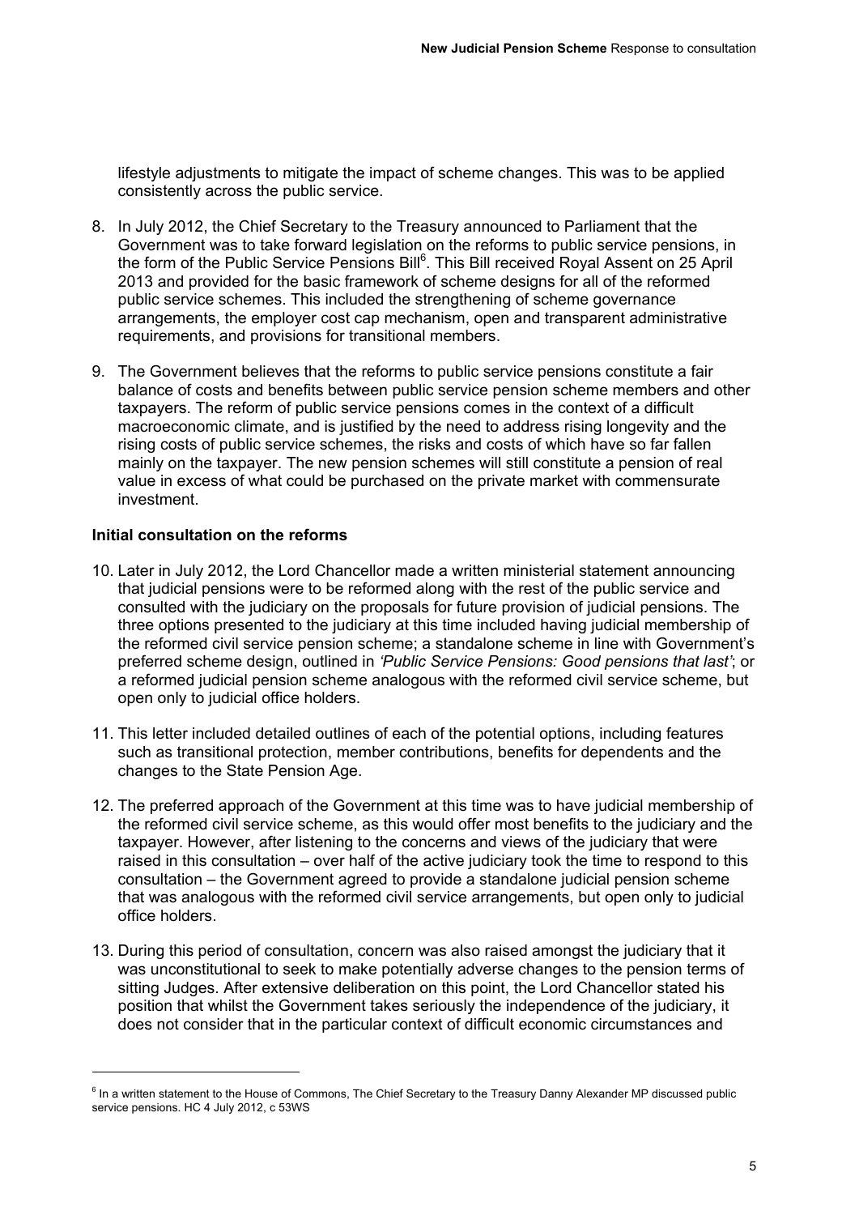lifestyle adjustments to mitigate the impact of scheme changes. This was to be applied consistently across the public service.

8. In July 2012, the Chief Secretary to the Treasury announced to Parliament that the Government was to take forward legislation on the reforms to public service pensions, in the form of the Public Service Pensions Bill[6]. This Bill received Royal Assent on 25 April 2013 and provided for the basic framework of scheme designs for all of the reformed public service schemes. This included the strengthening of scheme governance arrangements, the employer cost cap mechanism, open and transparent administrative requirements, and provisions for transitional members.

9. The Government believes that the reforms to public service pensions constitute a fair balance of costs and benefits between public service pension scheme members and other taxpayers. The reform of public service pensions comes in the context of a difficult macroeconomic climate, and is justified by the need to address rising longevity and the rising costs of public service schemes, the risks and costs of which have so far fallen mainly on the taxpayer. The new pension schemes will still constitute a pension of real value in excess of what could be purchased on the private market with commensurate investment.

**Initial consultation on the reforms**

10. Later in July 2012, the Lord Chancellor made a written ministerial statement announcing that judicial pensions were to be reformed along with the rest of the public service and consulted with the judiciary on the proposals for future provision of judicial pensions. The three options presented to the judiciary at this time included having judicial membership of the reformed civil service pension scheme; a standalone scheme in line with Government's preferred scheme design, outlined in *'Public Service Pensions: Good pensions that last'*; or a reformed judicial pension scheme analogous with the reformed civil service scheme, but open only to judicial office holders.

11. This letter included detailed outlines of each of the potential options, including features such as transitional protection, member contributions, benefits for dependents and the changes to the State Pension Age.

12. The preferred approach of the Government at this time was to have judicial membership of the reformed civil service scheme, as this would offer most benefits to the judiciary and the taxpayer. However, after listening to the concerns and views of the judiciary that were raised in this consultation – over half of the active judiciary took the time to respond to this consultation – the Government agreed to provide a standalone judicial pension scheme that was analogous with the reformed civil service arrangements, but open only to judicial office holders.

13. During this period of consultation, concern was also raised amongst the judiciary that it was unconstitutional to seek to make potentially adverse changes to the pension terms of sitting Judges. After extensive deliberation on this point, the Lord Chancellor stated his position that whilst the Government takes seriously the independence of the judiciary, it does not consider that in the particular context of difficult economic circumstances and

---

[6] In a written statement to the House of Commons, The Chief Secretary to the Treasury Danny Alexander MP discussed public service pensions. HC 4 July 2012, c 53WS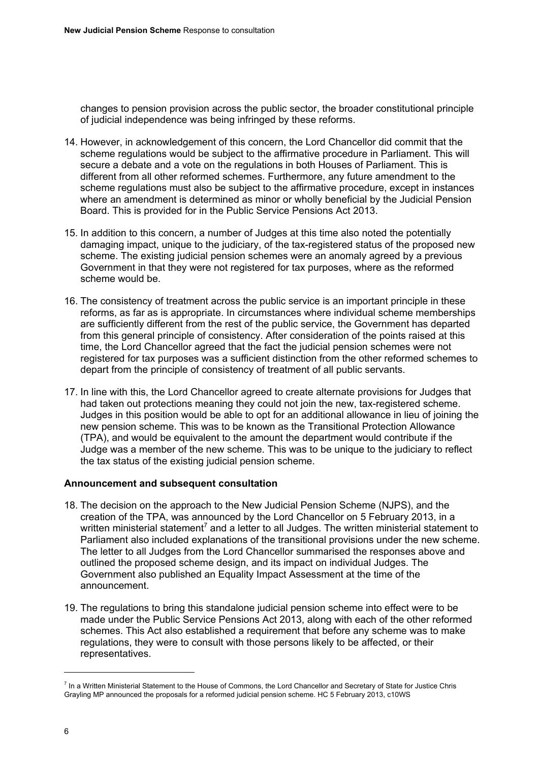changes to pension provision across the public sector, the broader constitutional principle of judicial independence was being infringed by these reforms.

14. However, in acknowledgement of this concern, the Lord Chancellor did commit that the scheme regulations would be subject to the affirmative procedure in Parliament. This will secure a debate and a vote on the regulations in both Houses of Parliament. This is different from all other reformed schemes. Furthermore, any future amendment to the scheme regulations must also be subject to the affirmative procedure, except in instances where an amendment is determined as minor or wholly beneficial by the Judicial Pension Board. This is provided for in the Public Service Pensions Act 2013.

15. In addition to this concern, a number of Judges at this time also noted the potentially damaging impact, unique to the judiciary, of the tax-registered status of the proposed new scheme. The existing judicial pension schemes were an anomaly agreed by a previous Government in that they were not registered for tax purposes, where as the reformed scheme would be.

16. The consistency of treatment across the public service is an important principle in these reforms, as far as is appropriate. In circumstances where individual scheme memberships are sufficiently different from the rest of the public service, the Government has departed from this general principle of consistency. After consideration of the points raised at this time, the Lord Chancellor agreed that the fact the judicial pension schemes were not registered for tax purposes was a sufficient distinction from the other reformed schemes to depart from the principle of consistency of treatment of all public servants.

17. In line with this, the Lord Chancellor agreed to create alternate provisions for Judges that had taken out protections meaning they could not join the new, tax-registered scheme. Judges in this position would be able to opt for an additional allowance in lieu of joining the new pension scheme. This was to be known as the Transitional Protection Allowance (TPA), and would be equivalent to the amount the department would contribute if the Judge was a member of the new scheme. This was to be unique to the judiciary to reflect the tax status of the existing judicial pension scheme.

**Announcement and subsequent consultation**

18. The decision on the approach to the New Judicial Pension Scheme (NJPS), and the creation of the TPA, was announced by the Lord Chancellor on 5 February 2013, in a written ministerial statement[7] and a letter to all Judges. The written ministerial statement to Parliament also included explanations of the transitional provisions under the new scheme. The letter to all Judges from the Lord Chancellor summarised the responses above and outlined the proposed scheme design, and its impact on individual Judges. The Government also published an Equality Impact Assessment at the time of the announcement.

19. The regulations to bring this standalone judicial pension scheme into effect were to be made under the Public Service Pensions Act 2013, along with each of the other reformed schemes. This Act also established a requirement that before any scheme was to make regulations, they were to consult with those persons likely to be affected, or their representatives.

[7] In a Written Ministerial Statement to the House of Commons, the Lord Chancellor and Secretary of State for Justice Chris Grayling MP announced the proposals for a reformed judicial pension scheme. HC 5 February 2013, c10WS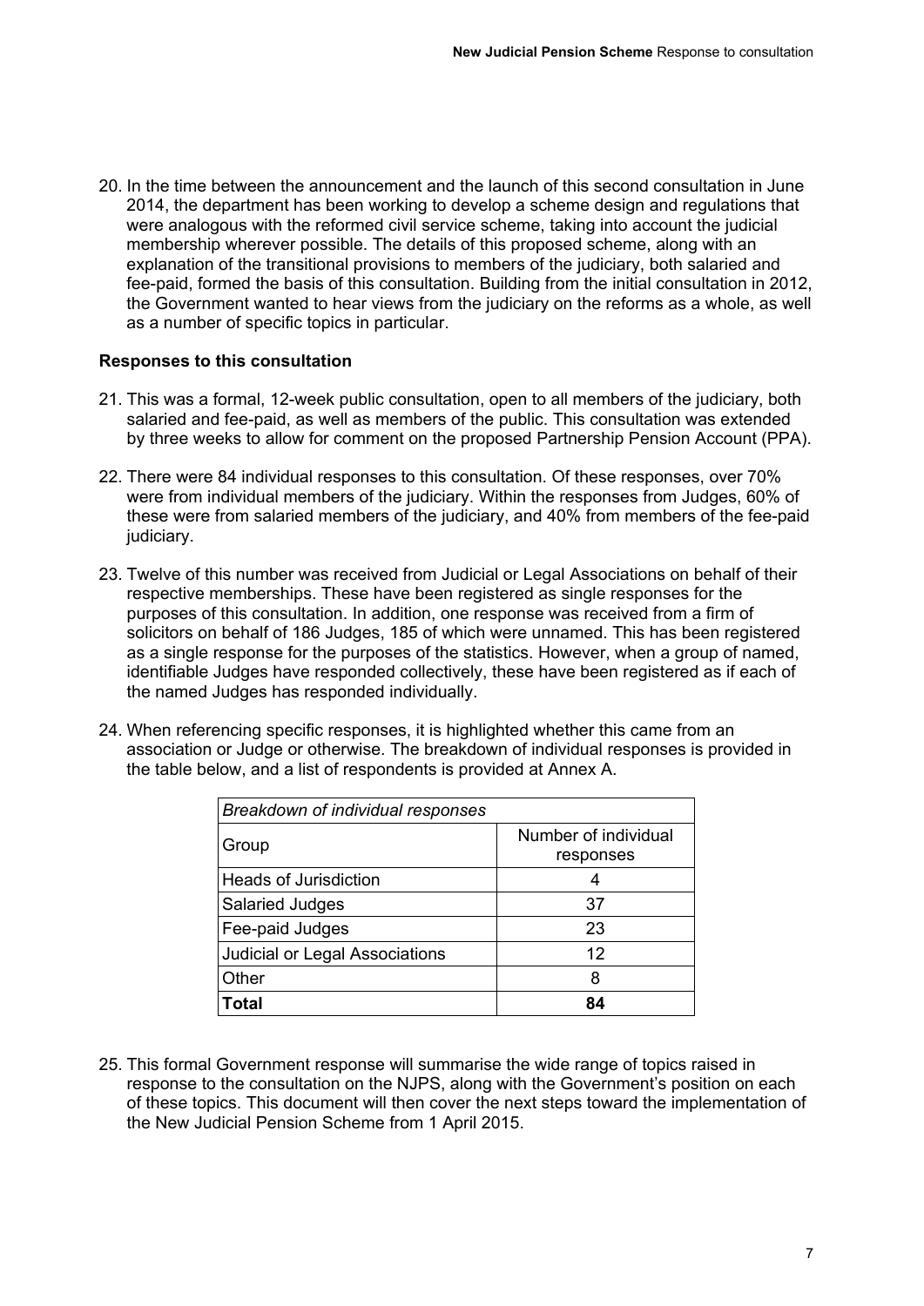20. In the time between the announcement and the launch of this second consultation in June 2014, the department has been working to develop a scheme design and regulations that were analogous with the reformed civil service scheme, taking into account the judicial membership wherever possible. The details of this proposed scheme, along with an explanation of the transitional provisions to members of the judiciary, both salaried and fee-paid, formed the basis of this consultation. Building from the initial consultation in 2012, the Government wanted to hear views from the judiciary on the reforms as a whole, as well as a number of specific topics in particular.

**Responses to this consultation**

21. This was a formal, 12-week public consultation, open to all members of the judiciary, both salaried and fee-paid, as well as members of the public. This consultation was extended by three weeks to allow for comment on the proposed Partnership Pension Account (PPA).

22. There were 84 individual responses to this consultation. Of these responses, over 70% were from individual members of the judiciary. Within the responses from Judges, 60% of these were from salaried members of the judiciary, and 40% from members of the fee-paid judiciary.

23. Twelve of this number was received from Judicial or Legal Associations on behalf of their respective memberships. These have been registered as single responses for the purposes of this consultation. In addition, one response was received from a firm of solicitors on behalf of 186 Judges, 185 of which were unnamed. This has been registered as a single response for the purposes of the statistics. However, when a group of named, identifiable Judges have responded collectively, these have been registered as if each of the named Judges has responded individually.

24. When referencing specific responses, it is highlighted whether this came from an association or Judge or otherwise. The breakdown of individual responses is provided in the table below, and a list of respondents is provided at Annex A.

| *Breakdown of individual responses* | |
|---|---|
| Group | Number of individual responses |
| Heads of Jurisdiction | 4 |
| Salaried Judges | 37 |
| Fee-paid Judges | 23 |
| Judicial or Legal Associations | 12 |
| Other | 8 |
| **Total** | **84** |

25. This formal Government response will summarise the wide range of topics raised in response to the consultation on the NJPS, along with the Government's position on each of these topics. This document will then cover the next steps toward the implementation of the New Judicial Pension Scheme from 1 April 2015.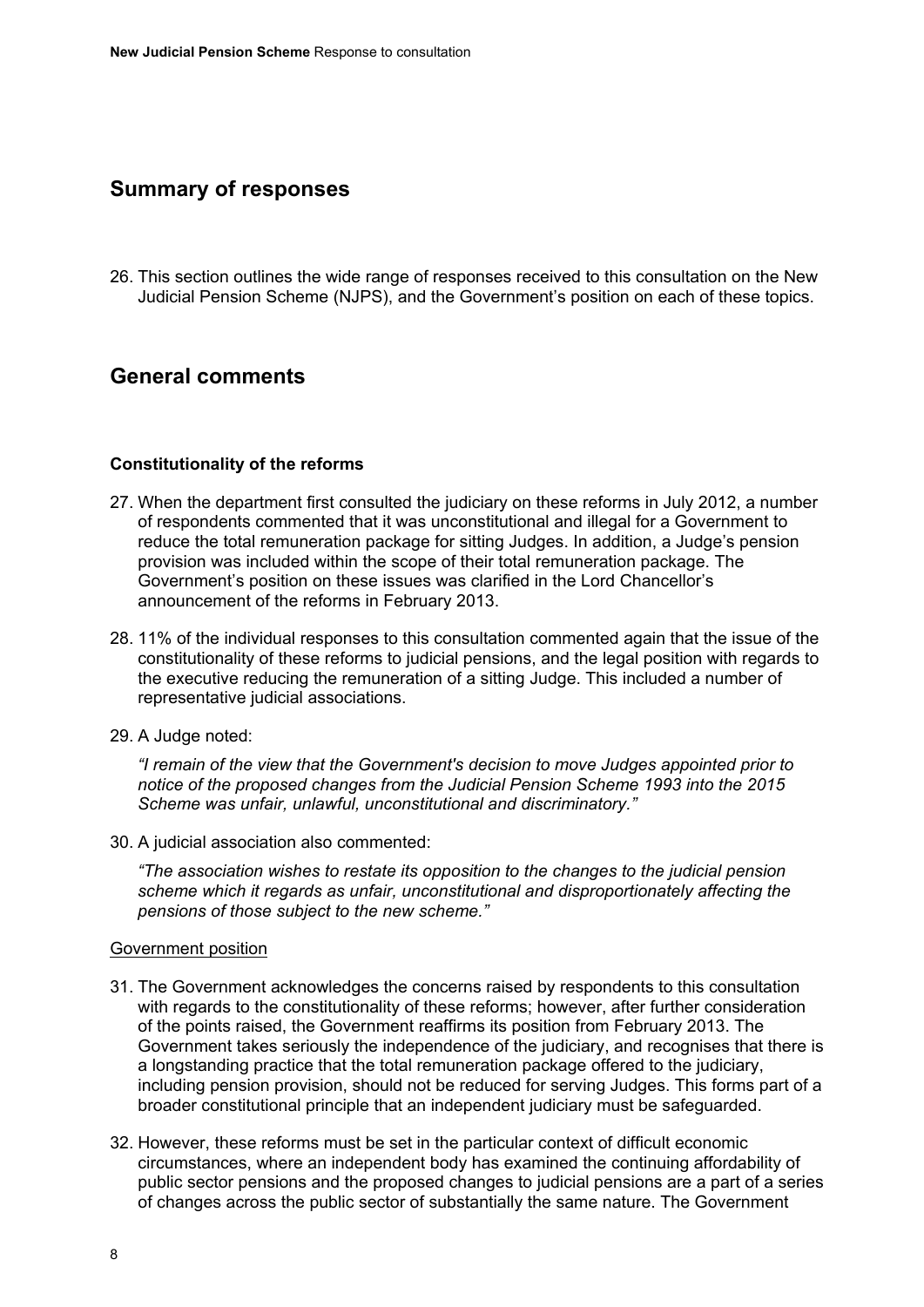## Summary of responses

26. This section outlines the wide range of responses received to this consultation on the New Judicial Pension Scheme (NJPS), and the Government's position on each of these topics.

## General comments

### Constitutionality of the reforms

27. When the department first consulted the judiciary on these reforms in July 2012, a number of respondents commented that it was unconstitutional and illegal for a Government to reduce the total remuneration package for sitting Judges. In addition, a Judge's pension provision was included within the scope of their total remuneration package. The Government's position on these issues was clarified in the Lord Chancellor's announcement of the reforms in February 2013.

28. 11% of the individual responses to this consultation commented again that the issue of the constitutionality of these reforms to judicial pensions, and the legal position with regards to the executive reducing the remuneration of a sitting Judge. This included a number of representative judicial associations.

29. A Judge noted:

    *"I remain of the view that the Government's decision to move Judges appointed prior to notice of the proposed changes from the Judicial Pension Scheme 1993 into the 2015 Scheme was unfair, unlawful, unconstitutional and discriminatory."*

30. A judicial association also commented:

    *"The association wishes to restate its opposition to the changes to the judicial pension scheme which it regards as unfair, unconstitutional and disproportionately affecting the pensions of those subject to the new scheme."*

<u>Government position</u>

31. The Government acknowledges the concerns raised by respondents to this consultation with regards to the constitutionality of these reforms; however, after further consideration of the points raised, the Government reaffirms its position from February 2013. The Government takes seriously the independence of the judiciary, and recognises that there is a longstanding practice that the total remuneration package offered to the judiciary, including pension provision, should not be reduced for serving Judges. This forms part of a broader constitutional principle that an independent judiciary must be safeguarded.

32. However, these reforms must be set in the particular context of difficult economic circumstances, where an independent body has examined the continuing affordability of public sector pensions and the proposed changes to judicial pensions are a part of a series of changes across the public sector of substantially the same nature. The Government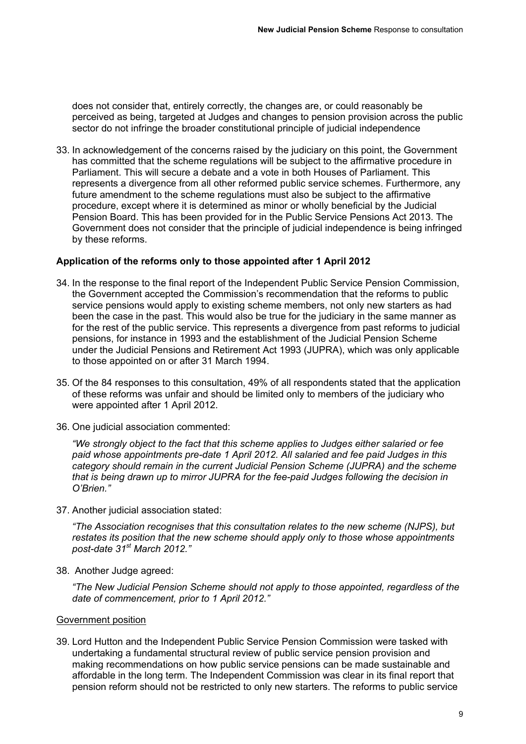does not consider that, entirely correctly, the changes are, or could reasonably be perceived as being, targeted at Judges and changes to pension provision across the public sector do not infringe the broader constitutional principle of judicial independence

33. In acknowledgement of the concerns raised by the judiciary on this point, the Government has committed that the scheme regulations will be subject to the affirmative procedure in Parliament. This will secure a debate and a vote in both Houses of Parliament. This represents a divergence from all other reformed public service schemes. Furthermore, any future amendment to the scheme regulations must also be subject to the affirmative procedure, except where it is determined as minor or wholly beneficial by the Judicial Pension Board. This has been provided for in the Public Service Pensions Act 2013. The Government does not consider that the principle of judicial independence is being infringed by these reforms.

**Application of the reforms only to those appointed after 1 April 2012**

34. In the response to the final report of the Independent Public Service Pension Commission, the Government accepted the Commission's recommendation that the reforms to public service pensions would apply to existing scheme members, not only new starters as had been the case in the past. This would also be true for the judiciary in the same manner as for the rest of the public service. This represents a divergence from past reforms to judicial pensions, for instance in 1993 and the establishment of the Judicial Pension Scheme under the Judicial Pensions and Retirement Act 1993 (JUPRA), which was only applicable to those appointed on or after 31 March 1994.

35. Of the 84 responses to this consultation, 49% of all respondents stated that the application of these reforms was unfair and should be limited only to members of the judiciary who were appointed after 1 April 2012.

36. One judicial association commented:

*"We strongly object to the fact that this scheme applies to Judges either salaried or fee paid whose appointments pre-date 1 April 2012. All salaried and fee paid Judges in this category should remain in the current Judicial Pension Scheme (JUPRA) and the scheme that is being drawn up to mirror JUPRA for the fee-paid Judges following the decision in O'Brien."*

37. Another judicial association stated:

*"The Association recognises that this consultation relates to the new scheme (NJPS), but restates its position that the new scheme should apply only to those whose appointments post-date 31st March 2012."*

38. Another Judge agreed:

*"The New Judicial Pension Scheme should not apply to those appointed, regardless of the date of commencement, prior to 1 April 2012."*

Government position

39. Lord Hutton and the Independent Public Service Pension Commission were tasked with undertaking a fundamental structural review of public service pension provision and making recommendations on how public service pensions can be made sustainable and affordable in the long term. The Independent Commission was clear in its final report that pension reform should not be restricted to only new starters. The reforms to public service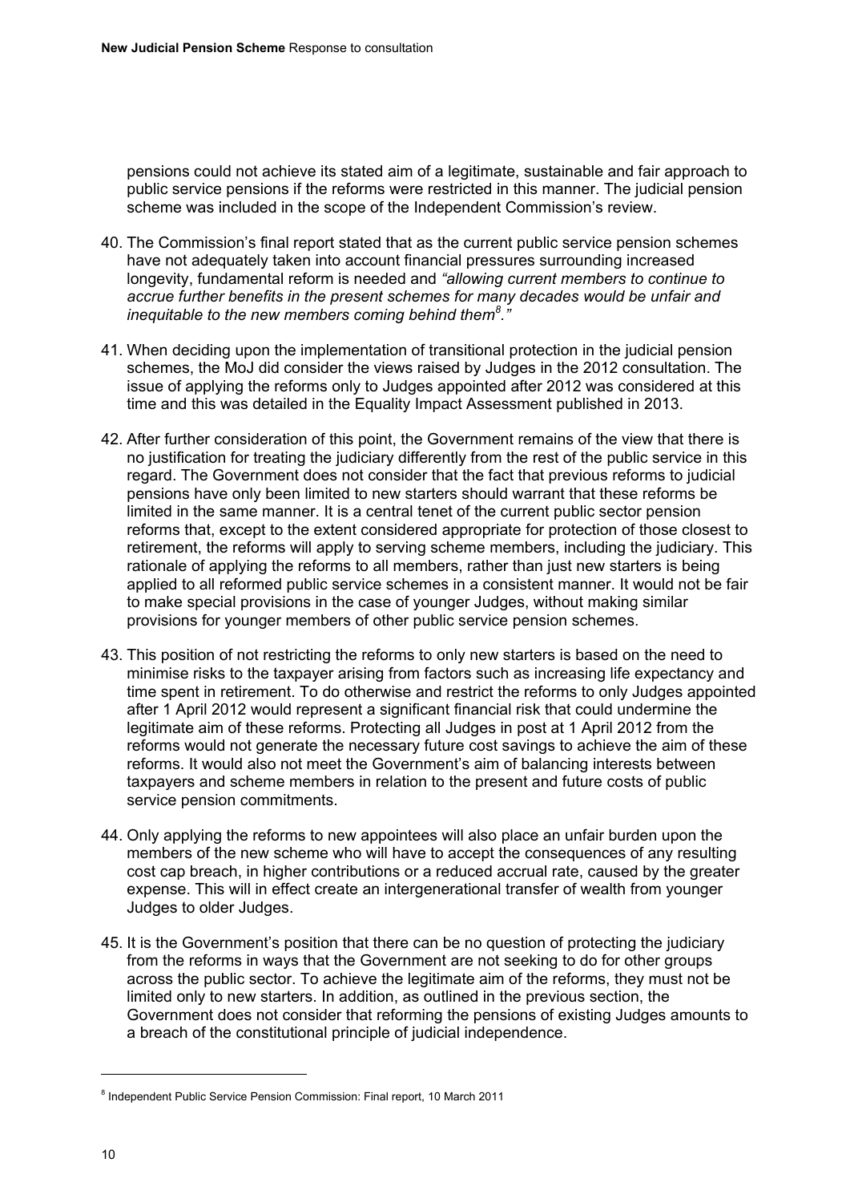pensions could not achieve its stated aim of a legitimate, sustainable and fair approach to public service pensions if the reforms were restricted in this manner. The judicial pension scheme was included in the scope of the Independent Commission's review.

40. The Commission's final report stated that as the current public service pension schemes have not adequately taken into account financial pressures surrounding increased longevity, fundamental reform is needed and *"allowing current members to continue to accrue further benefits in the present schemes for many decades would be unfair and inequitable to the new members coming behind them[8]."*

41. When deciding upon the implementation of transitional protection in the judicial pension schemes, the MoJ did consider the views raised by Judges in the 2012 consultation. The issue of applying the reforms only to Judges appointed after 2012 was considered at this time and this was detailed in the Equality Impact Assessment published in 2013.

42. After further consideration of this point, the Government remains of the view that there is no justification for treating the judiciary differently from the rest of the public service in this regard. The Government does not consider that the fact that previous reforms to judicial pensions have only been limited to new starters should warrant that these reforms be limited in the same manner. It is a central tenet of the current public sector pension reforms that, except to the extent considered appropriate for protection of those closest to retirement, the reforms will apply to serving scheme members, including the judiciary. This rationale of applying the reforms to all members, rather than just new starters is being applied to all reformed public service schemes in a consistent manner. It would not be fair to make special provisions in the case of younger Judges, without making similar provisions for younger members of other public service pension schemes.

43. This position of not restricting the reforms to only new starters is based on the need to minimise risks to the taxpayer arising from factors such as increasing life expectancy and time spent in retirement. To do otherwise and restrict the reforms to only Judges appointed after 1 April 2012 would represent a significant financial risk that could undermine the legitimate aim of these reforms. Protecting all Judges in post at 1 April 2012 from the reforms would not generate the necessary future cost savings to achieve the aim of these reforms. It would also not meet the Government's aim of balancing interests between taxpayers and scheme members in relation to the present and future costs of public service pension commitments.

44. Only applying the reforms to new appointees will also place an unfair burden upon the members of the new scheme who will have to accept the consequences of any resulting cost cap breach, in higher contributions or a reduced accrual rate, caused by the greater expense. This will in effect create an intergenerational transfer of wealth from younger Judges to older Judges.

45. It is the Government's position that there can be no question of protecting the judiciary from the reforms in ways that the Government are not seeking to do for other groups across the public sector. To achieve the legitimate aim of the reforms, they must not be limited only to new starters. In addition, as outlined in the previous section, the Government does not consider that reforming the pensions of existing Judges amounts to a breach of the constitutional principle of judicial independence.

---

[8] Independent Public Service Pension Commission: Final report, 10 March 2011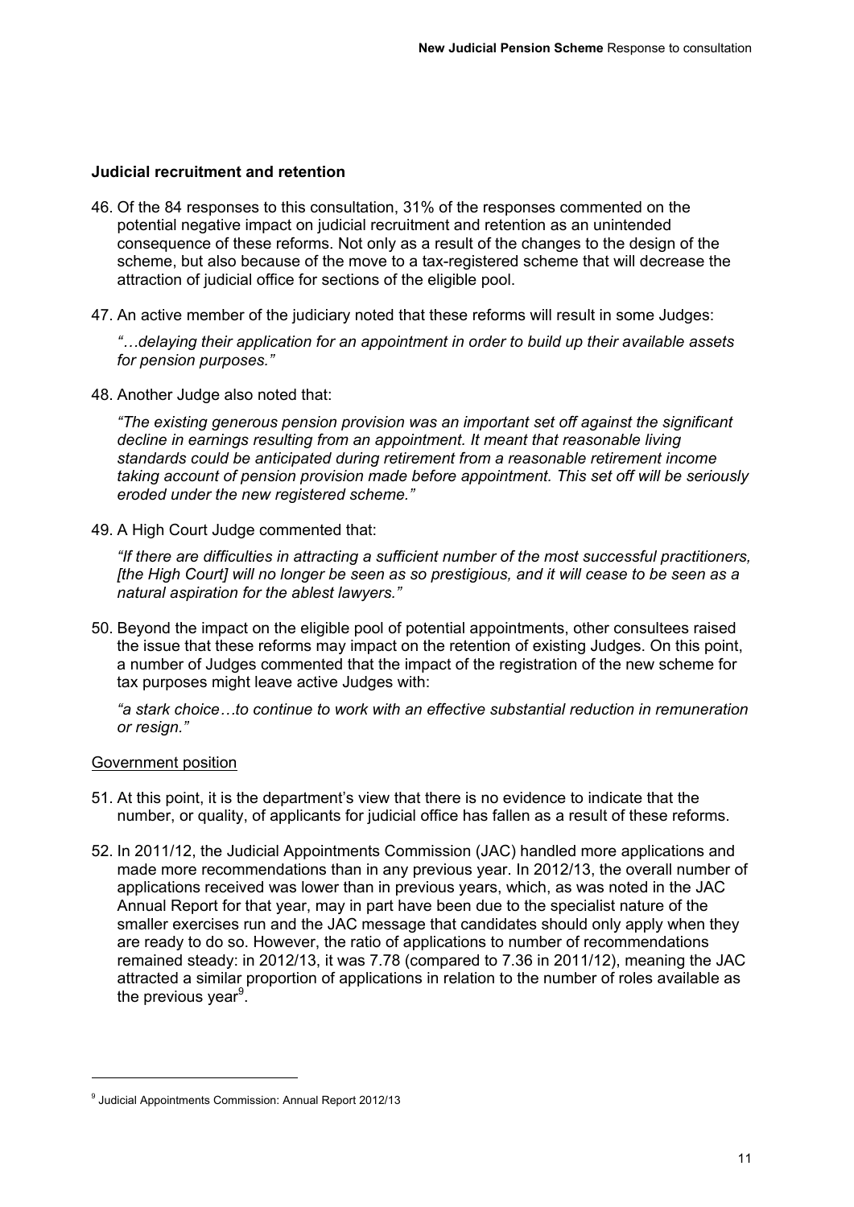### Judicial recruitment and retention

46. Of the 84 responses to this consultation, 31% of the responses commented on the potential negative impact on judicial recruitment and retention as an unintended consequence of these reforms. Not only as a result of the changes to the design of the scheme, but also because of the move to a tax-registered scheme that will decrease the attraction of judicial office for sections of the eligible pool.

47. An active member of the judiciary noted that these reforms will result in some Judges:

    *"…delaying their application for an appointment in order to build up their available assets for pension purposes."*

48. Another Judge also noted that:

    *"The existing generous pension provision was an important set off against the significant decline in earnings resulting from an appointment. It meant that reasonable living standards could be anticipated during retirement from a reasonable retirement income taking account of pension provision made before appointment. This set off will be seriously eroded under the new registered scheme."*

49. A High Court Judge commented that:

    *"If there are difficulties in attracting a sufficient number of the most successful practitioners, [the High Court] will no longer be seen as so prestigious, and it will cease to be seen as a natural aspiration for the ablest lawyers."*

50. Beyond the impact on the eligible pool of potential appointments, other consultees raised the issue that these reforms may impact on the retention of existing Judges. On this point, a number of Judges commented that the impact of the registration of the new scheme for tax purposes might leave active Judges with:

    *"a stark choice…to continue to work with an effective substantial reduction in remuneration or resign."*

Government position

51. At this point, it is the department's view that there is no evidence to indicate that the number, or quality, of applicants for judicial office has fallen as a result of these reforms.

52. In 2011/12, the Judicial Appointments Commission (JAC) handled more applications and made more recommendations than in any previous year. In 2012/13, the overall number of applications received was lower than in previous years, which, as was noted in the JAC Annual Report for that year, may in part have been due to the specialist nature of the smaller exercises run and the JAC message that candidates should only apply when they are ready to do so. However, the ratio of applications to number of recommendations remained steady: in 2012/13, it was 7.78 (compared to 7.36 in 2011/12), meaning the JAC attracted a similar proportion of applications in relation to the number of roles available as the previous year[9].

---

[9] Judicial Appointments Commission: Annual Report 2012/13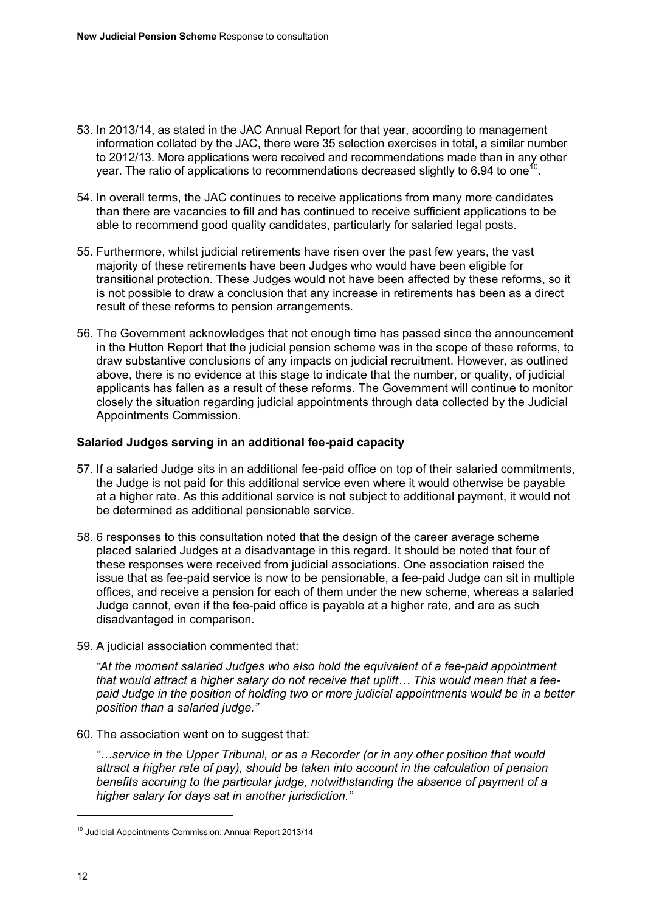53. In 2013/14, as stated in the JAC Annual Report for that year, according to management information collated by the JAC, there were 35 selection exercises in total, a similar number to 2012/13. More applications were received and recommendations made than in any other year. The ratio of applications to recommendations decreased slightly to 6.94 to one[10].

54. In overall terms, the JAC continues to receive applications from many more candidates than there are vacancies to fill and has continued to receive sufficient applications to be able to recommend good quality candidates, particularly for salaried legal posts.

55. Furthermore, whilst judicial retirements have risen over the past few years, the vast majority of these retirements have been Judges who would have been eligible for transitional protection. These Judges would not have been affected by these reforms, so it is not possible to draw a conclusion that any increase in retirements has been as a direct result of these reforms to pension arrangements.

56. The Government acknowledges that not enough time has passed since the announcement in the Hutton Report that the judicial pension scheme was in the scope of these reforms, to draw substantive conclusions of any impacts on judicial recruitment. However, as outlined above, there is no evidence at this stage to indicate that the number, or quality, of judicial applicants has fallen as a result of these reforms. The Government will continue to monitor closely the situation regarding judicial appointments through data collected by the Judicial Appointments Commission.

**Salaried Judges serving in an additional fee-paid capacity**

57. If a salaried Judge sits in an additional fee-paid office on top of their salaried commitments, the Judge is not paid for this additional service even where it would otherwise be payable at a higher rate. As this additional service is not subject to additional payment, it would not be determined as additional pensionable service.

58. 6 responses to this consultation noted that the design of the career average scheme placed salaried Judges at a disadvantage in this regard. It should be noted that four of these responses were received from judicial associations. One association raised the issue that as fee-paid service is now to be pensionable, a fee-paid Judge can sit in multiple offices, and receive a pension for each of them under the new scheme, whereas a salaried Judge cannot, even if the fee-paid office is payable at a higher rate, and are as such disadvantaged in comparison.

59. A judicial association commented that:

    *"At the moment salaried Judges who also hold the equivalent of a fee-paid appointment that would attract a higher salary do not receive that uplift… This would mean that a fee-paid Judge in the position of holding two or more judicial appointments would be in a better position than a salaried judge."*

60. The association went on to suggest that:

    *"…service in the Upper Tribunal, or as a Recorder (or in any other position that would attract a higher rate of pay), should be taken into account in the calculation of pension benefits accruing to the particular judge, notwithstanding the absence of payment of a higher salary for days sat in another jurisdiction."*

---

[10] Judicial Appointments Commission: Annual Report 2013/14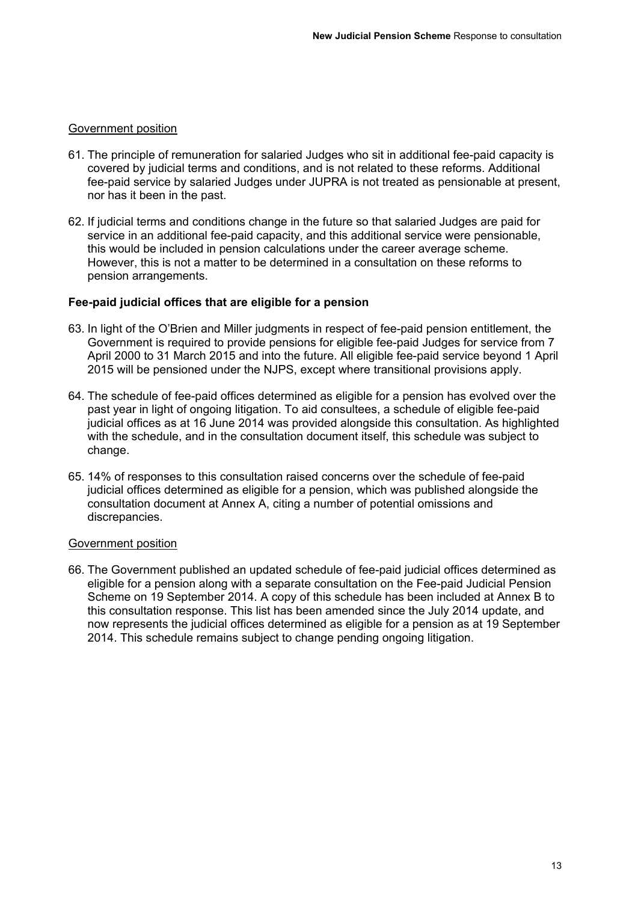Government position

61. The principle of remuneration for salaried Judges who sit in additional fee-paid capacity is covered by judicial terms and conditions, and is not related to these reforms. Additional fee-paid service by salaried Judges under JUPRA is not treated as pensionable at present, nor has it been in the past.

62. If judicial terms and conditions change in the future so that salaried Judges are paid for service in an additional fee-paid capacity, and this additional service were pensionable, this would be included in pension calculations under the career average scheme. However, this is not a matter to be determined in a consultation on these reforms to pension arrangements.

**Fee-paid judicial offices that are eligible for a pension**

63. In light of the O'Brien and Miller judgments in respect of fee-paid pension entitlement, the Government is required to provide pensions for eligible fee-paid Judges for service from 7 April 2000 to 31 March 2015 and into the future. All eligible fee-paid service beyond 1 April 2015 will be pensioned under the NJPS, except where transitional provisions apply.

64. The schedule of fee-paid offices determined as eligible for a pension has evolved over the past year in light of ongoing litigation. To aid consultees, a schedule of eligible fee-paid judicial offices as at 16 June 2014 was provided alongside this consultation. As highlighted with the schedule, and in the consultation document itself, this schedule was subject to change.

65. 14% of responses to this consultation raised concerns over the schedule of fee-paid judicial offices determined as eligible for a pension, which was published alongside the consultation document at Annex A, citing a number of potential omissions and discrepancies.

Government position

66. The Government published an updated schedule of fee-paid judicial offices determined as eligible for a pension along with a separate consultation on the Fee-paid Judicial Pension Scheme on 19 September 2014. A copy of this schedule has been included at Annex B to this consultation response. This list has been amended since the July 2014 update, and now represents the judicial offices determined as eligible for a pension as at 19 September 2014. This schedule remains subject to change pending ongoing litigation.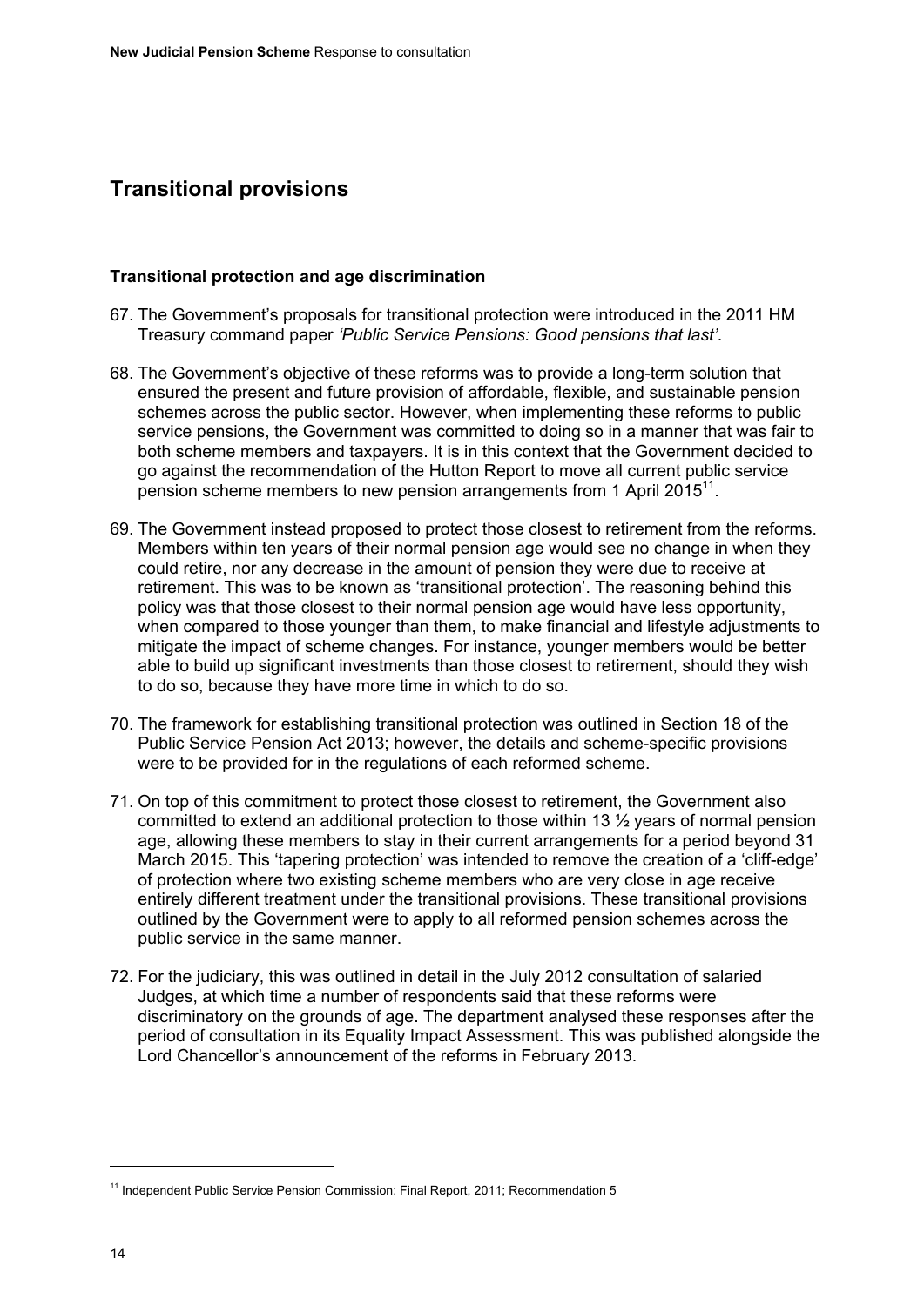## Transitional provisions

### Transitional protection and age discrimination

67. The Government's proposals for transitional protection were introduced in the 2011 HM Treasury command paper *'Public Service Pensions: Good pensions that last'*.

68. The Government's objective of these reforms was to provide a long-term solution that ensured the present and future provision of affordable, flexible, and sustainable pension schemes across the public sector. However, when implementing these reforms to public service pensions, the Government was committed to doing so in a manner that was fair to both scheme members and taxpayers. It is in this context that the Government decided to go against the recommendation of the Hutton Report to move all current public service pension scheme members to new pension arrangements from 1 April 2015[11].

69. The Government instead proposed to protect those closest to retirement from the reforms. Members within ten years of their normal pension age would see no change in when they could retire, nor any decrease in the amount of pension they were due to receive at retirement. This was to be known as 'transitional protection'. The reasoning behind this policy was that those closest to their normal pension age would have less opportunity, when compared to those younger than them, to make financial and lifestyle adjustments to mitigate the impact of scheme changes. For instance, younger members would be better able to build up significant investments than those closest to retirement, should they wish to do so, because they have more time in which to do so.

70. The framework for establishing transitional protection was outlined in Section 18 of the Public Service Pension Act 2013; however, the details and scheme-specific provisions were to be provided for in the regulations of each reformed scheme.

71. On top of this commitment to protect those closest to retirement, the Government also committed to extend an additional protection to those within 13 ½ years of normal pension age, allowing these members to stay in their current arrangements for a period beyond 31 March 2015. This 'tapering protection' was intended to remove the creation of a 'cliff-edge' of protection where two existing scheme members who are very close in age receive entirely different treatment under the transitional provisions. These transitional provisions outlined by the Government were to apply to all reformed pension schemes across the public service in the same manner.

72. For the judiciary, this was outlined in detail in the July 2012 consultation of salaried Judges, at which time a number of respondents said that these reforms were discriminatory on the grounds of age. The department analysed these responses after the period of consultation in its Equality Impact Assessment. This was published alongside the Lord Chancellor's announcement of the reforms in February 2013.

[11] Independent Public Service Pension Commission: Final Report, 2011; Recommendation 5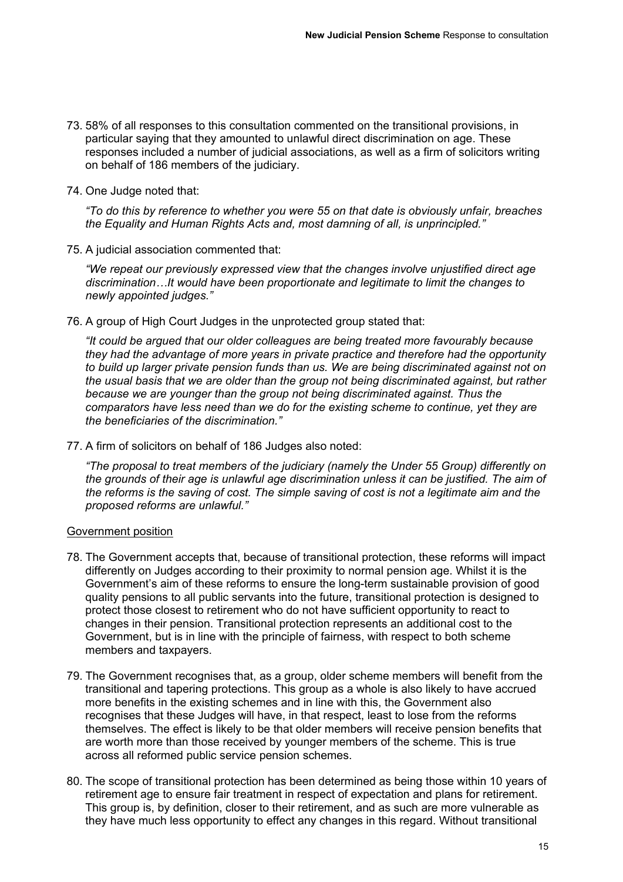73. 58% of all responses to this consultation commented on the transitional provisions, in particular saying that they amounted to unlawful direct discrimination on age. These responses included a number of judicial associations, as well as a firm of solicitors writing on behalf of 186 members of the judiciary.

74. One Judge noted that:

    *"To do this by reference to whether you were 55 on that date is obviously unfair, breaches the Equality and Human Rights Acts and, most damning of all, is unprincipled."*

75. A judicial association commented that:

    *"We repeat our previously expressed view that the changes involve unjustified direct age discrimination…It would have been proportionate and legitimate to limit the changes to newly appointed judges."*

76. A group of High Court Judges in the unprotected group stated that:

    *"It could be argued that our older colleagues are being treated more favourably because they had the advantage of more years in private practice and therefore had the opportunity to build up larger private pension funds than us. We are being discriminated against not on the usual basis that we are older than the group not being discriminated against, but rather because we are younger than the group not being discriminated against. Thus the comparators have less need than we do for the existing scheme to continue, yet they are the beneficiaries of the discrimination."*

77. A firm of solicitors on behalf of 186 Judges also noted:

    *"The proposal to treat members of the judiciary (namely the Under 55 Group) differently on the grounds of their age is unlawful age discrimination unless it can be justified. The aim of the reforms is the saving of cost. The simple saving of cost is not a legitimate aim and the proposed reforms are unlawful."*

<u>Government position</u>

78. The Government accepts that, because of transitional protection, these reforms will impact differently on Judges according to their proximity to normal pension age. Whilst it is the Government's aim of these reforms to ensure the long-term sustainable provision of good quality pensions to all public servants into the future, transitional protection is designed to protect those closest to retirement who do not have sufficient opportunity to react to changes in their pension. Transitional protection represents an additional cost to the Government, but is in line with the principle of fairness, with respect to both scheme members and taxpayers.

79. The Government recognises that, as a group, older scheme members will benefit from the transitional and tapering protections. This group as a whole is also likely to have accrued more benefits in the existing schemes and in line with this, the Government also recognises that these Judges will have, in that respect, least to lose from the reforms themselves. The effect is likely to be that older members will receive pension benefits that are worth more than those received by younger members of the scheme. This is true across all reformed public service pension schemes.

80. The scope of transitional protection has been determined as being those within 10 years of retirement age to ensure fair treatment in respect of expectation and plans for retirement. This group is, by definition, closer to their retirement, and as such are more vulnerable as they have much less opportunity to effect any changes in this regard. Without transitional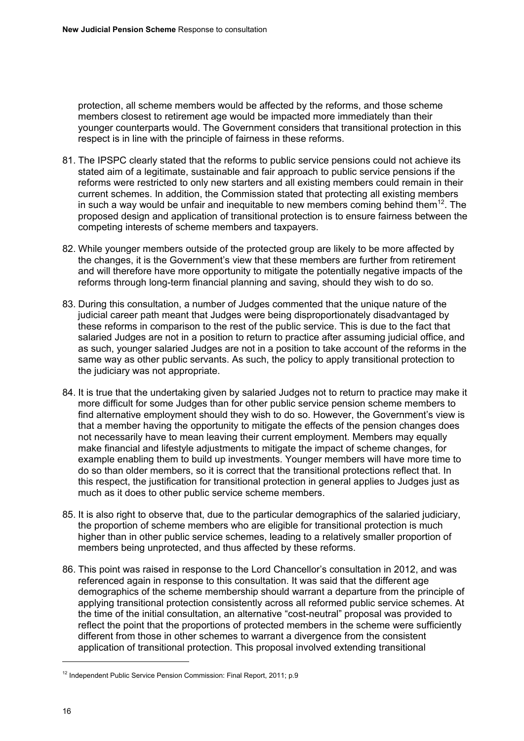protection, all scheme members would be affected by the reforms, and those scheme members closest to retirement age would be impacted more immediately than their younger counterparts would. The Government considers that transitional protection in this respect is in line with the principle of fairness in these reforms.

81. The IPSPC clearly stated that the reforms to public service pensions could not achieve its stated aim of a legitimate, sustainable and fair approach to public service pensions if the reforms were restricted to only new starters and all existing members could remain in their current schemes. In addition, the Commission stated that protecting all existing members in such a way would be unfair and inequitable to new members coming behind them[12]. The proposed design and application of transitional protection is to ensure fairness between the competing interests of scheme members and taxpayers.

82. While younger members outside of the protected group are likely to be more affected by the changes, it is the Government's view that these members are further from retirement and will therefore have more opportunity to mitigate the potentially negative impacts of the reforms through long-term financial planning and saving, should they wish to do so.

83. During this consultation, a number of Judges commented that the unique nature of the judicial career path meant that Judges were being disproportionately disadvantaged by these reforms in comparison to the rest of the public service. This is due to the fact that salaried Judges are not in a position to return to practice after assuming judicial office, and as such, younger salaried Judges are not in a position to take account of the reforms in the same way as other public servants. As such, the policy to apply transitional protection to the judiciary was not appropriate.

84. It is true that the undertaking given by salaried Judges not to return to practice may make it more difficult for some Judges than for other public service pension scheme members to find alternative employment should they wish to do so. However, the Government's view is that a member having the opportunity to mitigate the effects of the pension changes does not necessarily have to mean leaving their current employment. Members may equally make financial and lifestyle adjustments to mitigate the impact of scheme changes, for example enabling them to build up investments. Younger members will have more time to do so than older members, so it is correct that the transitional protections reflect that. In this respect, the justification for transitional protection in general applies to Judges just as much as it does to other public service scheme members.

85. It is also right to observe that, due to the particular demographics of the salaried judiciary, the proportion of scheme members who are eligible for transitional protection is much higher than in other public service schemes, leading to a relatively smaller proportion of members being unprotected, and thus affected by these reforms.

86. This point was raised in response to the Lord Chancellor's consultation in 2012, and was referenced again in response to this consultation. It was said that the different age demographics of the scheme membership should warrant a departure from the principle of applying transitional protection consistently across all reformed public service schemes. At the time of the initial consultation, an alternative "cost-neutral" proposal was provided to reflect the point that the proportions of protected members in the scheme were sufficiently different from those in other schemes to warrant a divergence from the consistent application of transitional protection. This proposal involved extending transitional

---

[12] Independent Public Service Pension Commission: Final Report, 2011; p.9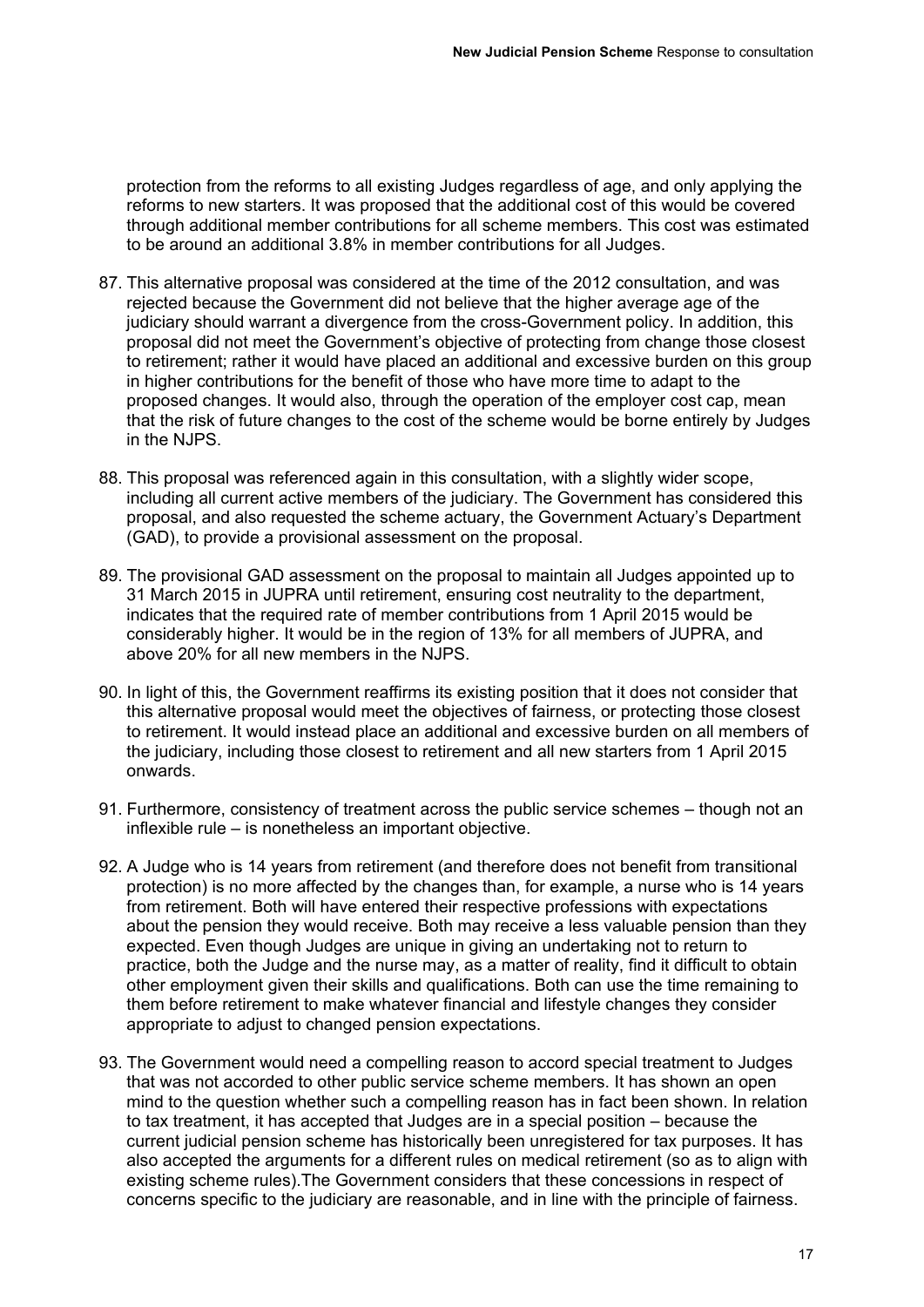protection from the reforms to all existing Judges regardless of age, and only applying the reforms to new starters. It was proposed that the additional cost of this would be covered through additional member contributions for all scheme members. This cost was estimated to be around an additional 3.8% in member contributions for all Judges.

87. This alternative proposal was considered at the time of the 2012 consultation, and was rejected because the Government did not believe that the higher average age of the judiciary should warrant a divergence from the cross-Government policy. In addition, this proposal did not meet the Government's objective of protecting from change those closest to retirement; rather it would have placed an additional and excessive burden on this group in higher contributions for the benefit of those who have more time to adapt to the proposed changes. It would also, through the operation of the employer cost cap, mean that the risk of future changes to the cost of the scheme would be borne entirely by Judges in the NJPS.

88. This proposal was referenced again in this consultation, with a slightly wider scope, including all current active members of the judiciary. The Government has considered this proposal, and also requested the scheme actuary, the Government Actuary's Department (GAD), to provide a provisional assessment on the proposal.

89. The provisional GAD assessment on the proposal to maintain all Judges appointed up to 31 March 2015 in JUPRA until retirement, ensuring cost neutrality to the department, indicates that the required rate of member contributions from 1 April 2015 would be considerably higher. It would be in the region of 13% for all members of JUPRA, and above 20% for all new members in the NJPS.

90. In light of this, the Government reaffirms its existing position that it does not consider that this alternative proposal would meet the objectives of fairness, or protecting those closest to retirement. It would instead place an additional and excessive burden on all members of the judiciary, including those closest to retirement and all new starters from 1 April 2015 onwards.

91. Furthermore, consistency of treatment across the public service schemes – though not an inflexible rule – is nonetheless an important objective.

92. A Judge who is 14 years from retirement (and therefore does not benefit from transitional protection) is no more affected by the changes than, for example, a nurse who is 14 years from retirement. Both will have entered their respective professions with expectations about the pension they would receive. Both may receive a less valuable pension than they expected. Even though Judges are unique in giving an undertaking not to return to practice, both the Judge and the nurse may, as a matter of reality, find it difficult to obtain other employment given their skills and qualifications. Both can use the time remaining to them before retirement to make whatever financial and lifestyle changes they consider appropriate to adjust to changed pension expectations.

93. The Government would need a compelling reason to accord special treatment to Judges that was not accorded to other public service scheme members. It has shown an open mind to the question whether such a compelling reason has in fact been shown. In relation to tax treatment, it has accepted that Judges are in a special position – because the current judicial pension scheme has historically been unregistered for tax purposes. It has also accepted the arguments for a different rules on medical retirement (so as to align with existing scheme rules).The Government considers that these concessions in respect of concerns specific to the judiciary are reasonable, and in line with the principle of fairness.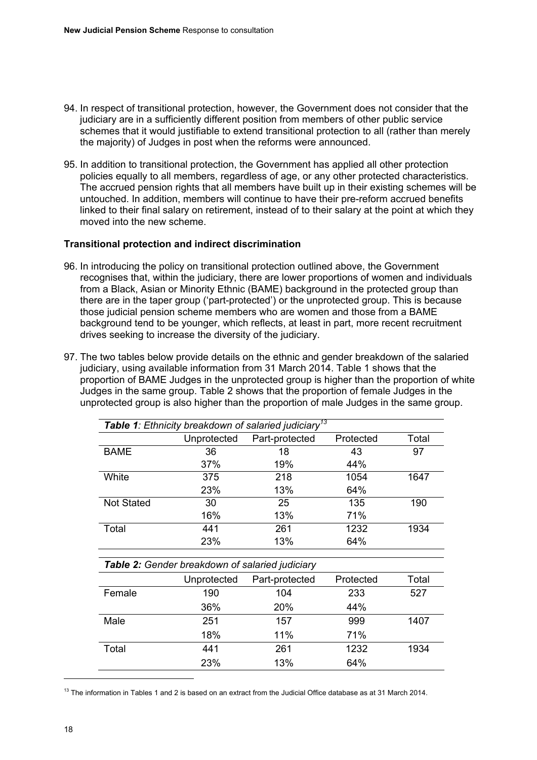94. In respect of transitional protection, however, the Government does not consider that the judiciary are in a sufficiently different position from members of other public service schemes that it would justifiable to extend transitional protection to all (rather than merely the majority) of Judges in post when the reforms were announced.

95. In addition to transitional protection, the Government has applied all other protection policies equally to all members, regardless of age, or any other protected characteristics. The accrued pension rights that all members have built up in their existing schemes will be untouched. In addition, members will continue to have their pre-reform accrued benefits linked to their final salary on retirement, instead of to their salary at the point at which they moved into the new scheme.

**Transitional protection and indirect discrimination**

96. In introducing the policy on transitional protection outlined above, the Government recognises that, within the judiciary, there are lower proportions of women and individuals from a Black, Asian or Minority Ethnic (BAME) background in the protected group than there are in the taper group ('part-protected') or the unprotected group. This is because those judicial pension scheme members who are women and those from a BAME background tend to be younger, which reflects, at least in part, more recent recruitment drives seeking to increase the diversity of the judiciary.

97. The two tables below provide details on the ethnic and gender breakdown of the salaried judiciary, using available information from 31 March 2014. Table 1 shows that the proportion of BAME Judges in the unprotected group is higher than the proportion of white Judges in the same group. Table 2 shows that the proportion of female Judges in the unprotected group is also higher than the proportion of male Judges in the same group.

***Table 1**: Ethnicity breakdown of salaried judiciary*[13]

| | Unprotected | Part-protected | Protected | Total |
|---|---|---|---|---|
| BAME | 36 | 18 | 43 | 97 |
| | 37% | 19% | 44% | |
| White | 375 | 218 | 1054 | 1647 |
| | 23% | 13% | 64% | |
| Not Stated | 30 | 25 | 135 | 190 |
| | 16% | 13% | 71% | |
| Total | 441 | 261 | 1232 | 1934 |
| | 23% | 13% | 64% | |

***Table 2:** Gender breakdown of salaried judiciary*

| | Unprotected | Part-protected | Protected | Total |
|---|---|---|---|---|
| Female | 190 | 104 | 233 | 527 |
| | 36% | 20% | 44% | |
| Male | 251 | 157 | 999 | 1407 |
| | 18% | 11% | 71% | |
| Total | 441 | 261 | 1232 | 1934 |
| | 23% | 13% | 64% | |

[13] The information in Tables 1 and 2 is based on an extract from the Judicial Office database as at 31 March 2014.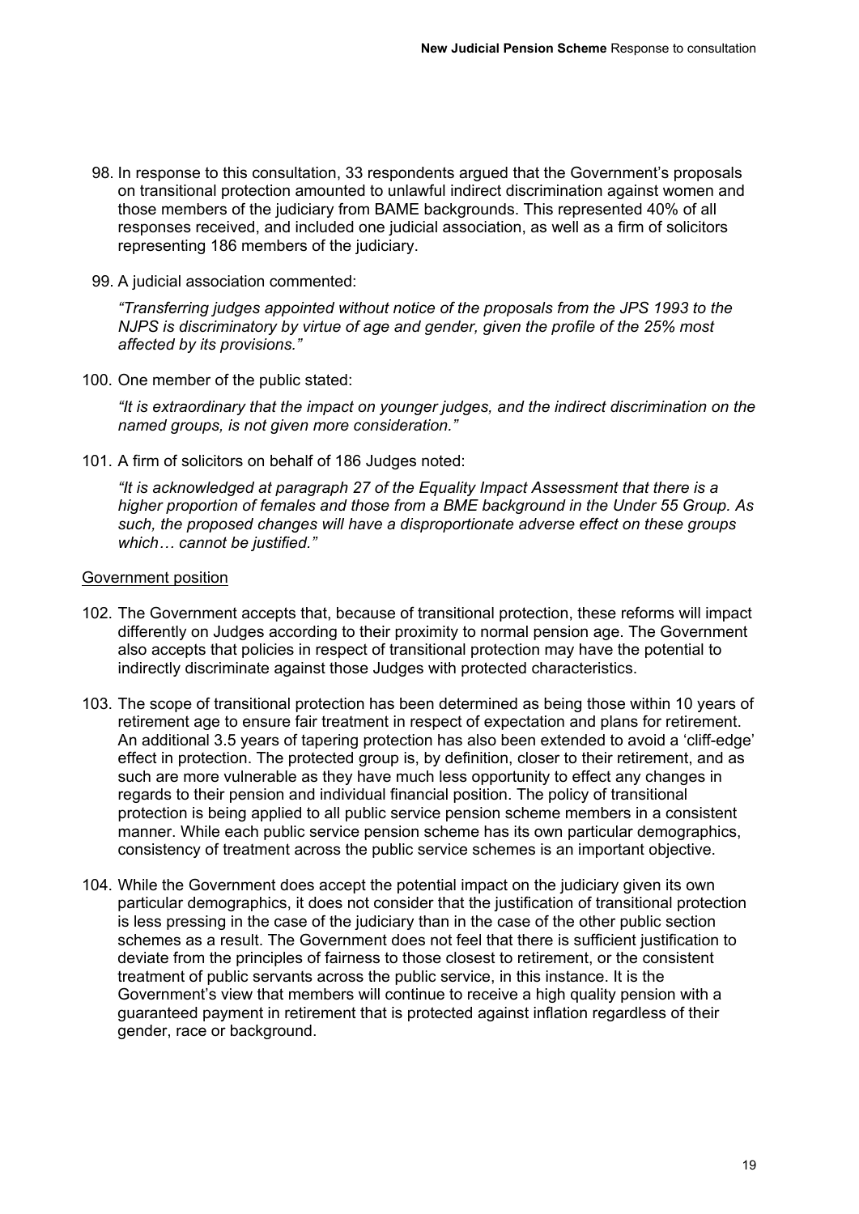98. In response to this consultation, 33 respondents argued that the Government's proposals on transitional protection amounted to unlawful indirect discrimination against women and those members of the judiciary from BAME backgrounds. This represented 40% of all responses received, and included one judicial association, as well as a firm of solicitors representing 186 members of the judiciary.

99. A judicial association commented:

   *"Transferring judges appointed without notice of the proposals from the JPS 1993 to the NJPS is discriminatory by virtue of age and gender, given the profile of the 25% most affected by its provisions."*

100. One member of the public stated:

   *"It is extraordinary that the impact on younger judges, and the indirect discrimination on the named groups, is not given more consideration."*

101. A firm of solicitors on behalf of 186 Judges noted:

   *"It is acknowledged at paragraph 27 of the Equality Impact Assessment that there is a higher proportion of females and those from a BME background in the Under 55 Group. As such, the proposed changes will have a disproportionate adverse effect on these groups which… cannot be justified."*

<u>Government position</u>

102. The Government accepts that, because of transitional protection, these reforms will impact differently on Judges according to their proximity to normal pension age. The Government also accepts that policies in respect of transitional protection may have the potential to indirectly discriminate against those Judges with protected characteristics.

103. The scope of transitional protection has been determined as being those within 10 years of retirement age to ensure fair treatment in respect of expectation and plans for retirement. An additional 3.5 years of tapering protection has also been extended to avoid a 'cliff-edge' effect in protection. The protected group is, by definition, closer to their retirement, and as such are more vulnerable as they have much less opportunity to effect any changes in regards to their pension and individual financial position. The policy of transitional protection is being applied to all public service pension scheme members in a consistent manner. While each public service pension scheme has its own particular demographics, consistency of treatment across the public service schemes is an important objective.

104. While the Government does accept the potential impact on the judiciary given its own particular demographics, it does not consider that the justification of transitional protection is less pressing in the case of the judiciary than in the case of the other public section schemes as a result. The Government does not feel that there is sufficient justification to deviate from the principles of fairness to those closest to retirement, or the consistent treatment of public servants across the public service, in this instance. It is the Government's view that members will continue to receive a high quality pension with a guaranteed payment in retirement that is protected against inflation regardless of their gender, race or background.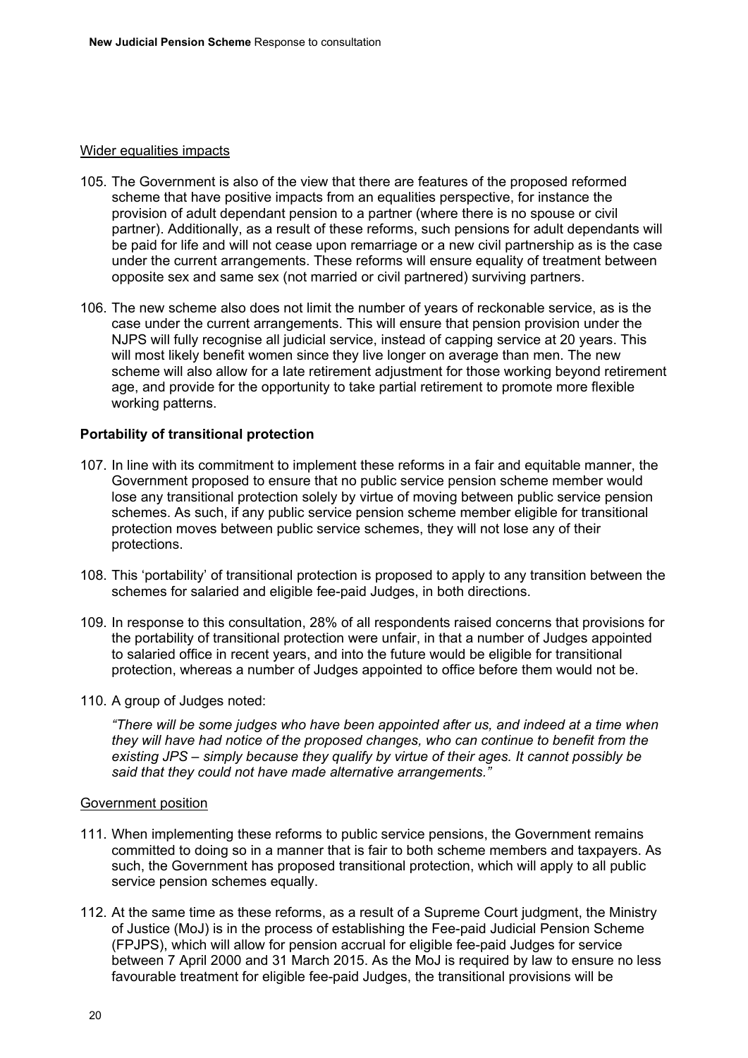Wider equalities impacts

105. The Government is also of the view that there are features of the proposed reformed scheme that have positive impacts from an equalities perspective, for instance the provision of adult dependant pension to a partner (where there is no spouse or civil partner). Additionally, as a result of these reforms, such pensions for adult dependants will be paid for life and will not cease upon remarriage or a new civil partnership as is the case under the current arrangements. These reforms will ensure equality of treatment between opposite sex and same sex (not married or civil partnered) surviving partners.

106. The new scheme also does not limit the number of years of reckonable service, as is the case under the current arrangements. This will ensure that pension provision under the NJPS will fully recognise all judicial service, instead of capping service at 20 years. This will most likely benefit women since they live longer on average than men. The new scheme will also allow for a late retirement adjustment for those working beyond retirement age, and provide for the opportunity to take partial retirement to promote more flexible working patterns.

### Portability of transitional protection

107. In line with its commitment to implement these reforms in a fair and equitable manner, the Government proposed to ensure that no public service pension scheme member would lose any transitional protection solely by virtue of moving between public service pension schemes. As such, if any public service pension scheme member eligible for transitional protection moves between public service schemes, they will not lose any of their protections.

108. This 'portability' of transitional protection is proposed to apply to any transition between the schemes for salaried and eligible fee-paid Judges, in both directions.

109. In response to this consultation, 28% of all respondents raised concerns that provisions for the portability of transitional protection were unfair, in that a number of Judges appointed to salaried office in recent years, and into the future would be eligible for transitional protection, whereas a number of Judges appointed to office before them would not be.

110. A group of Judges noted:

*"There will be some judges who have been appointed after us, and indeed at a time when they will have had notice of the proposed changes, who can continue to benefit from the existing JPS – simply because they qualify by virtue of their ages. It cannot possibly be said that they could not have made alternative arrangements."*

Government position

111. When implementing these reforms to public service pensions, the Government remains committed to doing so in a manner that is fair to both scheme members and taxpayers. As such, the Government has proposed transitional protection, which will apply to all public service pension schemes equally.

112. At the same time as these reforms, as a result of a Supreme Court judgment, the Ministry of Justice (MoJ) is in the process of establishing the Fee-paid Judicial Pension Scheme (FPJPS), which will allow for pension accrual for eligible fee-paid Judges for service between 7 April 2000 and 31 March 2015. As the MoJ is required by law to ensure no less favourable treatment for eligible fee-paid Judges, the transitional provisions will be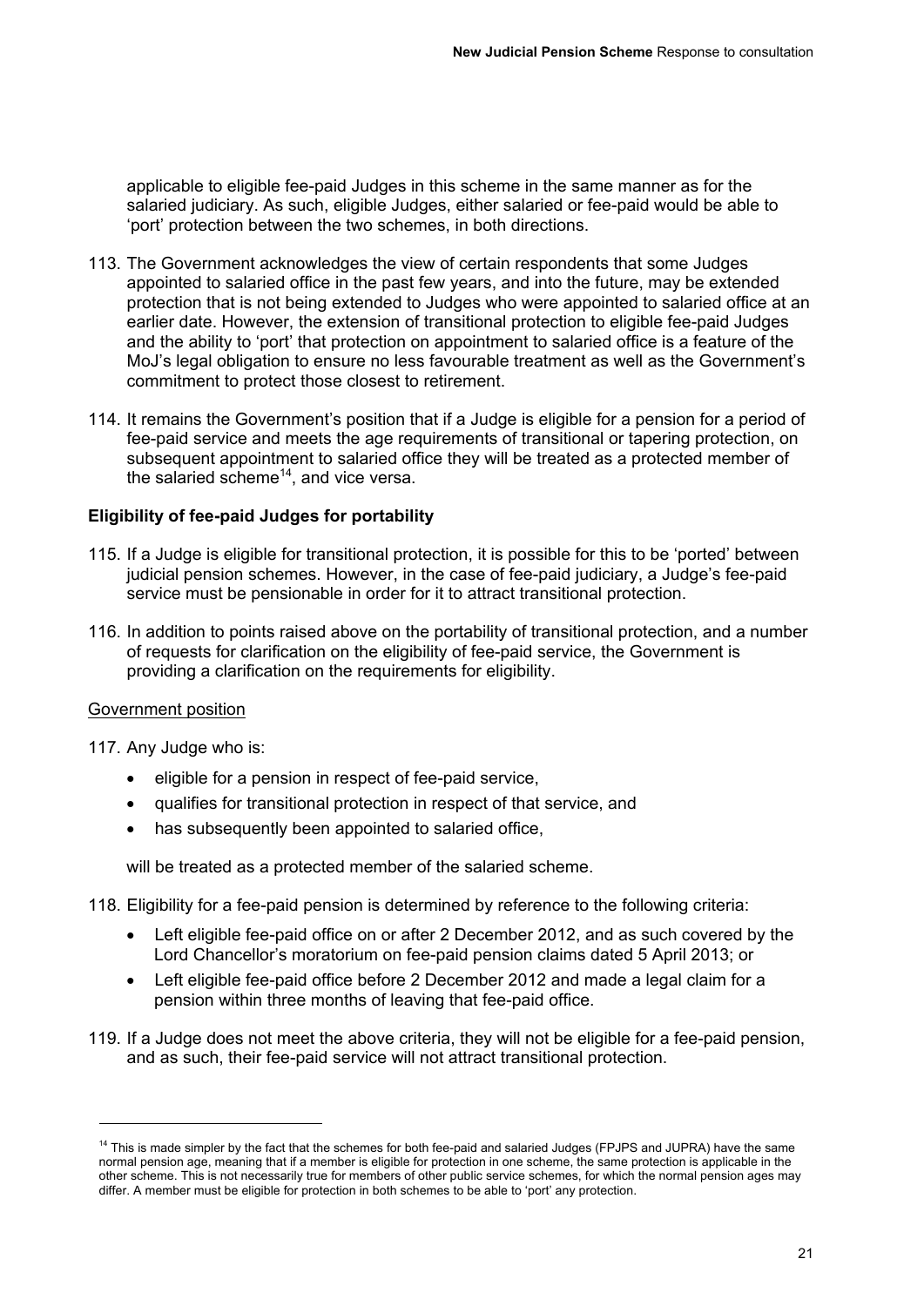applicable to eligible fee-paid Judges in this scheme in the same manner as for the salaried judiciary. As such, eligible Judges, either salaried or fee-paid would be able to 'port' protection between the two schemes, in both directions.

113. The Government acknowledges the view of certain respondents that some Judges appointed to salaried office in the past few years, and into the future, may be extended protection that is not being extended to Judges who were appointed to salaried office at an earlier date. However, the extension of transitional protection to eligible fee-paid Judges and the ability to 'port' that protection on appointment to salaried office is a feature of the MoJ's legal obligation to ensure no less favourable treatment as well as the Government's commitment to protect those closest to retirement.

114. It remains the Government's position that if a Judge is eligible for a pension for a period of fee-paid service and meets the age requirements of transitional or tapering protection, on subsequent appointment to salaried office they will be treated as a protected member of the salaried scheme[14], and vice versa.

**Eligibility of fee-paid Judges for portability**

115. If a Judge is eligible for transitional protection, it is possible for this to be 'ported' between judicial pension schemes. However, in the case of fee-paid judiciary, a Judge's fee-paid service must be pensionable in order for it to attract transitional protection.

116. In addition to points raised above on the portability of transitional protection, and a number of requests for clarification on the eligibility of fee-paid service, the Government is providing a clarification on the requirements for eligibility.

<u>Government position</u>

117. Any Judge who is:

- eligible for a pension in respect of fee-paid service,
- qualifies for transitional protection in respect of that service, and
- has subsequently been appointed to salaried office,

will be treated as a protected member of the salaried scheme.

118. Eligibility for a fee-paid pension is determined by reference to the following criteria:

- Left eligible fee-paid office on or after 2 December 2012, and as such covered by the Lord Chancellor's moratorium on fee-paid pension claims dated 5 April 2013; or
- Left eligible fee-paid office before 2 December 2012 and made a legal claim for a pension within three months of leaving that fee-paid office.

119. If a Judge does not meet the above criteria, they will not be eligible for a fee-paid pension, and as such, their fee-paid service will not attract transitional protection.

---

[14] This is made simpler by the fact that the schemes for both fee-paid and salaried Judges (FPJPS and JUPRA) have the same normal pension age, meaning that if a member is eligible for protection in one scheme, the same protection is applicable in the other scheme. This is not necessarily true for members of other public service schemes, for which the normal pension ages may differ. A member must be eligible for protection in both schemes to be able to 'port' any protection.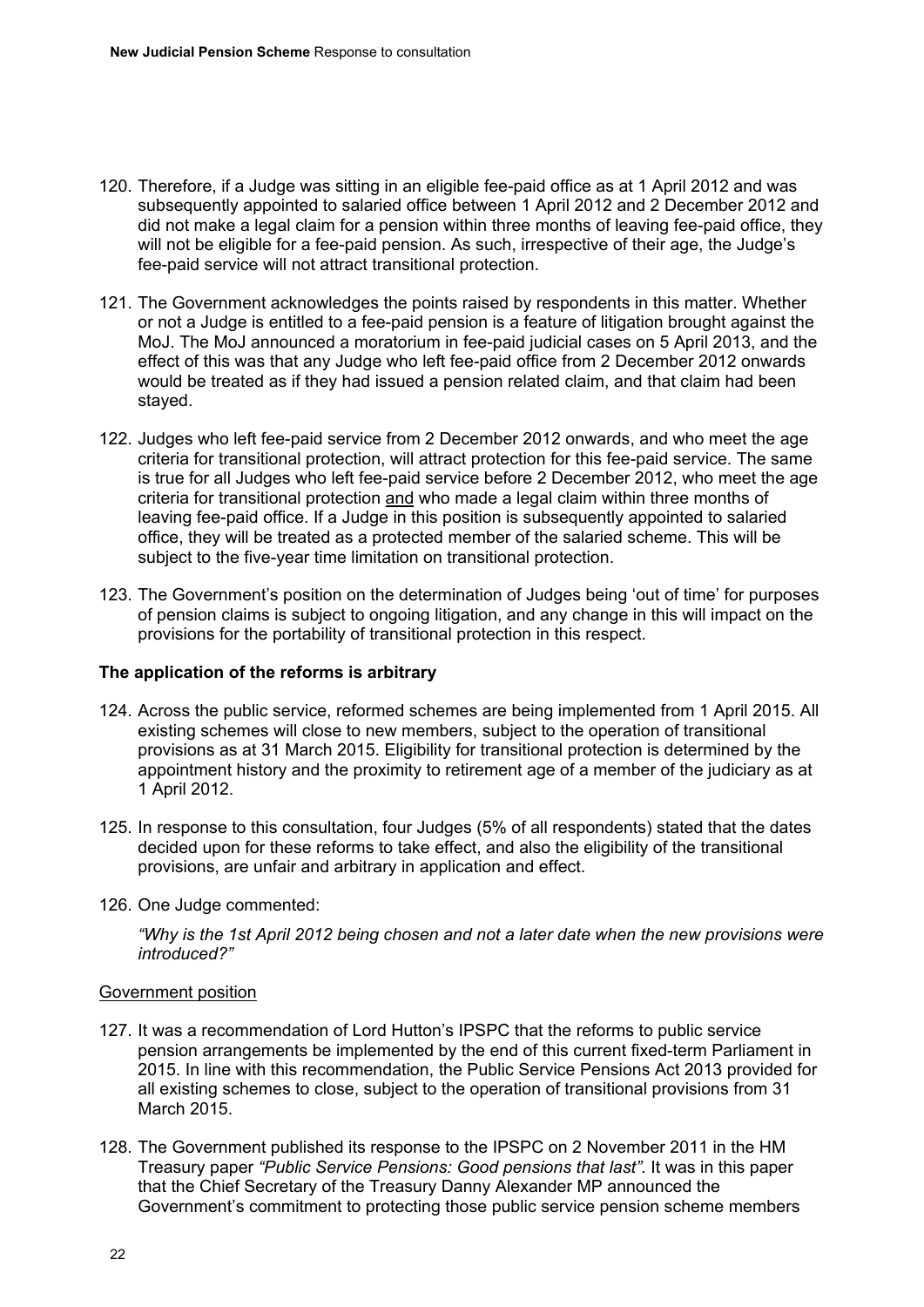120. Therefore, if a Judge was sitting in an eligible fee-paid office as at 1 April 2012 and was subsequently appointed to salaried office between 1 April 2012 and 2 December 2012 and did not make a legal claim for a pension within three months of leaving fee-paid office, they will not be eligible for a fee-paid pension. As such, irrespective of their age, the Judge's fee-paid service will not attract transitional protection.

121. The Government acknowledges the points raised by respondents in this matter. Whether or not a Judge is entitled to a fee-paid pension is a feature of litigation brought against the MoJ. The MoJ announced a moratorium in fee-paid judicial cases on 5 April 2013, and the effect of this was that any Judge who left fee-paid office from 2 December 2012 onwards would be treated as if they had issued a pension related claim, and that claim had been stayed.

122. Judges who left fee-paid service from 2 December 2012 onwards, and who meet the age criteria for transitional protection, will attract protection for this fee-paid service. The same is true for all Judges who left fee-paid service before 2 December 2012, who meet the age criteria for transitional protection <u>and</u> who made a legal claim within three months of leaving fee-paid office. If a Judge in this position is subsequently appointed to salaried office, they will be treated as a protected member of the salaried scheme. This will be subject to the five-year time limitation on transitional protection.

123. The Government's position on the determination of Judges being 'out of time' for purposes of pension claims is subject to ongoing litigation, and any change in this will impact on the provisions for the portability of transitional protection in this respect.

### The application of the reforms is arbitrary

124. Across the public service, reformed schemes are being implemented from 1 April 2015. All existing schemes will close to new members, subject to the operation of transitional provisions as at 31 March 2015. Eligibility for transitional protection is determined by the appointment history and the proximity to retirement age of a member of the judiciary as at 1 April 2012.

125. In response to this consultation, four Judges (5% of all respondents) stated that the dates decided upon for these reforms to take effect, and also the eligibility of the transitional provisions, are unfair and arbitrary in application and effect.

126. One Judge commented:

*"Why is the 1st April 2012 being chosen and not a later date when the new provisions were introduced?"*

<u>Government position</u>

127. It was a recommendation of Lord Hutton's IPSPC that the reforms to public service pension arrangements be implemented by the end of this current fixed-term Parliament in 2015. In line with this recommendation, the Public Service Pensions Act 2013 provided for all existing schemes to close, subject to the operation of transitional provisions from 31 March 2015.

128. The Government published its response to the IPSPC on 2 November 2011 in the HM Treasury paper *"Public Service Pensions: Good pensions that last"*. It was in this paper that the Chief Secretary of the Treasury Danny Alexander MP announced the Government's commitment to protecting those public service pension scheme members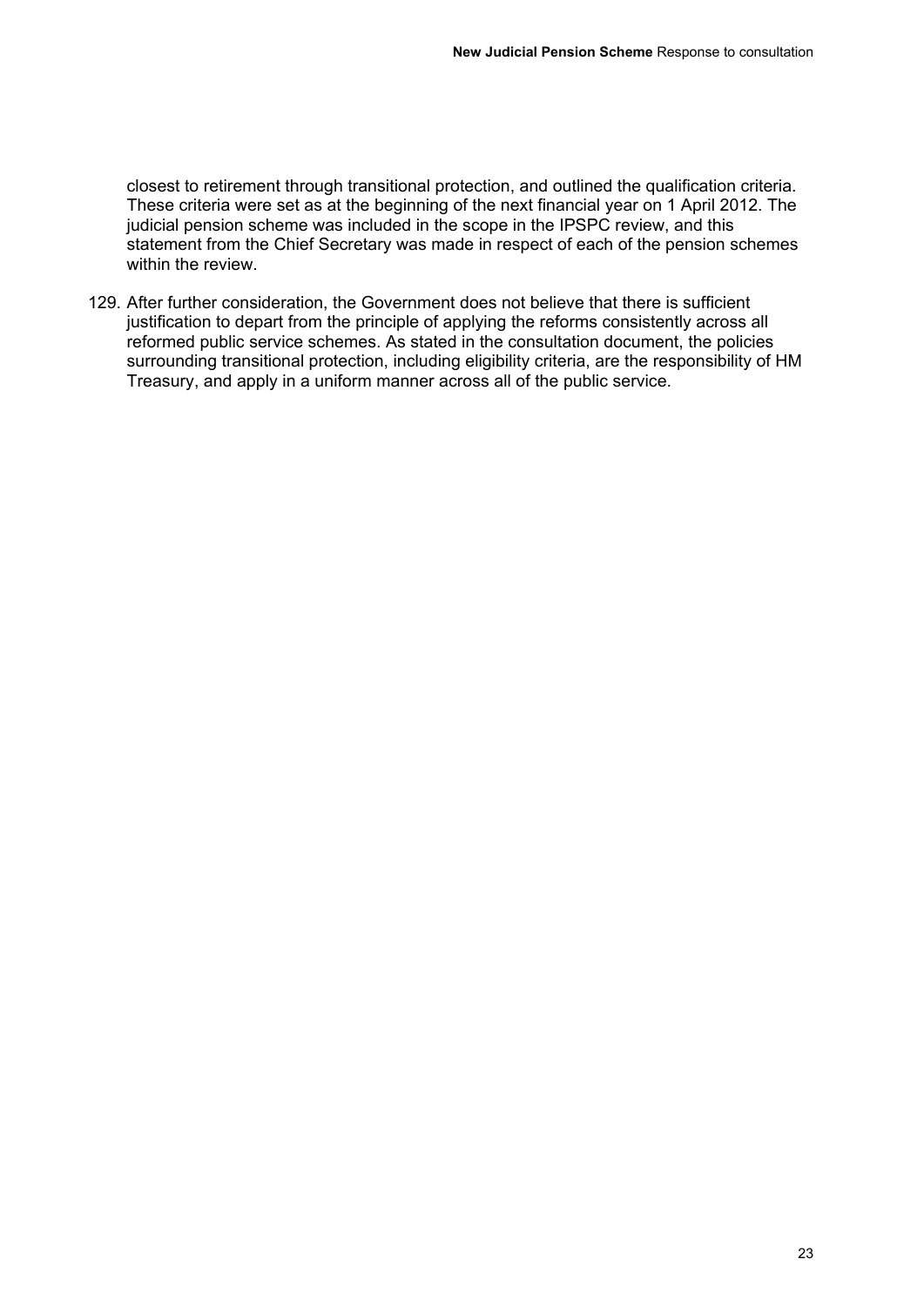closest to retirement through transitional protection, and outlined the qualification criteria. These criteria were set as at the beginning of the next financial year on 1 April 2012. The judicial pension scheme was included in the scope in the IPSPC review, and this statement from the Chief Secretary was made in respect of each of the pension schemes within the review.

129. After further consideration, the Government does not believe that there is sufficient justification to depart from the principle of applying the reforms consistently across all reformed public service schemes. As stated in the consultation document, the policies surrounding transitional protection, including eligibility criteria, are the responsibility of HM Treasury, and apply in a uniform manner across all of the public service.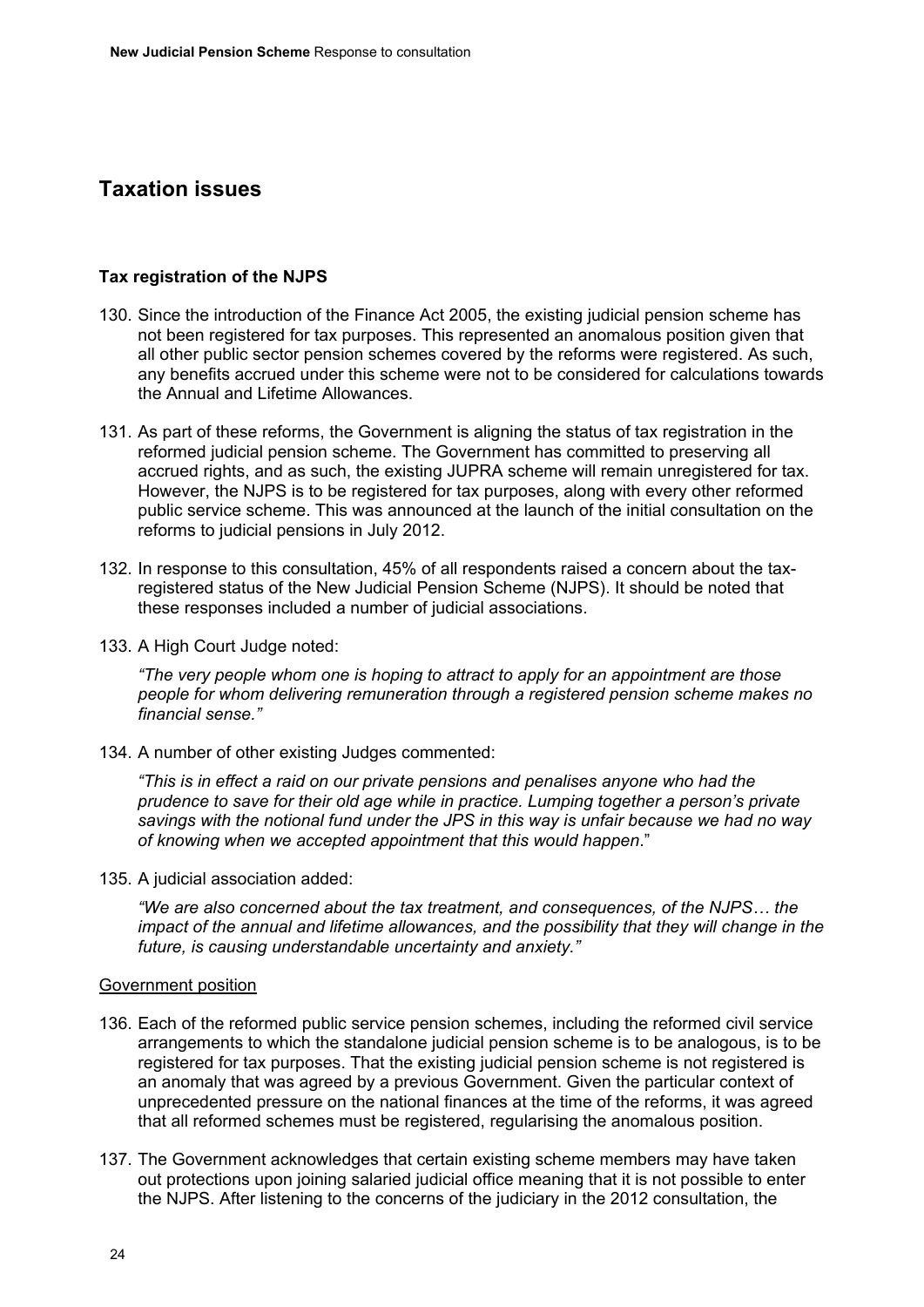## Taxation issues

### Tax registration of the NJPS

130. Since the introduction of the Finance Act 2005, the existing judicial pension scheme has not been registered for tax purposes. This represented an anomalous position given that all other public sector pension schemes covered by the reforms were registered. As such, any benefits accrued under this scheme were not to be considered for calculations towards the Annual and Lifetime Allowances.

131. As part of these reforms, the Government is aligning the status of tax registration in the reformed judicial pension scheme. The Government has committed to preserving all accrued rights, and as such, the existing JUPRA scheme will remain unregistered for tax. However, the NJPS is to be registered for tax purposes, along with every other reformed public service scheme. This was announced at the launch of the initial consultation on the reforms to judicial pensions in July 2012.

132. In response to this consultation, 45% of all respondents raised a concern about the tax-registered status of the New Judicial Pension Scheme (NJPS). It should be noted that these responses included a number of judicial associations.

133. A High Court Judge noted:

    *"The very people whom one is hoping to attract to apply for an appointment are those people for whom delivering remuneration through a registered pension scheme makes no financial sense."*

134. A number of other existing Judges commented:

    *"This is in effect a raid on our private pensions and penalises anyone who had the prudence to save for their old age while in practice. Lumping together a person's private savings with the notional fund under the JPS in this way is unfair because we had no way of knowing when we accepted appointment that this would happen*."

135. A judicial association added:

    *"We are also concerned about the tax treatment, and consequences, of the NJPS… the impact of the annual and lifetime allowances, and the possibility that they will change in the future, is causing understandable uncertainty and anxiety."*

Government position

136. Each of the reformed public service pension schemes, including the reformed civil service arrangements to which the standalone judicial pension scheme is to be analogous, is to be registered for tax purposes. That the existing judicial pension scheme is not registered is an anomaly that was agreed by a previous Government. Given the particular context of unprecedented pressure on the national finances at the time of the reforms, it was agreed that all reformed schemes must be registered, regularising the anomalous position.

137. The Government acknowledges that certain existing scheme members may have taken out protections upon joining salaried judicial office meaning that it is not possible to enter the NJPS. After listening to the concerns of the judiciary in the 2012 consultation, the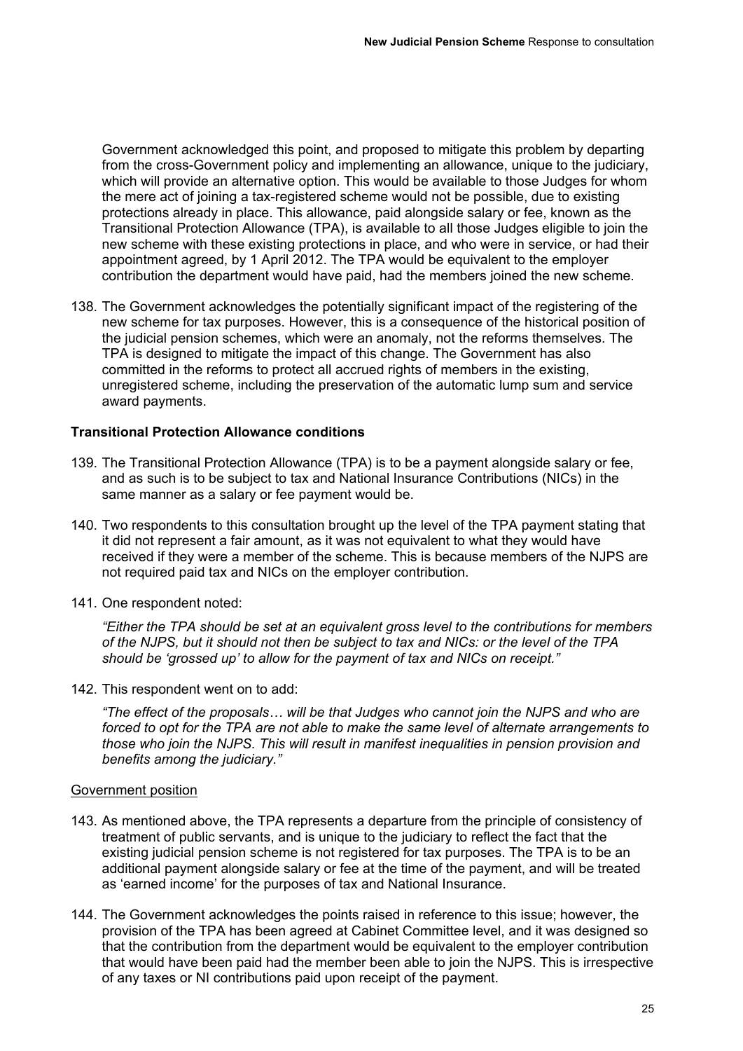Government acknowledged this point, and proposed to mitigate this problem by departing from the cross-Government policy and implementing an allowance, unique to the judiciary, which will provide an alternative option. This would be available to those Judges for whom the mere act of joining a tax-registered scheme would not be possible, due to existing protections already in place. This allowance, paid alongside salary or fee, known as the Transitional Protection Allowance (TPA), is available to all those Judges eligible to join the new scheme with these existing protections in place, and who were in service, or had their appointment agreed, by 1 April 2012. The TPA would be equivalent to the employer contribution the department would have paid, had the members joined the new scheme.

138. The Government acknowledges the potentially significant impact of the registering of the new scheme for tax purposes. However, this is a consequence of the historical position of the judicial pension schemes, which were an anomaly, not the reforms themselves. The TPA is designed to mitigate the impact of this change. The Government has also committed in the reforms to protect all accrued rights of members in the existing, unregistered scheme, including the preservation of the automatic lump sum and service award payments.

**Transitional Protection Allowance conditions**

139. The Transitional Protection Allowance (TPA) is to be a payment alongside salary or fee, and as such is to be subject to tax and National Insurance Contributions (NICs) in the same manner as a salary or fee payment would be.

140. Two respondents to this consultation brought up the level of the TPA payment stating that it did not represent a fair amount, as it was not equivalent to what they would have received if they were a member of the scheme. This is because members of the NJPS are not required paid tax and NICs on the employer contribution.

141. One respondent noted:

*"Either the TPA should be set at an equivalent gross level to the contributions for members of the NJPS, but it should not then be subject to tax and NICs: or the level of the TPA should be 'grossed up' to allow for the payment of tax and NICs on receipt."*

142. This respondent went on to add:

*"The effect of the proposals… will be that Judges who cannot join the NJPS and who are forced to opt for the TPA are not able to make the same level of alternate arrangements to those who join the NJPS. This will result in manifest inequalities in pension provision and benefits among the judiciary."*

Government position

143. As mentioned above, the TPA represents a departure from the principle of consistency of treatment of public servants, and is unique to the judiciary to reflect the fact that the existing judicial pension scheme is not registered for tax purposes. The TPA is to be an additional payment alongside salary or fee at the time of the payment, and will be treated as 'earned income' for the purposes of tax and National Insurance.

144. The Government acknowledges the points raised in reference to this issue; however, the provision of the TPA has been agreed at Cabinet Committee level, and it was designed so that the contribution from the department would be equivalent to the employer contribution that would have been paid had the member been able to join the NJPS. This is irrespective of any taxes or NI contributions paid upon receipt of the payment.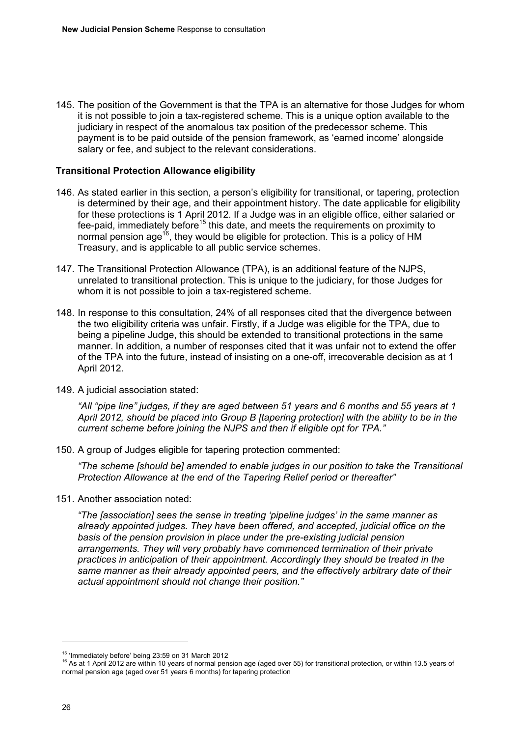145. The position of the Government is that the TPA is an alternative for those Judges for whom it is not possible to join a tax-registered scheme. This is a unique option available to the judiciary in respect of the anomalous tax position of the predecessor scheme. This payment is to be paid outside of the pension framework, as 'earned income' alongside salary or fee, and subject to the relevant considerations.

**Transitional Protection Allowance eligibility**

146. As stated earlier in this section, a person's eligibility for transitional, or tapering, protection is determined by their age, and their appointment history. The date applicable for eligibility for these protections is 1 April 2012. If a Judge was in an eligible office, either salaried or fee-paid, immediately before[15] this date, and meets the requirements on proximity to normal pension age[16], they would be eligible for protection. This is a policy of HM Treasury, and is applicable to all public service schemes.

147. The Transitional Protection Allowance (TPA), is an additional feature of the NJPS, unrelated to transitional protection. This is unique to the judiciary, for those Judges for whom it is not possible to join a tax-registered scheme.

148. In response to this consultation, 24% of all responses cited that the divergence between the two eligibility criteria was unfair. Firstly, if a Judge was eligible for the TPA, due to being a pipeline Judge, this should be extended to transitional protections in the same manner. In addition, a number of responses cited that it was unfair not to extend the offer of the TPA into the future, instead of insisting on a one-off, irrecoverable decision as at 1 April 2012.

149. A judicial association stated:

 *"All "pipe line" judges, if they are aged between 51 years and 6 months and 55 years at 1 April 2012, should be placed into Group B [tapering protection] with the ability to be in the current scheme before joining the NJPS and then if eligible opt for TPA."*

150. A group of Judges eligible for tapering protection commented:

 *"The scheme [should be] amended to enable judges in our position to take the Transitional Protection Allowance at the end of the Tapering Relief period or thereafter"*

151. Another association noted:

 *"The [association] sees the sense in treating 'pipeline judges' in the same manner as already appointed judges. They have been offered, and accepted, judicial office on the basis of the pension provision in place under the pre-existing judicial pension arrangements. They will very probably have commenced termination of their private practices in anticipation of their appointment. Accordingly they should be treated in the same manner as their already appointed peers, and the effectively arbitrary date of their actual appointment should not change their position."*

---

[15] 'Immediately before' being 23:59 on 31 March 2012

[16] As at 1 April 2012 are within 10 years of normal pension age (aged over 55) for transitional protection, or within 13.5 years of normal pension age (aged over 51 years 6 months) for tapering protection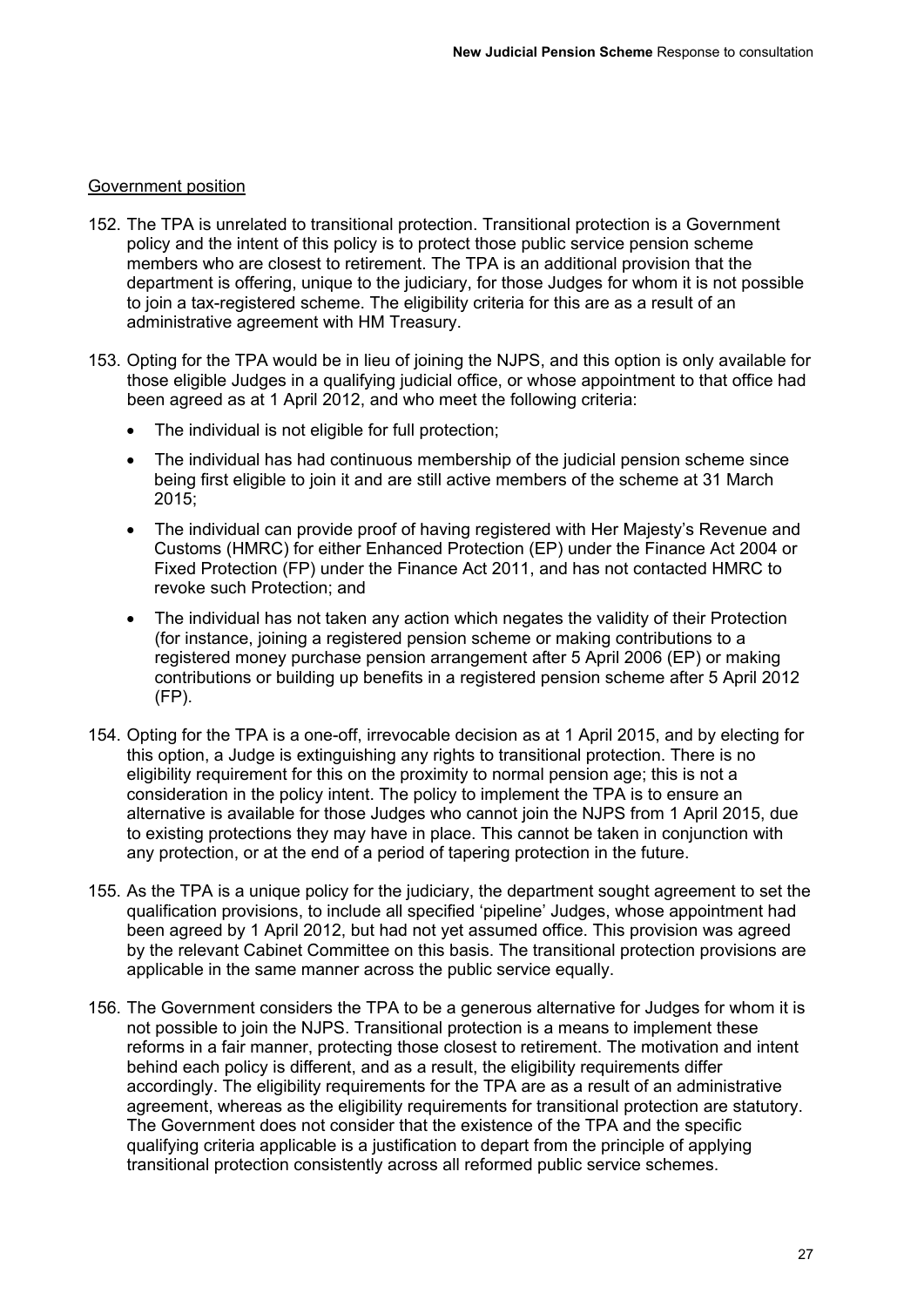Government position

152. The TPA is unrelated to transitional protection. Transitional protection is a Government policy and the intent of this policy is to protect those public service pension scheme members who are closest to retirement. The TPA is an additional provision that the department is offering, unique to the judiciary, for those Judges for whom it is not possible to join a tax-registered scheme. The eligibility criteria for this are as a result of an administrative agreement with HM Treasury.

153. Opting for the TPA would be in lieu of joining the NJPS, and this option is only available for those eligible Judges in a qualifying judicial office, or whose appointment to that office had been agreed as at 1 April 2012, and who meet the following criteria:

- The individual is not eligible for full protection;
- The individual has had continuous membership of the judicial pension scheme since being first eligible to join it and are still active members of the scheme at 31 March 2015;
- The individual can provide proof of having registered with Her Majesty's Revenue and Customs (HMRC) for either Enhanced Protection (EP) under the Finance Act 2004 or Fixed Protection (FP) under the Finance Act 2011, and has not contacted HMRC to revoke such Protection; and
- The individual has not taken any action which negates the validity of their Protection (for instance, joining a registered pension scheme or making contributions to a registered money purchase pension arrangement after 5 April 2006 (EP) or making contributions or building up benefits in a registered pension scheme after 5 April 2012 (FP).

154. Opting for the TPA is a one-off, irrevocable decision as at 1 April 2015, and by electing for this option, a Judge is extinguishing any rights to transitional protection. There is no eligibility requirement for this on the proximity to normal pension age; this is not a consideration in the policy intent. The policy to implement the TPA is to ensure an alternative is available for those Judges who cannot join the NJPS from 1 April 2015, due to existing protections they may have in place. This cannot be taken in conjunction with any protection, or at the end of a period of tapering protection in the future.

155. As the TPA is a unique policy for the judiciary, the department sought agreement to set the qualification provisions, to include all specified 'pipeline' Judges, whose appointment had been agreed by 1 April 2012, but had not yet assumed office. This provision was agreed by the relevant Cabinet Committee on this basis. The transitional protection provisions are applicable in the same manner across the public service equally.

156. The Government considers the TPA to be a generous alternative for Judges for whom it is not possible to join the NJPS. Transitional protection is a means to implement these reforms in a fair manner, protecting those closest to retirement. The motivation and intent behind each policy is different, and as a result, the eligibility requirements differ accordingly. The eligibility requirements for the TPA are as a result of an administrative agreement, whereas as the eligibility requirements for transitional protection are statutory. The Government does not consider that the existence of the TPA and the specific qualifying criteria applicable is a justification to depart from the principle of applying transitional protection consistently across all reformed public service schemes.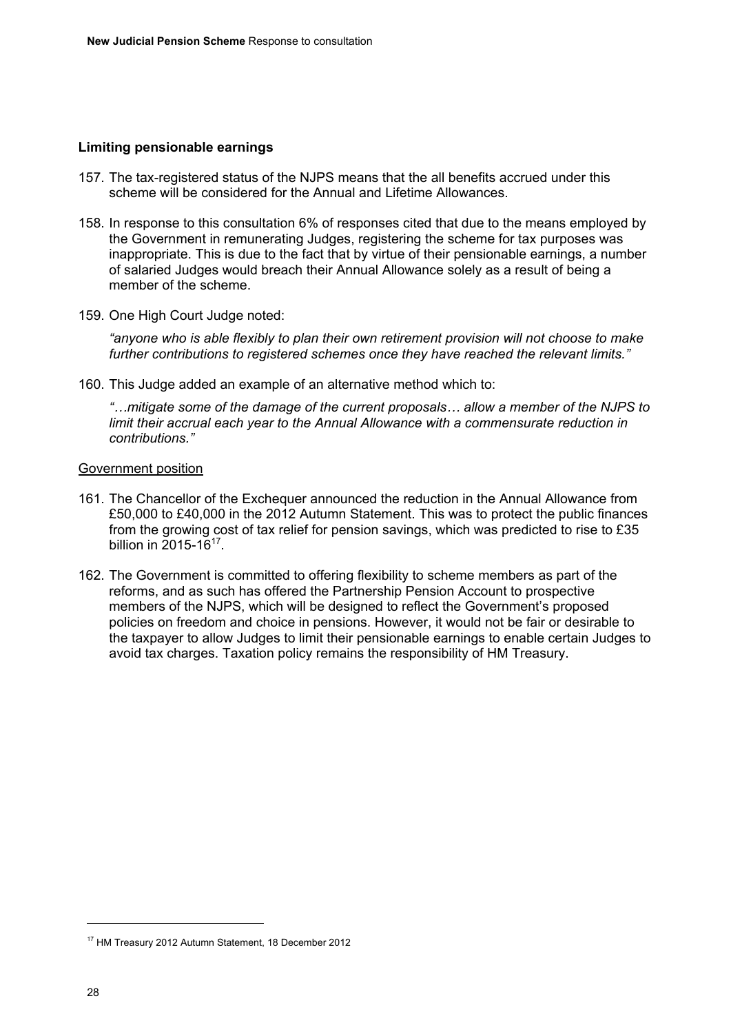### Limiting pensionable earnings

157. The tax-registered status of the NJPS means that the all benefits accrued under this scheme will be considered for the Annual and Lifetime Allowances.

158. In response to this consultation 6% of responses cited that due to the means employed by the Government in remunerating Judges, registering the scheme for tax purposes was inappropriate. This is due to the fact that by virtue of their pensionable earnings, a number of salaried Judges would breach their Annual Allowance solely as a result of being a member of the scheme.

159. One High Court Judge noted:

    *"anyone who is able flexibly to plan their own retirement provision will not choose to make further contributions to registered schemes once they have reached the relevant limits."*

160. This Judge added an example of an alternative method which to:

    *"…mitigate some of the damage of the current proposals… allow a member of the NJPS to limit their accrual each year to the Annual Allowance with a commensurate reduction in contributions."*

<u>Government position</u>

161. The Chancellor of the Exchequer announced the reduction in the Annual Allowance from £50,000 to £40,000 in the 2012 Autumn Statement. This was to protect the public finances from the growing cost of tax relief for pension savings, which was predicted to rise to £35 billion in 2015-16[17].

162. The Government is committed to offering flexibility to scheme members as part of the reforms, and as such has offered the Partnership Pension Account to prospective members of the NJPS, which will be designed to reflect the Government's proposed policies on freedom and choice in pensions. However, it would not be fair or desirable to the taxpayer to allow Judges to limit their pensionable earnings to enable certain Judges to avoid tax charges. Taxation policy remains the responsibility of HM Treasury.

---

[17] HM Treasury 2012 Autumn Statement, 18 December 2012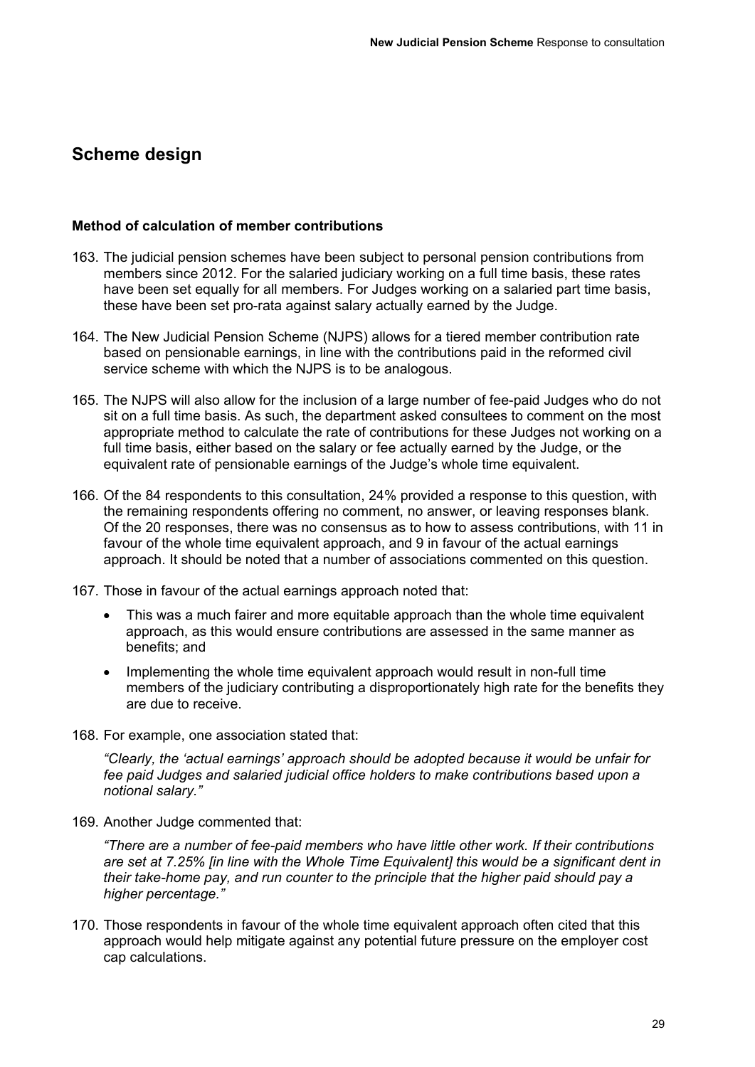## Scheme design

### Method of calculation of member contributions

163. The judicial pension schemes have been subject to personal pension contributions from members since 2012. For the salaried judiciary working on a full time basis, these rates have been set equally for all members. For Judges working on a salaried part time basis, these have been set pro-rata against salary actually earned by the Judge.

164. The New Judicial Pension Scheme (NJPS) allows for a tiered member contribution rate based on pensionable earnings, in line with the contributions paid in the reformed civil service scheme with which the NJPS is to be analogous.

165. The NJPS will also allow for the inclusion of a large number of fee-paid Judges who do not sit on a full time basis. As such, the department asked consultees to comment on the most appropriate method to calculate the rate of contributions for these Judges not working on a full time basis, either based on the salary or fee actually earned by the Judge, or the equivalent rate of pensionable earnings of the Judge's whole time equivalent.

166. Of the 84 respondents to this consultation, 24% provided a response to this question, with the remaining respondents offering no comment, no answer, or leaving responses blank. Of the 20 responses, there was no consensus as to how to assess contributions, with 11 in favour of the whole time equivalent approach, and 9 in favour of the actual earnings approach. It should be noted that a number of associations commented on this question.

167. Those in favour of the actual earnings approach noted that:

    - This was a much fairer and more equitable approach than the whole time equivalent approach, as this would ensure contributions are assessed in the same manner as benefits; and
    - Implementing the whole time equivalent approach would result in non-full time members of the judiciary contributing a disproportionately high rate for the benefits they are due to receive.

168. For example, one association stated that:

    *"Clearly, the 'actual earnings' approach should be adopted because it would be unfair for fee paid Judges and salaried judicial office holders to make contributions based upon a notional salary."*

169. Another Judge commented that:

    *"There are a number of fee-paid members who have little other work. If their contributions are set at 7.25% [in line with the Whole Time Equivalent] this would be a significant dent in their take-home pay, and run counter to the principle that the higher paid should pay a higher percentage."*

170. Those respondents in favour of the whole time equivalent approach often cited that this approach would help mitigate against any potential future pressure on the employer cost cap calculations.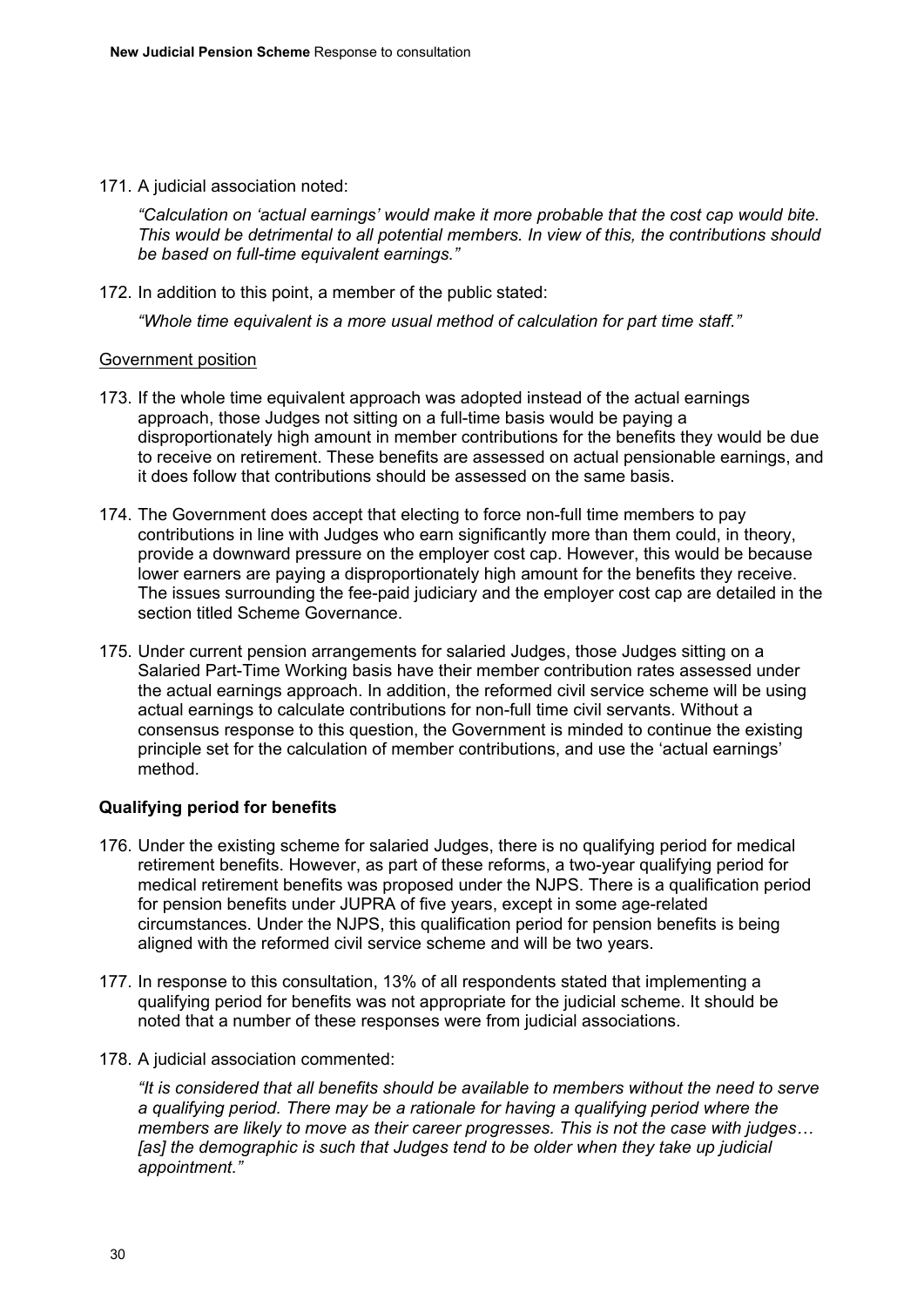171. A judicial association noted:

*"Calculation on 'actual earnings' would make it more probable that the cost cap would bite. This would be detrimental to all potential members. In view of this, the contributions should be based on full-time equivalent earnings."*

172. In addition to this point, a member of the public stated:

*"Whole time equivalent is a more usual method of calculation for part time staff."*

Government position

173. If the whole time equivalent approach was adopted instead of the actual earnings approach, those Judges not sitting on a full-time basis would be paying a disproportionately high amount in member contributions for the benefits they would be due to receive on retirement. These benefits are assessed on actual pensionable earnings, and it does follow that contributions should be assessed on the same basis.

174. The Government does accept that electing to force non-full time members to pay contributions in line with Judges who earn significantly more than them could, in theory, provide a downward pressure on the employer cost cap. However, this would be because lower earners are paying a disproportionately high amount for the benefits they receive. The issues surrounding the fee-paid judiciary and the employer cost cap are detailed in the section titled Scheme Governance.

175. Under current pension arrangements for salaried Judges, those Judges sitting on a Salaried Part-Time Working basis have their member contribution rates assessed under the actual earnings approach. In addition, the reformed civil service scheme will be using actual earnings to calculate contributions for non-full time civil servants. Without a consensus response to this question, the Government is minded to continue the existing principle set for the calculation of member contributions, and use the 'actual earnings' method.

### Qualifying period for benefits

176. Under the existing scheme for salaried Judges, there is no qualifying period for medical retirement benefits. However, as part of these reforms, a two-year qualifying period for medical retirement benefits was proposed under the NJPS. There is a qualification period for pension benefits under JUPRA of five years, except in some age-related circumstances. Under the NJPS, this qualification period for pension benefits is being aligned with the reformed civil service scheme and will be two years.

177. In response to this consultation, 13% of all respondents stated that implementing a qualifying period for benefits was not appropriate for the judicial scheme. It should be noted that a number of these responses were from judicial associations.

178. A judicial association commented:

*"It is considered that all benefits should be available to members without the need to serve a qualifying period. There may be a rationale for having a qualifying period where the members are likely to move as their career progresses. This is not the case with judges… [as] the demographic is such that Judges tend to be older when they take up judicial appointment."*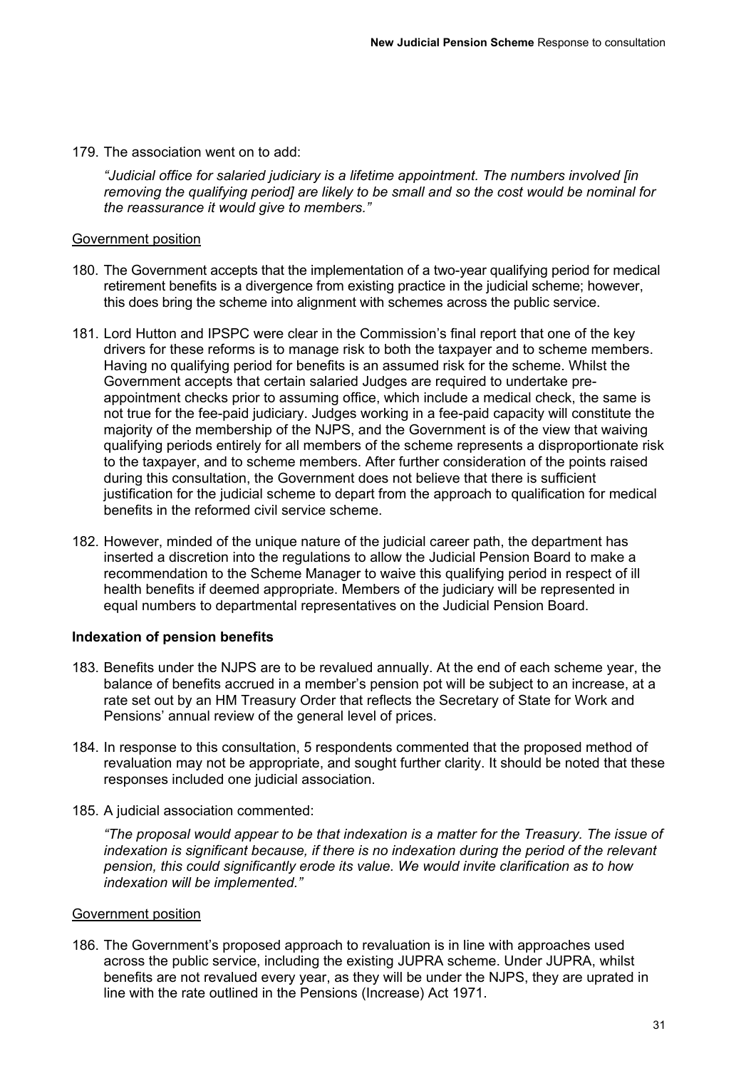179. The association went on to add:

*"Judicial office for salaried judiciary is a lifetime appointment. The numbers involved [in removing the qualifying period] are likely to be small and so the cost would be nominal for the reassurance it would give to members."*

Government position

180. The Government accepts that the implementation of a two-year qualifying period for medical retirement benefits is a divergence from existing practice in the judicial scheme; however, this does bring the scheme into alignment with schemes across the public service.

181. Lord Hutton and IPSPC were clear in the Commission's final report that one of the key drivers for these reforms is to manage risk to both the taxpayer and to scheme members. Having no qualifying period for benefits is an assumed risk for the scheme. Whilst the Government accepts that certain salaried Judges are required to undertake pre-appointment checks prior to assuming office, which include a medical check, the same is not true for the fee-paid judiciary. Judges working in a fee-paid capacity will constitute the majority of the membership of the NJPS, and the Government is of the view that waiving qualifying periods entirely for all members of the scheme represents a disproportionate risk to the taxpayer, and to scheme members. After further consideration of the points raised during this consultation, the Government does not believe that there is sufficient justification for the judicial scheme to depart from the approach to qualification for medical benefits in the reformed civil service scheme.

182. However, minded of the unique nature of the judicial career path, the department has inserted a discretion into the regulations to allow the Judicial Pension Board to make a recommendation to the Scheme Manager to waive this qualifying period in respect of ill health benefits if deemed appropriate. Members of the judiciary will be represented in equal numbers to departmental representatives on the Judicial Pension Board.

**Indexation of pension benefits**

183. Benefits under the NJPS are to be revalued annually. At the end of each scheme year, the balance of benefits accrued in a member's pension pot will be subject to an increase, at a rate set out by an HM Treasury Order that reflects the Secretary of State for Work and Pensions' annual review of the general level of prices.

184. In response to this consultation, 5 respondents commented that the proposed method of revaluation may not be appropriate, and sought further clarity. It should be noted that these responses included one judicial association.

185. A judicial association commented:

*"The proposal would appear to be that indexation is a matter for the Treasury. The issue of indexation is significant because, if there is no indexation during the period of the relevant pension, this could significantly erode its value. We would invite clarification as to how indexation will be implemented."*

Government position

186. The Government's proposed approach to revaluation is in line with approaches used across the public service, including the existing JUPRA scheme. Under JUPRA, whilst benefits are not revalued every year, as they will be under the NJPS, they are uprated in line with the rate outlined in the Pensions (Increase) Act 1971.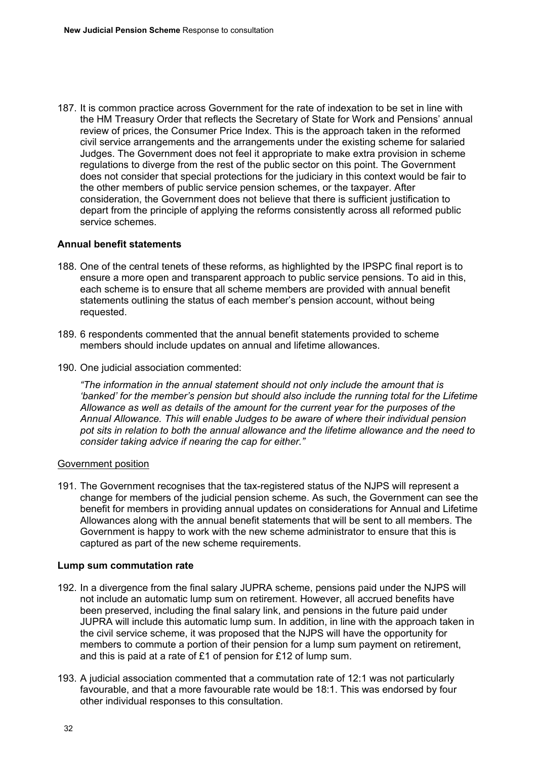187. It is common practice across Government for the rate of indexation to be set in line with the HM Treasury Order that reflects the Secretary of State for Work and Pensions' annual review of prices, the Consumer Price Index. This is the approach taken in the reformed civil service arrangements and the arrangements under the existing scheme for salaried Judges. The Government does not feel it appropriate to make extra provision in scheme regulations to diverge from the rest of the public sector on this point. The Government does not consider that special protections for the judiciary in this context would be fair to the other members of public service pension schemes, or the taxpayer. After consideration, the Government does not believe that there is sufficient justification to depart from the principle of applying the reforms consistently across all reformed public service schemes.

**Annual benefit statements**

188. One of the central tenets of these reforms, as highlighted by the IPSPC final report is to ensure a more open and transparent approach to public service pensions. To aid in this, each scheme is to ensure that all scheme members are provided with annual benefit statements outlining the status of each member's pension account, without being requested.

189. 6 respondents commented that the annual benefit statements provided to scheme members should include updates on annual and lifetime allowances.

190. One judicial association commented:

*"The information in the annual statement should not only include the amount that is 'banked' for the member's pension but should also include the running total for the Lifetime Allowance as well as details of the amount for the current year for the purposes of the Annual Allowance. This will enable Judges to be aware of where their individual pension pot sits in relation to both the annual allowance and the lifetime allowance and the need to consider taking advice if nearing the cap for either."*

Government position

191. The Government recognises that the tax-registered status of the NJPS will represent a change for members of the judicial pension scheme. As such, the Government can see the benefit for members in providing annual updates on considerations for Annual and Lifetime Allowances along with the annual benefit statements that will be sent to all members. The Government is happy to work with the new scheme administrator to ensure that this is captured as part of the new scheme requirements.

**Lump sum commutation rate**

192. In a divergence from the final salary JUPRA scheme, pensions paid under the NJPS will not include an automatic lump sum on retirement. However, all accrued benefits have been preserved, including the final salary link, and pensions in the future paid under JUPRA will include this automatic lump sum. In addition, in line with the approach taken in the civil service scheme, it was proposed that the NJPS will have the opportunity for members to commute a portion of their pension for a lump sum payment on retirement, and this is paid at a rate of £1 of pension for £12 of lump sum.

193. A judicial association commented that a commutation rate of 12:1 was not particularly favourable, and that a more favourable rate would be 18:1. This was endorsed by four other individual responses to this consultation.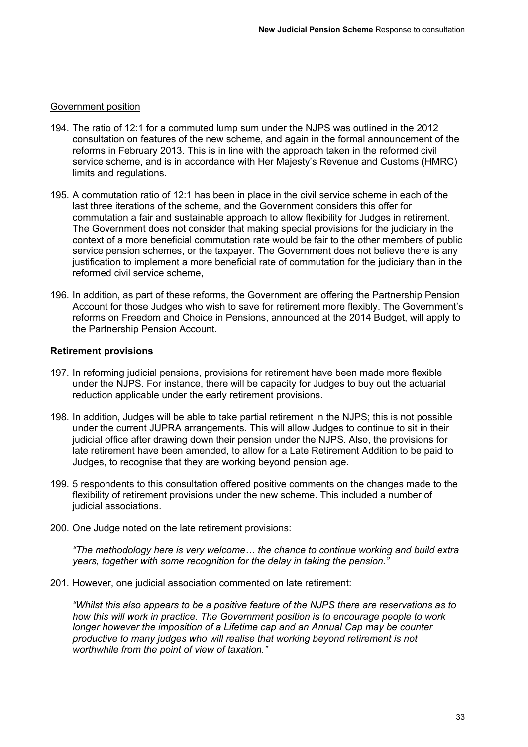<u>Government position</u>

194. The ratio of 12:1 for a commuted lump sum under the NJPS was outlined in the 2012 consultation on features of the new scheme, and again in the formal announcement of the reforms in February 2013. This is in line with the approach taken in the reformed civil service scheme, and is in accordance with Her Majesty's Revenue and Customs (HMRC) limits and regulations.

195. A commutation ratio of 12:1 has been in place in the civil service scheme in each of the last three iterations of the scheme, and the Government considers this offer for commutation a fair and sustainable approach to allow flexibility for Judges in retirement. The Government does not consider that making special provisions for the judiciary in the context of a more beneficial commutation rate would be fair to the other members of public service pension schemes, or the taxpayer. The Government does not believe there is any justification to implement a more beneficial rate of commutation for the judiciary than in the reformed civil service scheme,

196. In addition, as part of these reforms, the Government are offering the Partnership Pension Account for those Judges who wish to save for retirement more flexibly. The Government's reforms on Freedom and Choice in Pensions, announced at the 2014 Budget, will apply to the Partnership Pension Account.

**Retirement provisions**

197. In reforming judicial pensions, provisions for retirement have been made more flexible under the NJPS. For instance, there will be capacity for Judges to buy out the actuarial reduction applicable under the early retirement provisions.

198. In addition, Judges will be able to take partial retirement in the NJPS; this is not possible under the current JUPRA arrangements. This will allow Judges to continue to sit in their judicial office after drawing down their pension under the NJPS. Also, the provisions for late retirement have been amended, to allow for a Late Retirement Addition to be paid to Judges, to recognise that they are working beyond pension age.

199. 5 respondents to this consultation offered positive comments on the changes made to the flexibility of retirement provisions under the new scheme. This included a number of judicial associations.

200. One Judge noted on the late retirement provisions:

 *"The methodology here is very welcome… the chance to continue working and build extra years, together with some recognition for the delay in taking the pension."*

201. However, one judicial association commented on late retirement:

 *"Whilst this also appears to be a positive feature of the NJPS there are reservations as to how this will work in practice. The Government position is to encourage people to work longer however the imposition of a Lifetime cap and an Annual Cap may be counter productive to many judges who will realise that working beyond retirement is not worthwhile from the point of view of taxation."*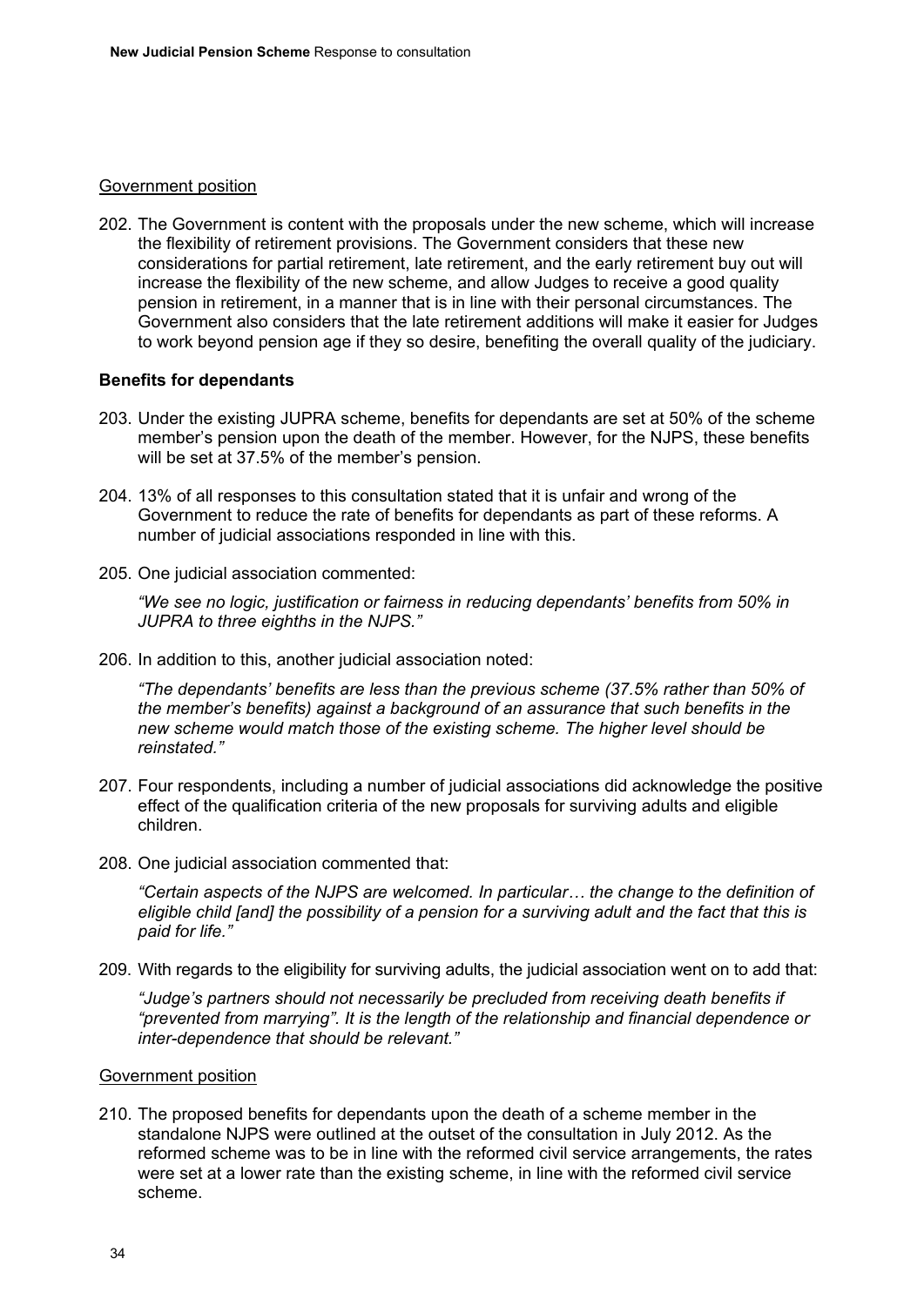Government position

202. The Government is content with the proposals under the new scheme, which will increase the flexibility of retirement provisions. The Government considers that these new considerations for partial retirement, late retirement, and the early retirement buy out will increase the flexibility of the new scheme, and allow Judges to receive a good quality pension in retirement, in a manner that is in line with their personal circumstances. The Government also considers that the late retirement additions will make it easier for Judges to work beyond pension age if they so desire, benefiting the overall quality of the judiciary.

**Benefits for dependants**

203. Under the existing JUPRA scheme, benefits for dependants are set at 50% of the scheme member's pension upon the death of the member. However, for the NJPS, these benefits will be set at 37.5% of the member's pension.

204. 13% of all responses to this consultation stated that it is unfair and wrong of the Government to reduce the rate of benefits for dependants as part of these reforms. A number of judicial associations responded in line with this.

205. One judicial association commented:

*"We see no logic, justification or fairness in reducing dependants' benefits from 50% in JUPRA to three eighths in the NJPS."*

206. In addition to this, another judicial association noted:

*"The dependants' benefits are less than the previous scheme (37.5% rather than 50% of the member's benefits) against a background of an assurance that such benefits in the new scheme would match those of the existing scheme. The higher level should be reinstated."*

207. Four respondents, including a number of judicial associations did acknowledge the positive effect of the qualification criteria of the new proposals for surviving adults and eligible children.

208. One judicial association commented that:

*"Certain aspects of the NJPS are welcomed. In particular… the change to the definition of eligible child [and] the possibility of a pension for a surviving adult and the fact that this is paid for life."*

209. With regards to the eligibility for surviving adults, the judicial association went on to add that:

*"Judge's partners should not necessarily be precluded from receiving death benefits if "prevented from marrying". It is the length of the relationship and financial dependence or inter-dependence that should be relevant."*

Government position

210. The proposed benefits for dependants upon the death of a scheme member in the standalone NJPS were outlined at the outset of the consultation in July 2012. As the reformed scheme was to be in line with the reformed civil service arrangements, the rates were set at a lower rate than the existing scheme, in line with the reformed civil service scheme.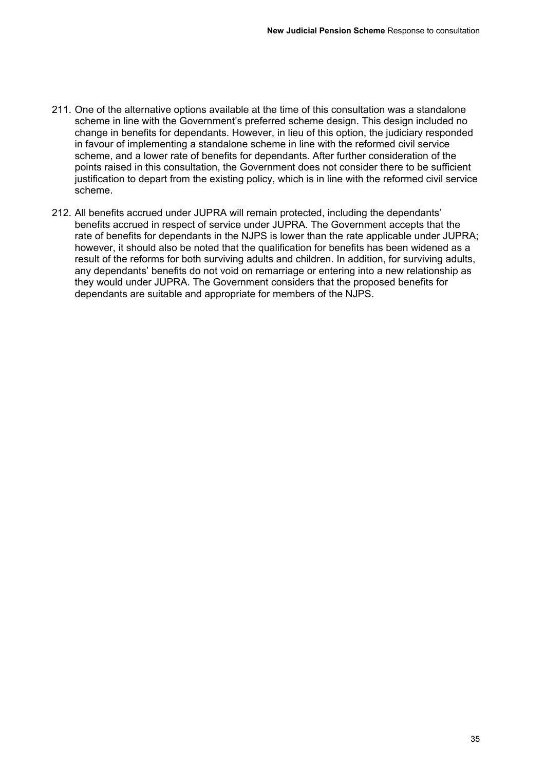211. One of the alternative options available at the time of this consultation was a standalone scheme in line with the Government's preferred scheme design. This design included no change in benefits for dependants. However, in lieu of this option, the judiciary responded in favour of implementing a standalone scheme in line with the reformed civil service scheme, and a lower rate of benefits for dependants. After further consideration of the points raised in this consultation, the Government does not consider there to be sufficient justification to depart from the existing policy, which is in line with the reformed civil service scheme.

212. All benefits accrued under JUPRA will remain protected, including the dependants' benefits accrued in respect of service under JUPRA. The Government accepts that the rate of benefits for dependants in the NJPS is lower than the rate applicable under JUPRA; however, it should also be noted that the qualification for benefits has been widened as a result of the reforms for both surviving adults and children. In addition, for surviving adults, any dependants' benefits do not void on remarriage or entering into a new relationship as they would under JUPRA. The Government considers that the proposed benefits for dependants are suitable and appropriate for members of the NJPS.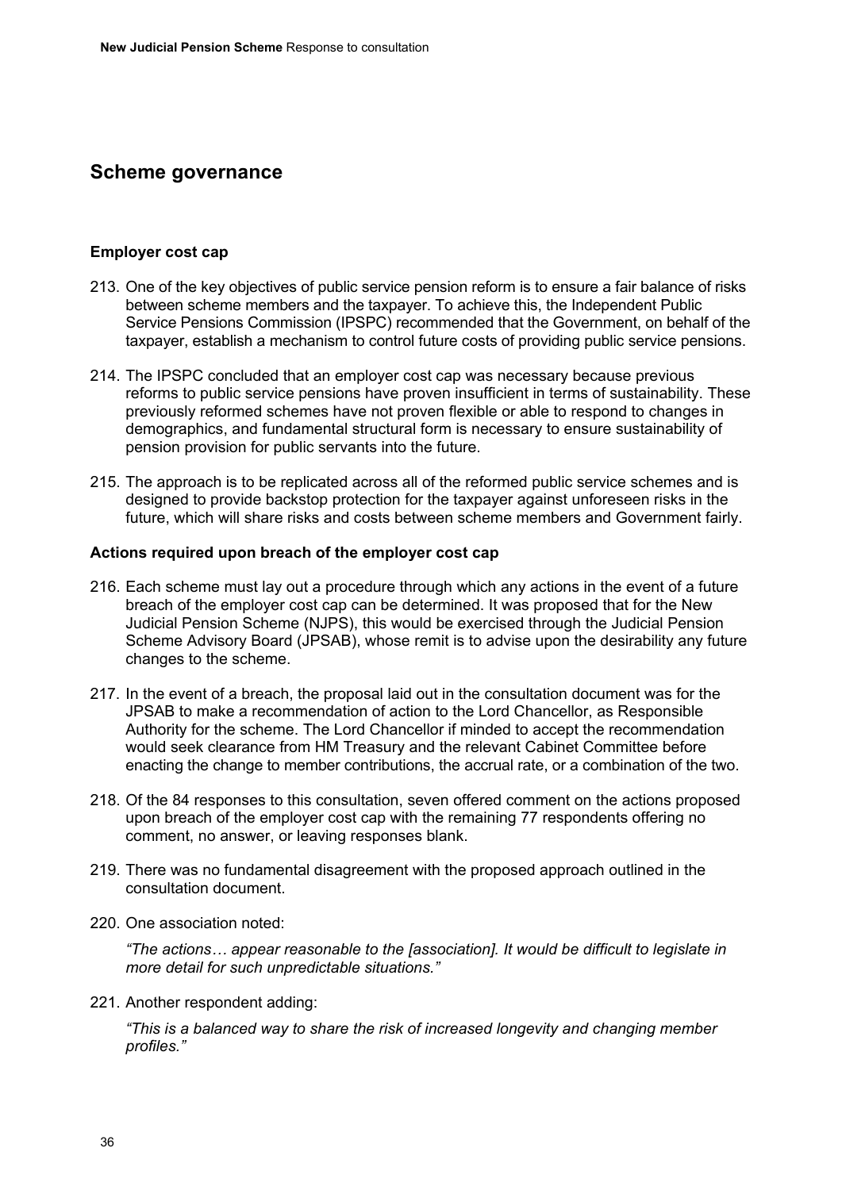## Scheme governance

### Employer cost cap

213. One of the key objectives of public service pension reform is to ensure a fair balance of risks between scheme members and the taxpayer. To achieve this, the Independent Public Service Pensions Commission (IPSPC) recommended that the Government, on behalf of the taxpayer, establish a mechanism to control future costs of providing public service pensions.

214. The IPSPC concluded that an employer cost cap was necessary because previous reforms to public service pensions have proven insufficient in terms of sustainability. These previously reformed schemes have not proven flexible or able to respond to changes in demographics, and fundamental structural form is necessary to ensure sustainability of pension provision for public servants into the future.

215. The approach is to be replicated across all of the reformed public service schemes and is designed to provide backstop protection for the taxpayer against unforeseen risks in the future, which will share risks and costs between scheme members and Government fairly.

### Actions required upon breach of the employer cost cap

216. Each scheme must lay out a procedure through which any actions in the event of a future breach of the employer cost cap can be determined. It was proposed that for the New Judicial Pension Scheme (NJPS), this would be exercised through the Judicial Pension Scheme Advisory Board (JPSAB), whose remit is to advise upon the desirability any future changes to the scheme.

217. In the event of a breach, the proposal laid out in the consultation document was for the JPSAB to make a recommendation of action to the Lord Chancellor, as Responsible Authority for the scheme. The Lord Chancellor if minded to accept the recommendation would seek clearance from HM Treasury and the relevant Cabinet Committee before enacting the change to member contributions, the accrual rate, or a combination of the two.

218. Of the 84 responses to this consultation, seven offered comment on the actions proposed upon breach of the employer cost cap with the remaining 77 respondents offering no comment, no answer, or leaving responses blank.

219. There was no fundamental disagreement with the proposed approach outlined in the consultation document.

220. One association noted:

    *"The actions… appear reasonable to the [association]. It would be difficult to legislate in more detail for such unpredictable situations."*

221. Another respondent adding:

    *"This is a balanced way to share the risk of increased longevity and changing member profiles."*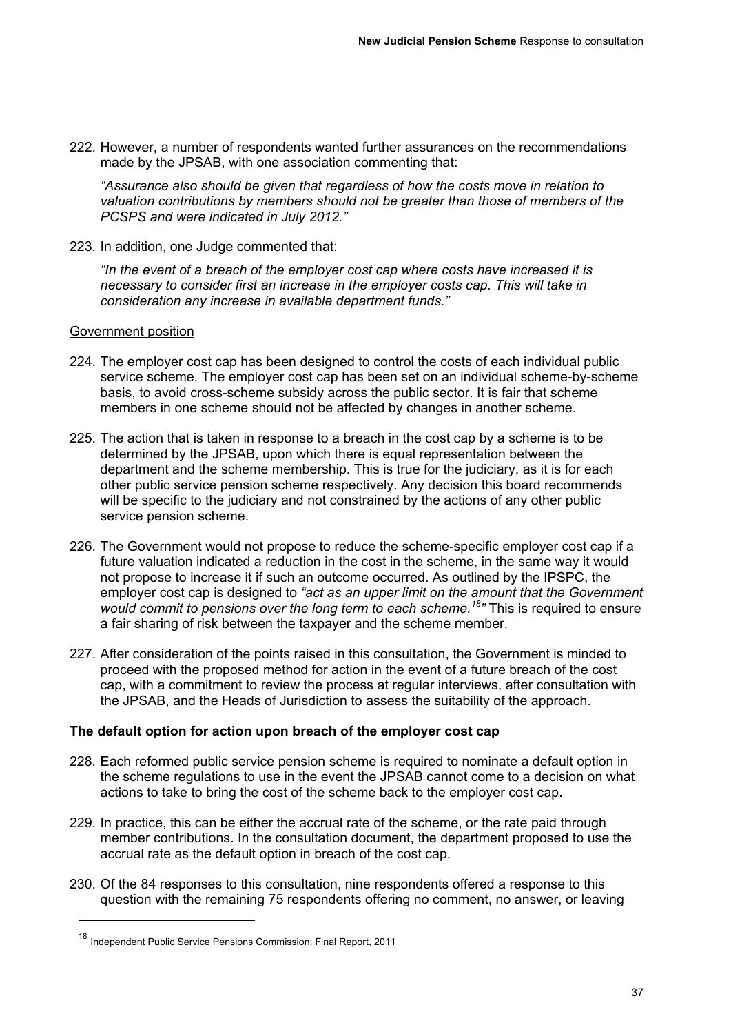222. However, a number of respondents wanted further assurances on the recommendations made by the JPSAB, with one association commenting that:

    *"Assurance also should be given that regardless of how the costs move in relation to valuation contributions by members should not be greater than those of members of the PCSPS and were indicated in July 2012."*

223. In addition, one Judge commented that:

    *"In the event of a breach of the employer cost cap where costs have increased it is necessary to consider first an increase in the employer costs cap. This will take in consideration any increase in available department funds."*

Government position

224. The employer cost cap has been designed to control the costs of each individual public service scheme. The employer cost cap has been set on an individual scheme-by-scheme basis, to avoid cross-scheme subsidy across the public sector. It is fair that scheme members in one scheme should not be affected by changes in another scheme.

225. The action that is taken in response to a breach in the cost cap by a scheme is to be determined by the JPSAB, upon which there is equal representation between the department and the scheme membership. This is true for the judiciary, as it is for each other public service pension scheme respectively. Any decision this board recommends will be specific to the judiciary and not constrained by the actions of any other public service pension scheme.

226. The Government would not propose to reduce the scheme-specific employer cost cap if a future valuation indicated a reduction in the cost in the scheme, in the same way it would not propose to increase it if such an outcome occurred. As outlined by the IPSPC, the employer cost cap is designed to *"act as an upper limit on the amount that the Government would commit to pensions over the long term to each scheme.[18]"* This is required to ensure a fair sharing of risk between the taxpayer and the scheme member.

227. After consideration of the points raised in this consultation, the Government is minded to proceed with the proposed method for action in the event of a future breach of the cost cap, with a commitment to review the process at regular interviews, after consultation with the JPSAB, and the Heads of Jurisdiction to assess the suitability of the approach.

**The default option for action upon breach of the employer cost cap**

228. Each reformed public service pension scheme is required to nominate a default option in the scheme regulations to use in the event the JPSAB cannot come to a decision on what actions to take to bring the cost of the scheme back to the employer cost cap.

229. In practice, this can be either the accrual rate of the scheme, or the rate paid through member contributions. In the consultation document, the department proposed to use the accrual rate as the default option in breach of the cost cap.

230. Of the 84 responses to this consultation, nine respondents offered a response to this question with the remaining 75 respondents offering no comment, no answer, or leaving

---

[18] Independent Public Service Pensions Commission; Final Report, 2011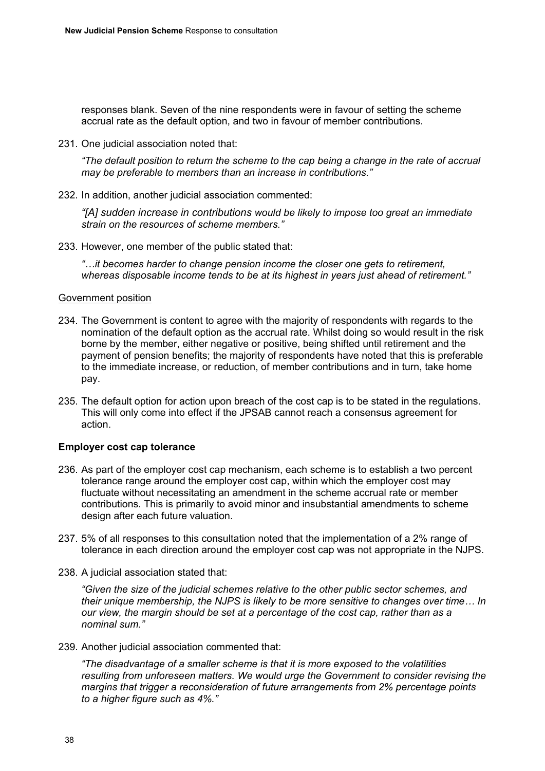responses blank. Seven of the nine respondents were in favour of setting the scheme accrual rate as the default option, and two in favour of member contributions.

231. One judicial association noted that:

   *"The default position to return the scheme to the cap being a change in the rate of accrual may be preferable to members than an increase in contributions."*

232. In addition, another judicial association commented:

   *"[A] sudden increase in contributions would be likely to impose too great an immediate strain on the resources of scheme members."*

233. However, one member of the public stated that:

   *"…it becomes harder to change pension income the closer one gets to retirement, whereas disposable income tends to be at its highest in years just ahead of retirement."*

Government position

234. The Government is content to agree with the majority of respondents with regards to the nomination of the default option as the accrual rate. Whilst doing so would result in the risk borne by the member, either negative or positive, being shifted until retirement and the payment of pension benefits; the majority of respondents have noted that this is preferable to the immediate increase, or reduction, of member contributions and in turn, take home pay.

235. The default option for action upon breach of the cost cap is to be stated in the regulations. This will only come into effect if the JPSAB cannot reach a consensus agreement for action.

**Employer cost cap tolerance**

236. As part of the employer cost cap mechanism, each scheme is to establish a two percent tolerance range around the employer cost cap, within which the employer cost may fluctuate without necessitating an amendment in the scheme accrual rate or member contributions. This is primarily to avoid minor and insubstantial amendments to scheme design after each future valuation.

237. 5% of all responses to this consultation noted that the implementation of a 2% range of tolerance in each direction around the employer cost cap was not appropriate in the NJPS.

238. A judicial association stated that:

   *"Given the size of the judicial schemes relative to the other public sector schemes, and their unique membership, the NJPS is likely to be more sensitive to changes over time… In our view, the margin should be set at a percentage of the cost cap, rather than as a nominal sum."*

239. Another judicial association commented that:

   *"The disadvantage of a smaller scheme is that it is more exposed to the volatilities resulting from unforeseen matters. We would urge the Government to consider revising the margins that trigger a reconsideration of future arrangements from 2% percentage points to a higher figure such as 4%."*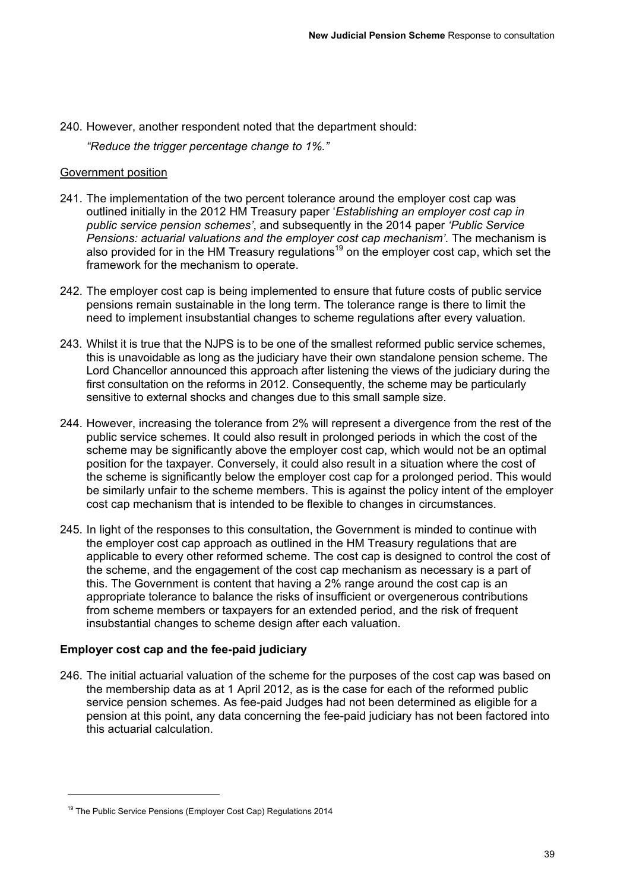240. However, another respondent noted that the department should:

*"Reduce the trigger percentage change to 1%."*

Government position

241. The implementation of the two percent tolerance around the employer cost cap was outlined initially in the 2012 HM Treasury paper '*Establishing an employer cost cap in public service pension schemes*', and subsequently in the 2014 paper *'Public Service Pensions: actuarial valuations and the employer cost cap mechanism'.* The mechanism is also provided for in the HM Treasury regulations[19] on the employer cost cap, which set the framework for the mechanism to operate.

242. The employer cost cap is being implemented to ensure that future costs of public service pensions remain sustainable in the long term. The tolerance range is there to limit the need to implement insubstantial changes to scheme regulations after every valuation.

243. Whilst it is true that the NJPS is to be one of the smallest reformed public service schemes, this is unavoidable as long as the judiciary have their own standalone pension scheme. The Lord Chancellor announced this approach after listening the views of the judiciary during the first consultation on the reforms in 2012. Consequently, the scheme may be particularly sensitive to external shocks and changes due to this small sample size.

244. However, increasing the tolerance from 2% will represent a divergence from the rest of the public service schemes. It could also result in prolonged periods in which the cost of the scheme may be significantly above the employer cost cap, which would not be an optimal position for the taxpayer. Conversely, it could also result in a situation where the cost of the scheme is significantly below the employer cost cap for a prolonged period. This would be similarly unfair to the scheme members. This is against the policy intent of the employer cost cap mechanism that is intended to be flexible to changes in circumstances.

245. In light of the responses to this consultation, the Government is minded to continue with the employer cost cap approach as outlined in the HM Treasury regulations that are applicable to every other reformed scheme. The cost cap is designed to control the cost of the scheme, and the engagement of the cost cap mechanism as necessary is a part of this. The Government is content that having a 2% range around the cost cap is an appropriate tolerance to balance the risks of insufficient or overgenerous contributions from scheme members or taxpayers for an extended period, and the risk of frequent insubstantial changes to scheme design after each valuation.

**Employer cost cap and the fee-paid judiciary**

246. The initial actuarial valuation of the scheme for the purposes of the cost cap was based on the membership data as at 1 April 2012, as is the case for each of the reformed public service pension schemes. As fee-paid Judges had not been determined as eligible for a pension at this point, any data concerning the fee-paid judiciary has not been factored into this actuarial calculation.

[19] The Public Service Pensions (Employer Cost Cap) Regulations 2014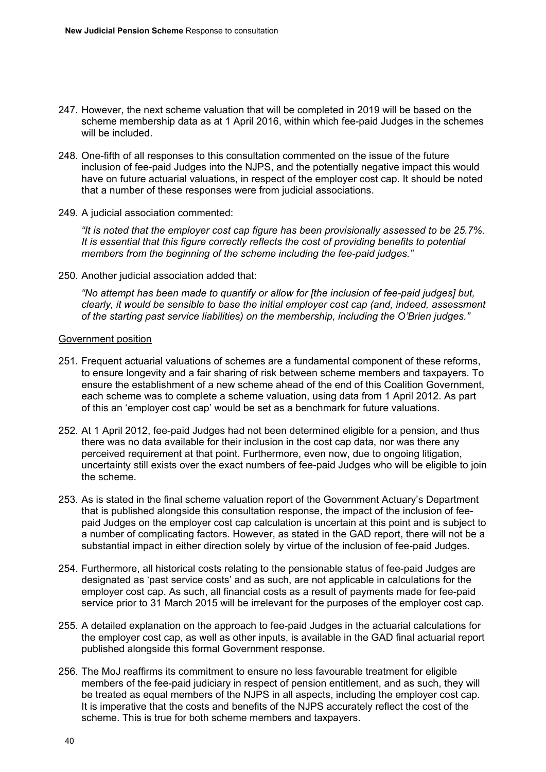247. However, the next scheme valuation that will be completed in 2019 will be based on the scheme membership data as at 1 April 2016, within which fee-paid Judges in the schemes will be included.

248. One-fifth of all responses to this consultation commented on the issue of the future inclusion of fee-paid Judges into the NJPS, and the potentially negative impact this would have on future actuarial valuations, in respect of the employer cost cap. It should be noted that a number of these responses were from judicial associations.

249. A judicial association commented:

   *"It is noted that the employer cost cap figure has been provisionally assessed to be 25.7%. It is essential that this figure correctly reflects the cost of providing benefits to potential members from the beginning of the scheme including the fee-paid judges."*

250. Another judicial association added that:

   *"No attempt has been made to quantify or allow for [the inclusion of fee-paid judges] but, clearly, it would be sensible to base the initial employer cost cap (and, indeed, assessment of the starting past service liabilities) on the membership, including the O'Brien judges."*

Government position

251. Frequent actuarial valuations of schemes are a fundamental component of these reforms, to ensure longevity and a fair sharing of risk between scheme members and taxpayers. To ensure the establishment of a new scheme ahead of the end of this Coalition Government, each scheme was to complete a scheme valuation, using data from 1 April 2012. As part of this an 'employer cost cap' would be set as a benchmark for future valuations.

252. At 1 April 2012, fee-paid Judges had not been determined eligible for a pension, and thus there was no data available for their inclusion in the cost cap data, nor was there any perceived requirement at that point. Furthermore, even now, due to ongoing litigation, uncertainty still exists over the exact numbers of fee-paid Judges who will be eligible to join the scheme.

253. As is stated in the final scheme valuation report of the Government Actuary's Department that is published alongside this consultation response, the impact of the inclusion of fee-paid Judges on the employer cost cap calculation is uncertain at this point and is subject to a number of complicating factors. However, as stated in the GAD report, there will not be a substantial impact in either direction solely by virtue of the inclusion of fee-paid Judges.

254. Furthermore, all historical costs relating to the pensionable status of fee-paid Judges are designated as 'past service costs' and as such, are not applicable in calculations for the employer cost cap. As such, all financial costs as a result of payments made for fee-paid service prior to 31 March 2015 will be irrelevant for the purposes of the employer cost cap.

255. A detailed explanation on the approach to fee-paid Judges in the actuarial calculations for the employer cost cap, as well as other inputs, is available in the GAD final actuarial report published alongside this formal Government response.

256. The MoJ reaffirms its commitment to ensure no less favourable treatment for eligible members of the fee-paid judiciary in respect of pension entitlement, and as such, they will be treated as equal members of the NJPS in all aspects, including the employer cost cap. It is imperative that the costs and benefits of the NJPS accurately reflect the cost of the scheme. This is true for both scheme members and taxpayers.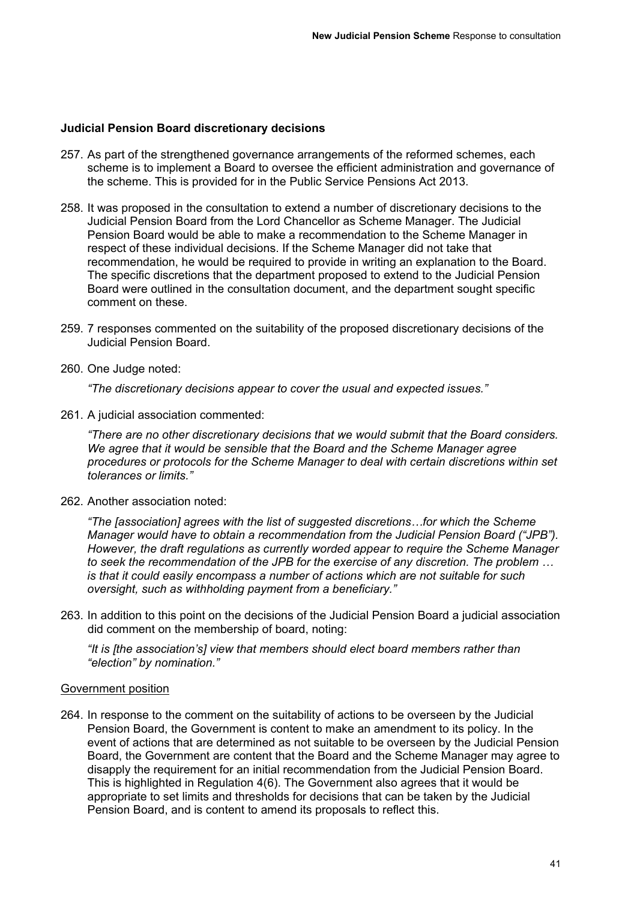### Judicial Pension Board discretionary decisions

257. As part of the strengthened governance arrangements of the reformed schemes, each scheme is to implement a Board to oversee the efficient administration and governance of the scheme. This is provided for in the Public Service Pensions Act 2013.

258. It was proposed in the consultation to extend a number of discretionary decisions to the Judicial Pension Board from the Lord Chancellor as Scheme Manager. The Judicial Pension Board would be able to make a recommendation to the Scheme Manager in respect of these individual decisions. If the Scheme Manager did not take that recommendation, he would be required to provide in writing an explanation to the Board. The specific discretions that the department proposed to extend to the Judicial Pension Board were outlined in the consultation document, and the department sought specific comment on these.

259. 7 responses commented on the suitability of the proposed discretionary decisions of the Judicial Pension Board.

260. One Judge noted:

    *"The discretionary decisions appear to cover the usual and expected issues."*

261. A judicial association commented:

    *"There are no other discretionary decisions that we would submit that the Board considers. We agree that it would be sensible that the Board and the Scheme Manager agree procedures or protocols for the Scheme Manager to deal with certain discretions within set tolerances or limits."*

262. Another association noted:

    *"The [association] agrees with the list of suggested discretions…for which the Scheme Manager would have to obtain a recommendation from the Judicial Pension Board ("JPB"). However, the draft regulations as currently worded appear to require the Scheme Manager to seek the recommendation of the JPB for the exercise of any discretion. The problem … is that it could easily encompass a number of actions which are not suitable for such oversight, such as withholding payment from a beneficiary."*

263. In addition to this point on the decisions of the Judicial Pension Board a judicial association did comment on the membership of board, noting:

    *"It is [the association's] view that members should elect board members rather than "election" by nomination."*

<u>Government position</u>

264. In response to the comment on the suitability of actions to be overseen by the Judicial Pension Board, the Government is content to make an amendment to its policy. In the event of actions that are determined as not suitable to be overseen by the Judicial Pension Board, the Government are content that the Board and the Scheme Manager may agree to disapply the requirement for an initial recommendation from the Judicial Pension Board. This is highlighted in Regulation 4(6). The Government also agrees that it would be appropriate to set limits and thresholds for decisions that can be taken by the Judicial Pension Board, and is content to amend its proposals to reflect this.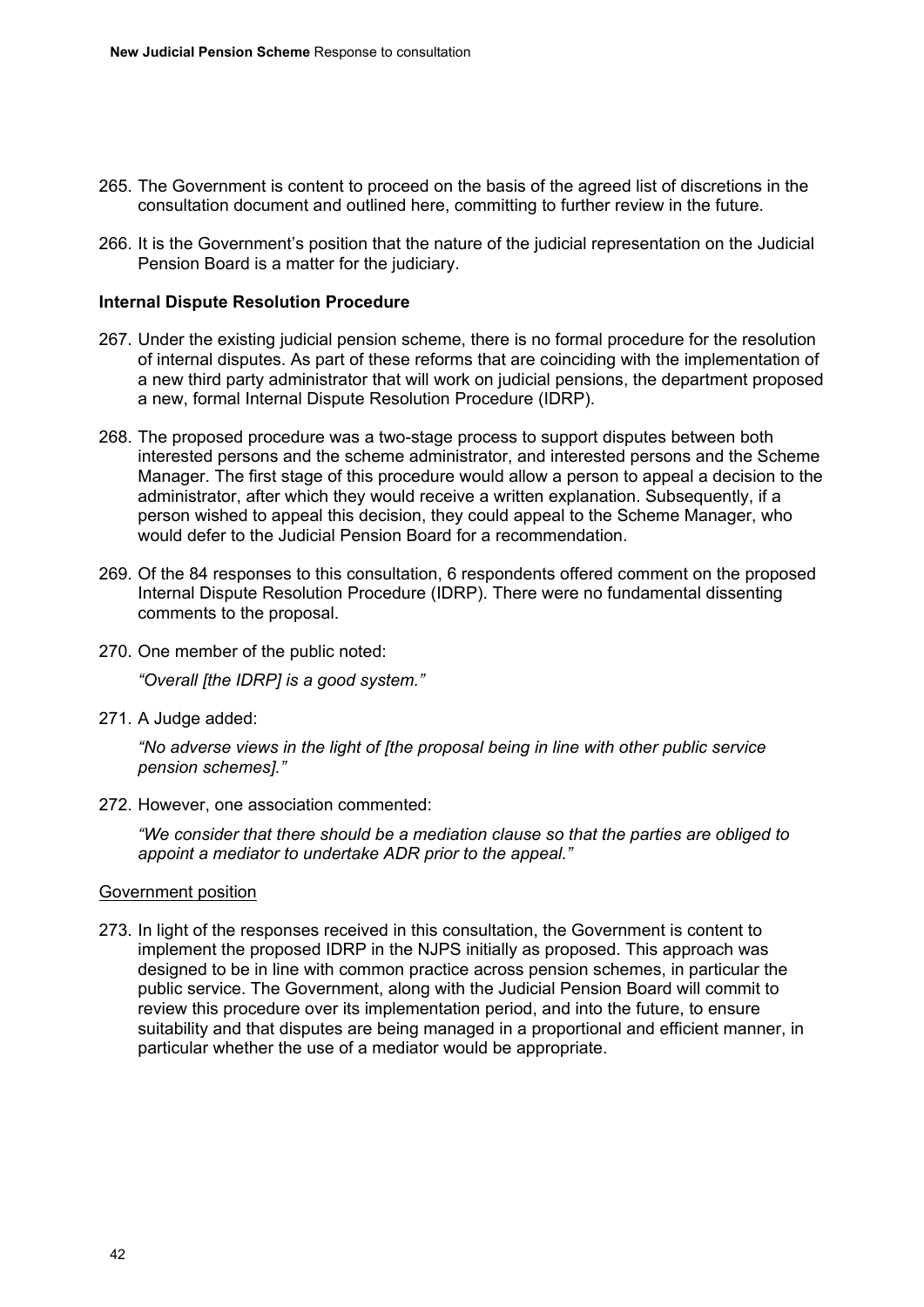265. The Government is content to proceed on the basis of the agreed list of discretions in the consultation document and outlined here, committing to further review in the future.

266. It is the Government's position that the nature of the judicial representation on the Judicial Pension Board is a matter for the judiciary.

**Internal Dispute Resolution Procedure**

267. Under the existing judicial pension scheme, there is no formal procedure for the resolution of internal disputes. As part of these reforms that are coinciding with the implementation of a new third party administrator that will work on judicial pensions, the department proposed a new, formal Internal Dispute Resolution Procedure (IDRP).

268. The proposed procedure was a two-stage process to support disputes between both interested persons and the scheme administrator, and interested persons and the Scheme Manager. The first stage of this procedure would allow a person to appeal a decision to the administrator, after which they would receive a written explanation. Subsequently, if a person wished to appeal this decision, they could appeal to the Scheme Manager, who would defer to the Judicial Pension Board for a recommendation.

269. Of the 84 responses to this consultation, 6 respondents offered comment on the proposed Internal Dispute Resolution Procedure (IDRP). There were no fundamental dissenting comments to the proposal.

270. One member of the public noted:

    *"Overall [the IDRP] is a good system."*

271. A Judge added:

    *"No adverse views in the light of [the proposal being in line with other public service pension schemes]."*

272. However, one association commented:

    *"We consider that there should be a mediation clause so that the parties are obliged to appoint a mediator to undertake ADR prior to the appeal."*

Government position

273. In light of the responses received in this consultation, the Government is content to implement the proposed IDRP in the NJPS initially as proposed. This approach was designed to be in line with common practice across pension schemes, in particular the public service. The Government, along with the Judicial Pension Board will commit to review this procedure over its implementation period, and into the future, to ensure suitability and that disputes are being managed in a proportional and efficient manner, in particular whether the use of a mediator would be appropriate.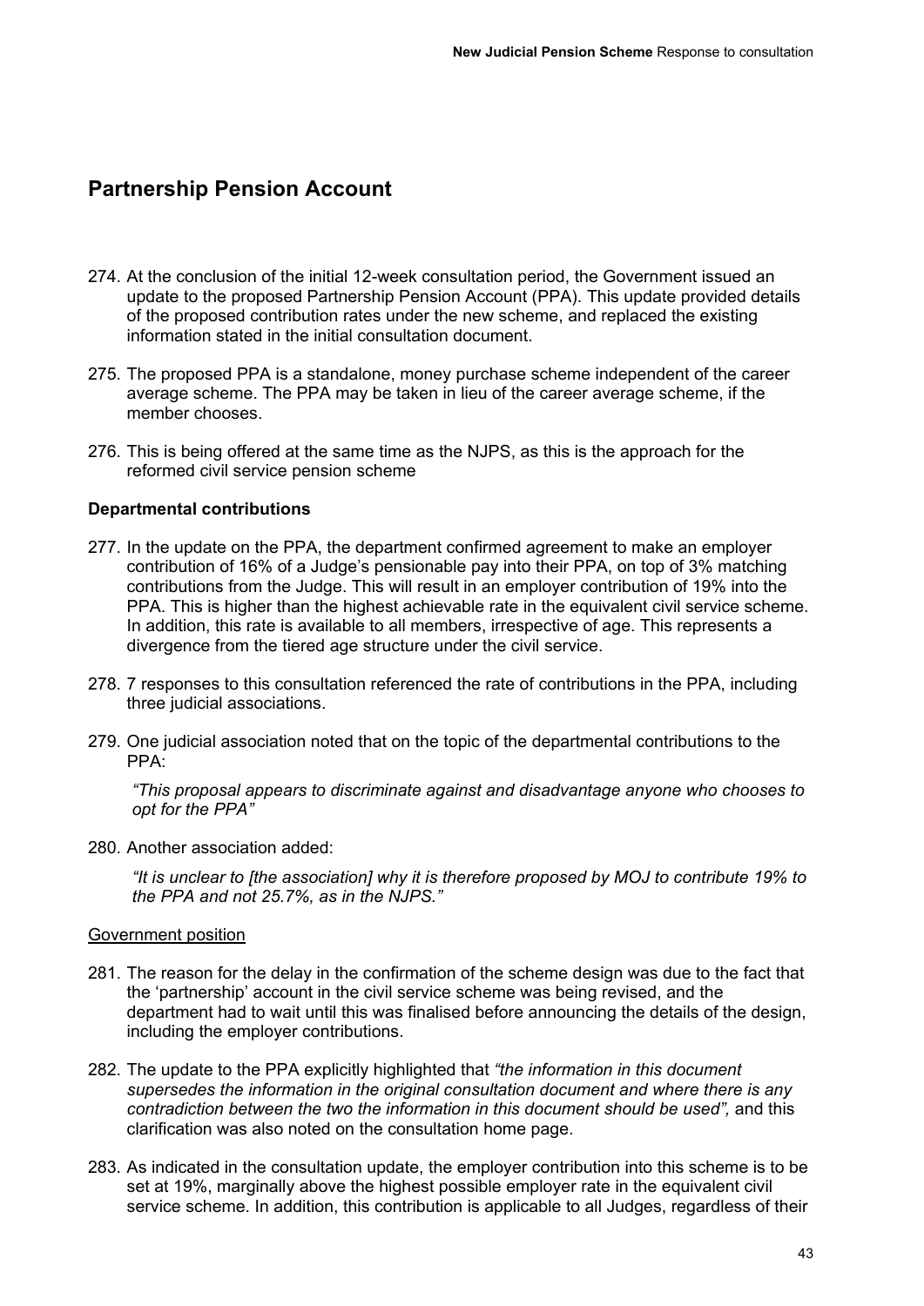## Partnership Pension Account

274. At the conclusion of the initial 12-week consultation period, the Government issued an update to the proposed Partnership Pension Account (PPA). This update provided details of the proposed contribution rates under the new scheme, and replaced the existing information stated in the initial consultation document.

275. The proposed PPA is a standalone, money purchase scheme independent of the career average scheme. The PPA may be taken in lieu of the career average scheme, if the member chooses.

276. This is being offered at the same time as the NJPS, as this is the approach for the reformed civil service pension scheme

**Departmental contributions**

277. In the update on the PPA, the department confirmed agreement to make an employer contribution of 16% of a Judge's pensionable pay into their PPA, on top of 3% matching contributions from the Judge. This will result in an employer contribution of 19% into the PPA. This is higher than the highest achievable rate in the equivalent civil service scheme. In addition, this rate is available to all members, irrespective of age. This represents a divergence from the tiered age structure under the civil service.

278. 7 responses to this consultation referenced the rate of contributions in the PPA, including three judicial associations.

279. One judicial association noted that on the topic of the departmental contributions to the PPA:

    *"This proposal appears to discriminate against and disadvantage anyone who chooses to opt for the PPA"*

280. Another association added:

    *"It is unclear to [the association] why it is therefore proposed by MOJ to contribute 19% to the PPA and not 25.7%, as in the NJPS."*

Government position

281. The reason for the delay in the confirmation of the scheme design was due to the fact that the 'partnership' account in the civil service scheme was being revised, and the department had to wait until this was finalised before announcing the details of the design, including the employer contributions.

282. The update to the PPA explicitly highlighted that *"the information in this document supersedes the information in the original consultation document and where there is any contradiction between the two the information in this document should be used",* and this clarification was also noted on the consultation home page.

283. As indicated in the consultation update, the employer contribution into this scheme is to be set at 19%, marginally above the highest possible employer rate in the equivalent civil service scheme. In addition, this contribution is applicable to all Judges, regardless of their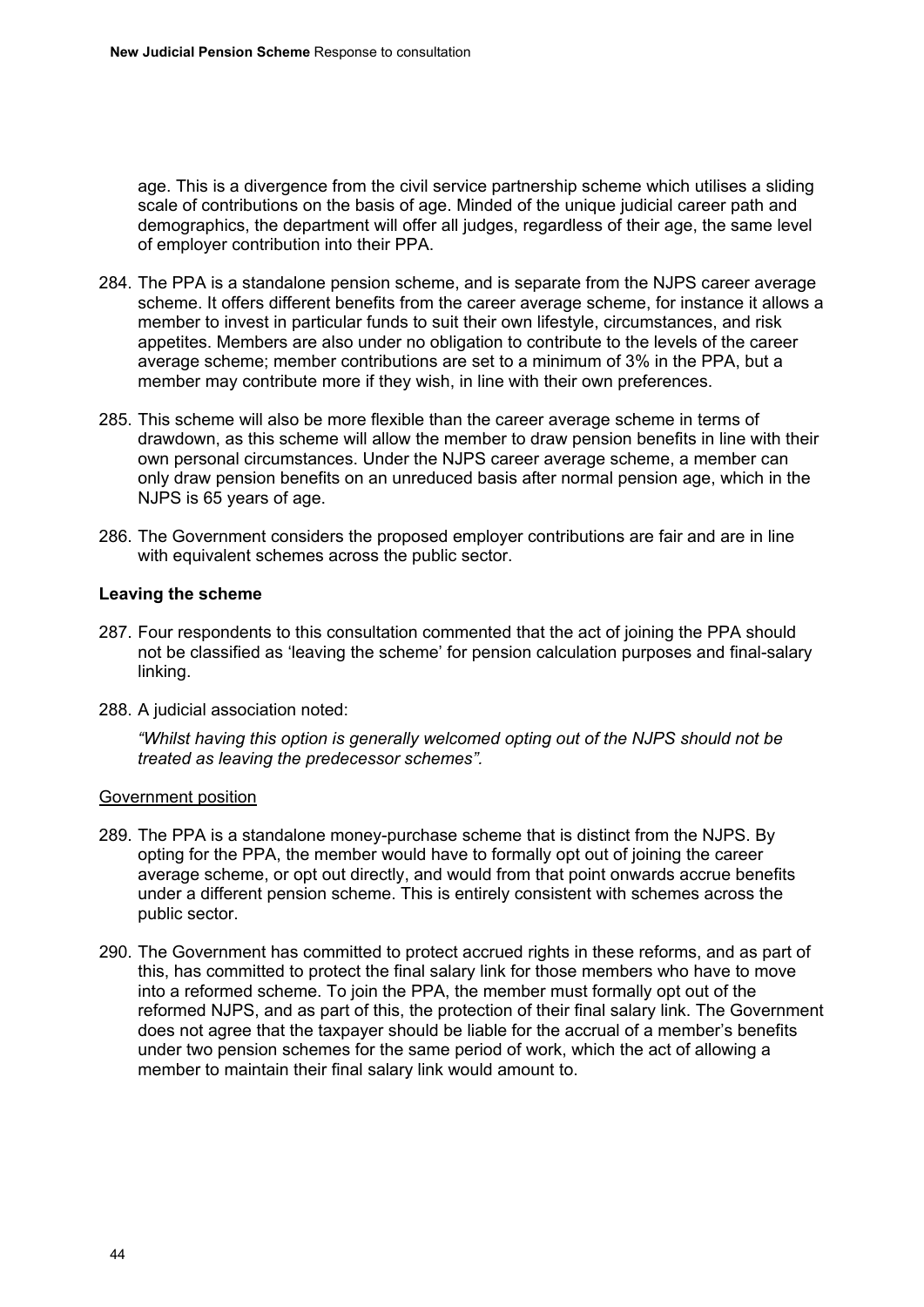age. This is a divergence from the civil service partnership scheme which utilises a sliding scale of contributions on the basis of age. Minded of the unique judicial career path and demographics, the department will offer all judges, regardless of their age, the same level of employer contribution into their PPA.

284. The PPA is a standalone pension scheme, and is separate from the NJPS career average scheme. It offers different benefits from the career average scheme, for instance it allows a member to invest in particular funds to suit their own lifestyle, circumstances, and risk appetites. Members are also under no obligation to contribute to the levels of the career average scheme; member contributions are set to a minimum of 3% in the PPA, but a member may contribute more if they wish, in line with their own preferences.

285. This scheme will also be more flexible than the career average scheme in terms of drawdown, as this scheme will allow the member to draw pension benefits in line with their own personal circumstances. Under the NJPS career average scheme, a member can only draw pension benefits on an unreduced basis after normal pension age, which in the NJPS is 65 years of age.

286. The Government considers the proposed employer contributions are fair and are in line with equivalent schemes across the public sector.

### Leaving the scheme

287. Four respondents to this consultation commented that the act of joining the PPA should not be classified as 'leaving the scheme' for pension calculation purposes and final-salary linking.

288. A judicial association noted:

  *"Whilst having this option is generally welcomed opting out of the NJPS should not be treated as leaving the predecessor schemes".*

Government position

289. The PPA is a standalone money-purchase scheme that is distinct from the NJPS. By opting for the PPA, the member would have to formally opt out of joining the career average scheme, or opt out directly, and would from that point onwards accrue benefits under a different pension scheme. This is entirely consistent with schemes across the public sector.

290. The Government has committed to protect accrued rights in these reforms, and as part of this, has committed to protect the final salary link for those members who have to move into a reformed scheme. To join the PPA, the member must formally opt out of the reformed NJPS, and as part of this, the protection of their final salary link. The Government does not agree that the taxpayer should be liable for the accrual of a member's benefits under two pension schemes for the same period of work, which the act of allowing a member to maintain their final salary link would amount to.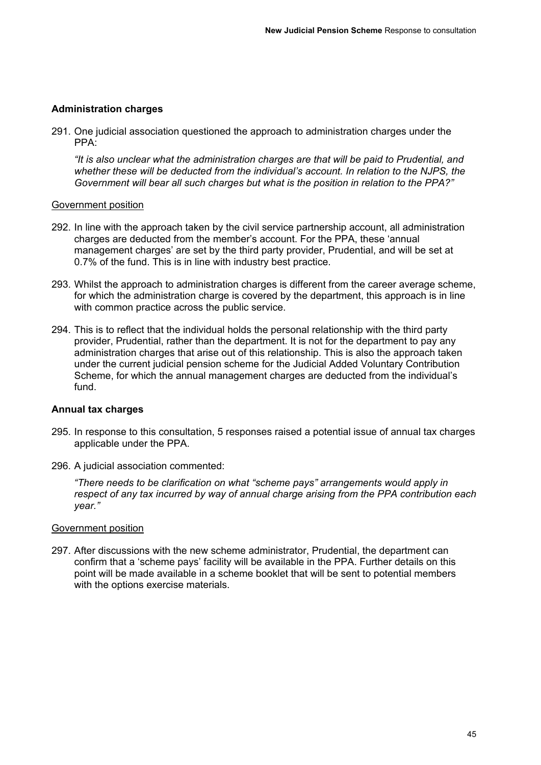### Administration charges

291. One judicial association questioned the approach to administration charges under the PPA:

*"It is also unclear what the administration charges are that will be paid to Prudential, and whether these will be deducted from the individual's account. In relation to the NJPS, the Government will bear all such charges but what is the position in relation to the PPA?"*

Government position

292. In line with the approach taken by the civil service partnership account, all administration charges are deducted from the member's account. For the PPA, these 'annual management charges' are set by the third party provider, Prudential, and will be set at 0.7% of the fund. This is in line with industry best practice.

293. Whilst the approach to administration charges is different from the career average scheme, for which the administration charge is covered by the department, this approach is in line with common practice across the public service.

294. This is to reflect that the individual holds the personal relationship with the third party provider, Prudential, rather than the department. It is not for the department to pay any administration charges that arise out of this relationship. This is also the approach taken under the current judicial pension scheme for the Judicial Added Voluntary Contribution Scheme, for which the annual management charges are deducted from the individual's fund.

### Annual tax charges

295. In response to this consultation, 5 responses raised a potential issue of annual tax charges applicable under the PPA.

296. A judicial association commented:

*"There needs to be clarification on what "scheme pays" arrangements would apply in respect of any tax incurred by way of annual charge arising from the PPA contribution each year."*

Government position

297. After discussions with the new scheme administrator, Prudential, the department can confirm that a 'scheme pays' facility will be available in the PPA. Further details on this point will be made available in a scheme booklet that will be sent to potential members with the options exercise materials.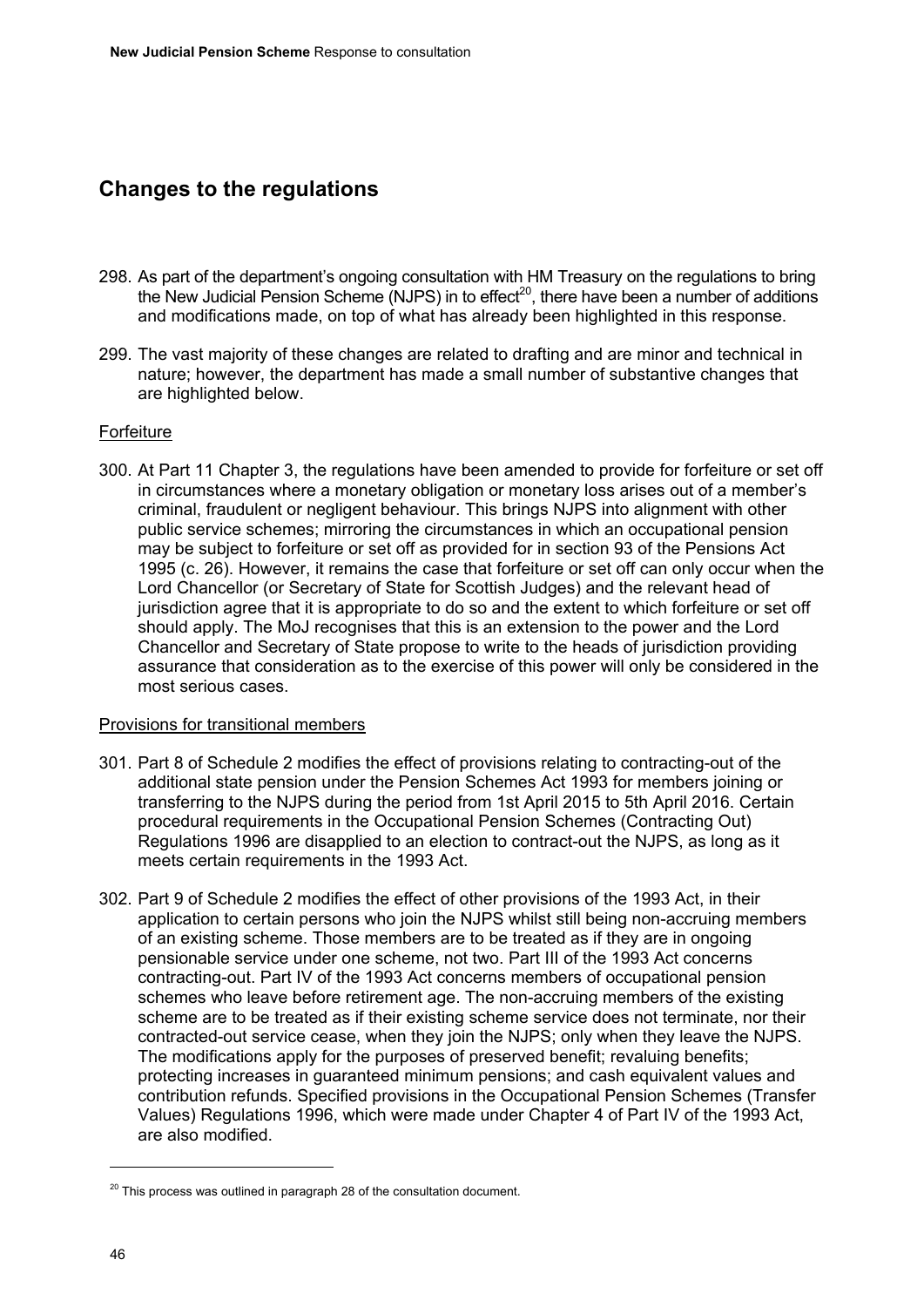## Changes to the regulations

298. As part of the department's ongoing consultation with HM Treasury on the regulations to bring the New Judicial Pension Scheme (NJPS) in to effect[20], there have been a number of additions and modifications made, on top of what has already been highlighted in this response.

299. The vast majority of these changes are related to drafting and are minor and technical in nature; however, the department has made a small number of substantive changes that are highlighted below.

### Forfeiture

300. At Part 11 Chapter 3, the regulations have been amended to provide for forfeiture or set off in circumstances where a monetary obligation or monetary loss arises out of a member's criminal, fraudulent or negligent behaviour. This brings NJPS into alignment with other public service schemes; mirroring the circumstances in which an occupational pension may be subject to forfeiture or set off as provided for in section 93 of the Pensions Act 1995 (c. 26). However, it remains the case that forfeiture or set off can only occur when the Lord Chancellor (or Secretary of State for Scottish Judges) and the relevant head of jurisdiction agree that it is appropriate to do so and the extent to which forfeiture or set off should apply. The MoJ recognises that this is an extension to the power and the Lord Chancellor and Secretary of State propose to write to the heads of jurisdiction providing assurance that consideration as to the exercise of this power will only be considered in the most serious cases.

### Provisions for transitional members

301. Part 8 of Schedule 2 modifies the effect of provisions relating to contracting-out of the additional state pension under the Pension Schemes Act 1993 for members joining or transferring to the NJPS during the period from 1st April 2015 to 5th April 2016. Certain procedural requirements in the Occupational Pension Schemes (Contracting Out) Regulations 1996 are disapplied to an election to contract-out the NJPS, as long as it meets certain requirements in the 1993 Act.

302. Part 9 of Schedule 2 modifies the effect of other provisions of the 1993 Act, in their application to certain persons who join the NJPS whilst still being non-accruing members of an existing scheme. Those members are to be treated as if they are in ongoing pensionable service under one scheme, not two. Part III of the 1993 Act concerns contracting-out. Part IV of the 1993 Act concerns members of occupational pension schemes who leave before retirement age. The non-accruing members of the existing scheme are to be treated as if their existing scheme service does not terminate, nor their contracted-out service cease, when they join the NJPS; only when they leave the NJPS. The modifications apply for the purposes of preserved benefit; revaluing benefits; protecting increases in guaranteed minimum pensions; and cash equivalent values and contribution refunds. Specified provisions in the Occupational Pension Schemes (Transfer Values) Regulations 1996, which were made under Chapter 4 of Part IV of the 1993 Act, are also modified.

[20] This process was outlined in paragraph 28 of the consultation document.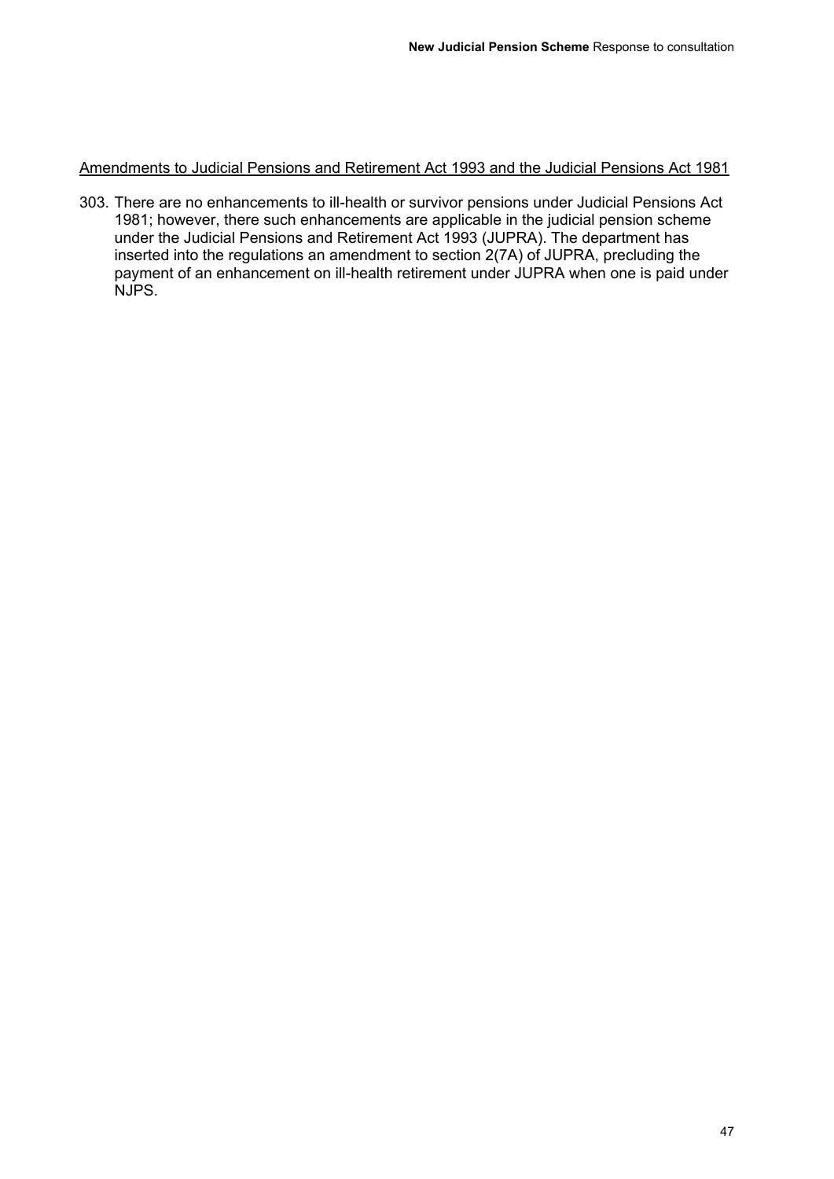<u>Amendments to Judicial Pensions and Retirement Act 1993 and the Judicial Pensions Act 1981</u>

303. There are no enhancements to ill-health or survivor pensions under Judicial Pensions Act 1981; however, there such enhancements are applicable in the judicial pension scheme under the Judicial Pensions and Retirement Act 1993 (JUPRA). The department has inserted into the regulations an amendment to section 2(7A) of JUPRA, precluding the payment of an enhancement on ill-health retirement under JUPRA when one is paid under NJPS.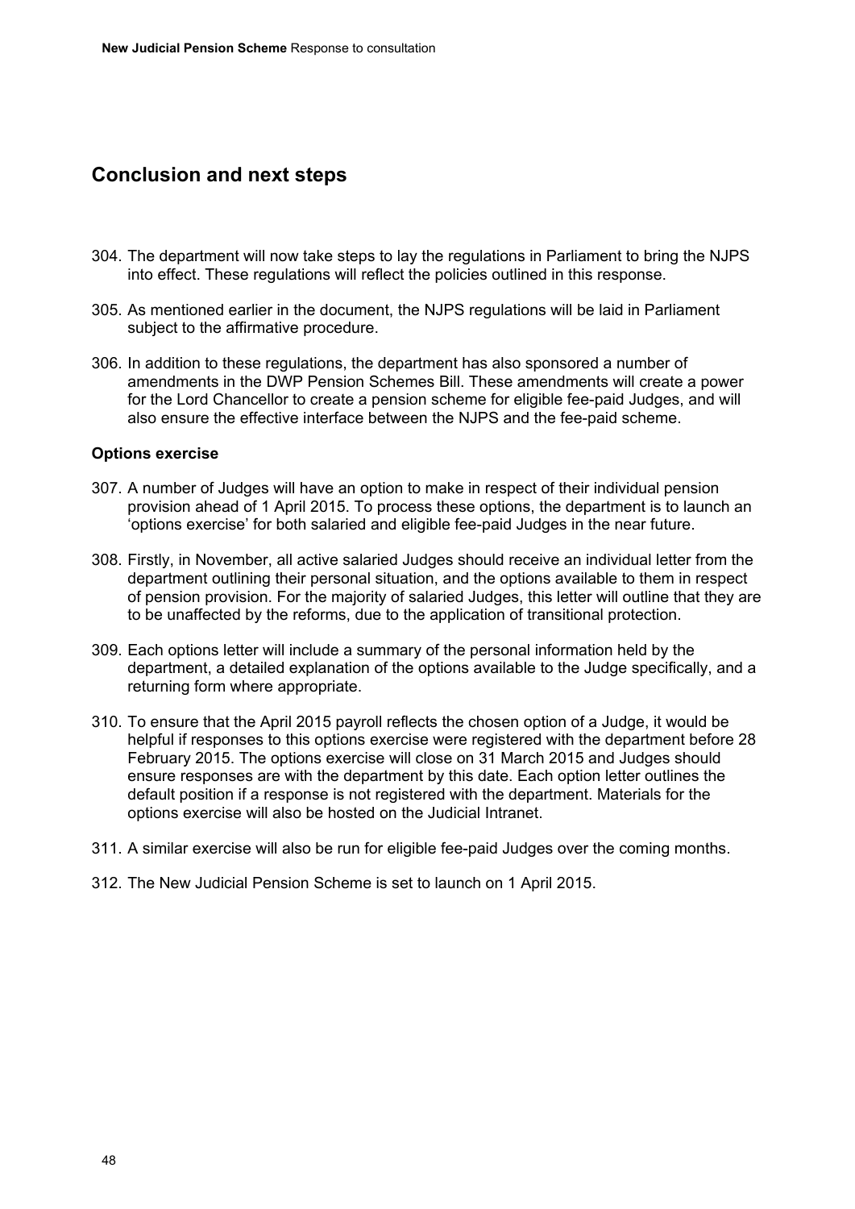## Conclusion and next steps

304. The department will now take steps to lay the regulations in Parliament to bring the NJPS into effect. These regulations will reflect the policies outlined in this response.

305. As mentioned earlier in the document, the NJPS regulations will be laid in Parliament subject to the affirmative procedure.

306. In addition to these regulations, the department has also sponsored a number of amendments in the DWP Pension Schemes Bill. These amendments will create a power for the Lord Chancellor to create a pension scheme for eligible fee-paid Judges, and will also ensure the effective interface between the NJPS and the fee-paid scheme.

### Options exercise

307. A number of Judges will have an option to make in respect of their individual pension provision ahead of 1 April 2015. To process these options, the department is to launch an 'options exercise' for both salaried and eligible fee-paid Judges in the near future.

308. Firstly, in November, all active salaried Judges should receive an individual letter from the department outlining their personal situation, and the options available to them in respect of pension provision. For the majority of salaried Judges, this letter will outline that they are to be unaffected by the reforms, due to the application of transitional protection.

309. Each options letter will include a summary of the personal information held by the department, a detailed explanation of the options available to the Judge specifically, and a returning form where appropriate.

310. To ensure that the April 2015 payroll reflects the chosen option of a Judge, it would be helpful if responses to this options exercise were registered with the department before 28 February 2015. The options exercise will close on 31 March 2015 and Judges should ensure responses are with the department by this date. Each option letter outlines the default position if a response is not registered with the department. Materials for the options exercise will also be hosted on the Judicial Intranet.

311. A similar exercise will also be run for eligible fee-paid Judges over the coming months.

312. The New Judicial Pension Scheme is set to launch on 1 April 2015.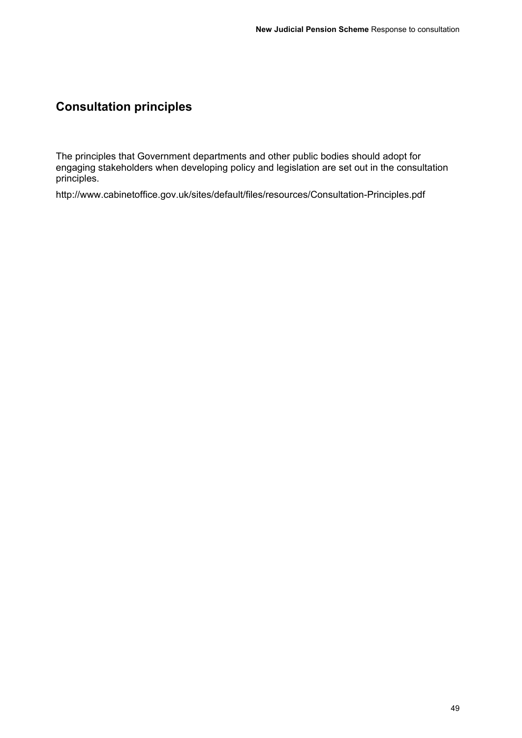## Consultation principles

The principles that Government departments and other public bodies should adopt for engaging stakeholders when developing policy and legislation are set out in the consultation principles.

http://www.cabinetoffice.gov.uk/sites/default/files/resources/Consultation-Principles.pdf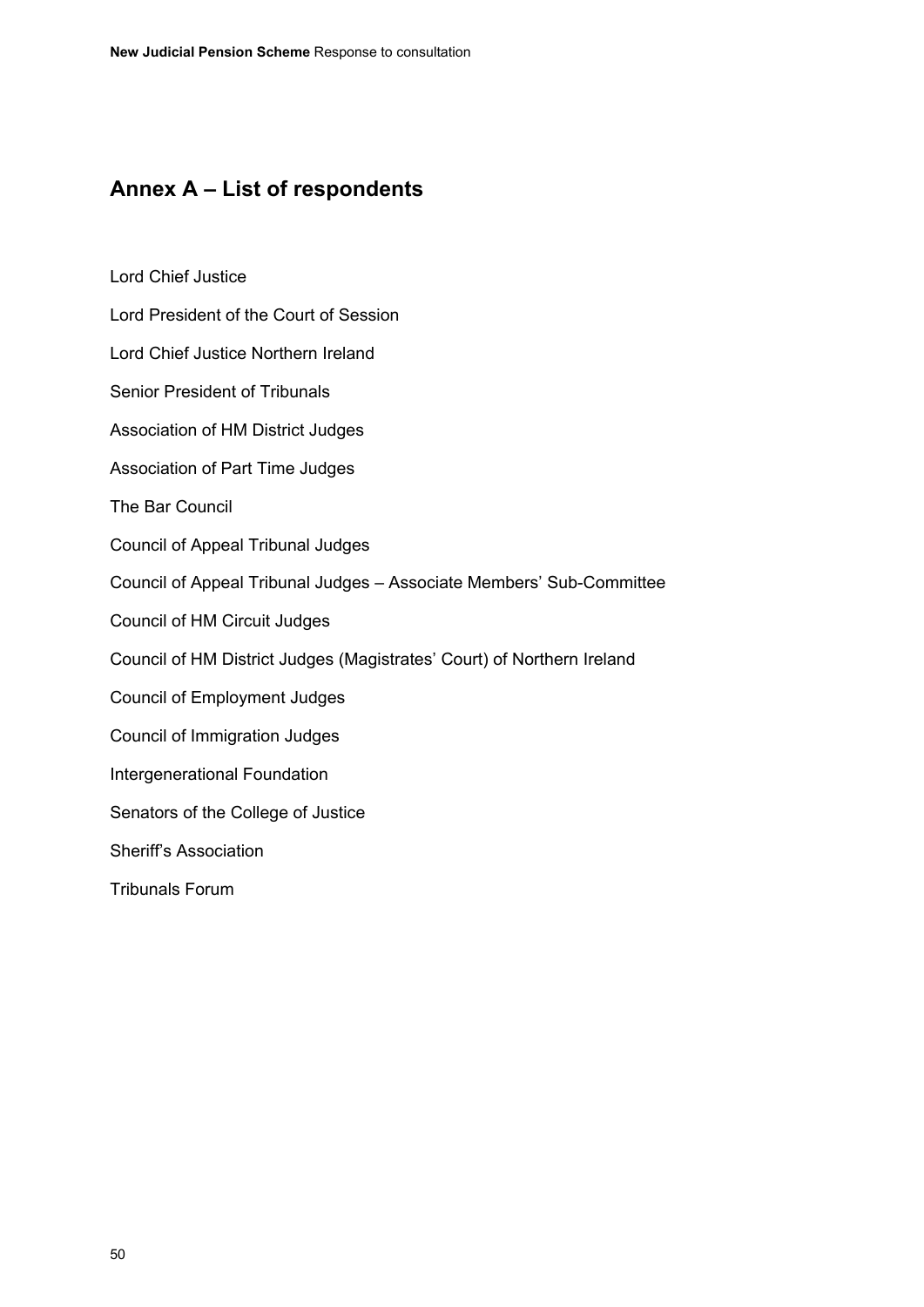## Annex A – List of respondents

Lord Chief Justice

Lord President of the Court of Session

Lord Chief Justice Northern Ireland

Senior President of Tribunals

Association of HM District Judges

Association of Part Time Judges

The Bar Council

Council of Appeal Tribunal Judges

Council of Appeal Tribunal Judges – Associate Members' Sub-Committee

Council of HM Circuit Judges

Council of HM District Judges (Magistrates' Court) of Northern Ireland

Council of Employment Judges

Council of Immigration Judges

Intergenerational Foundation

Senators of the College of Justice

Sheriff's Association

Tribunals Forum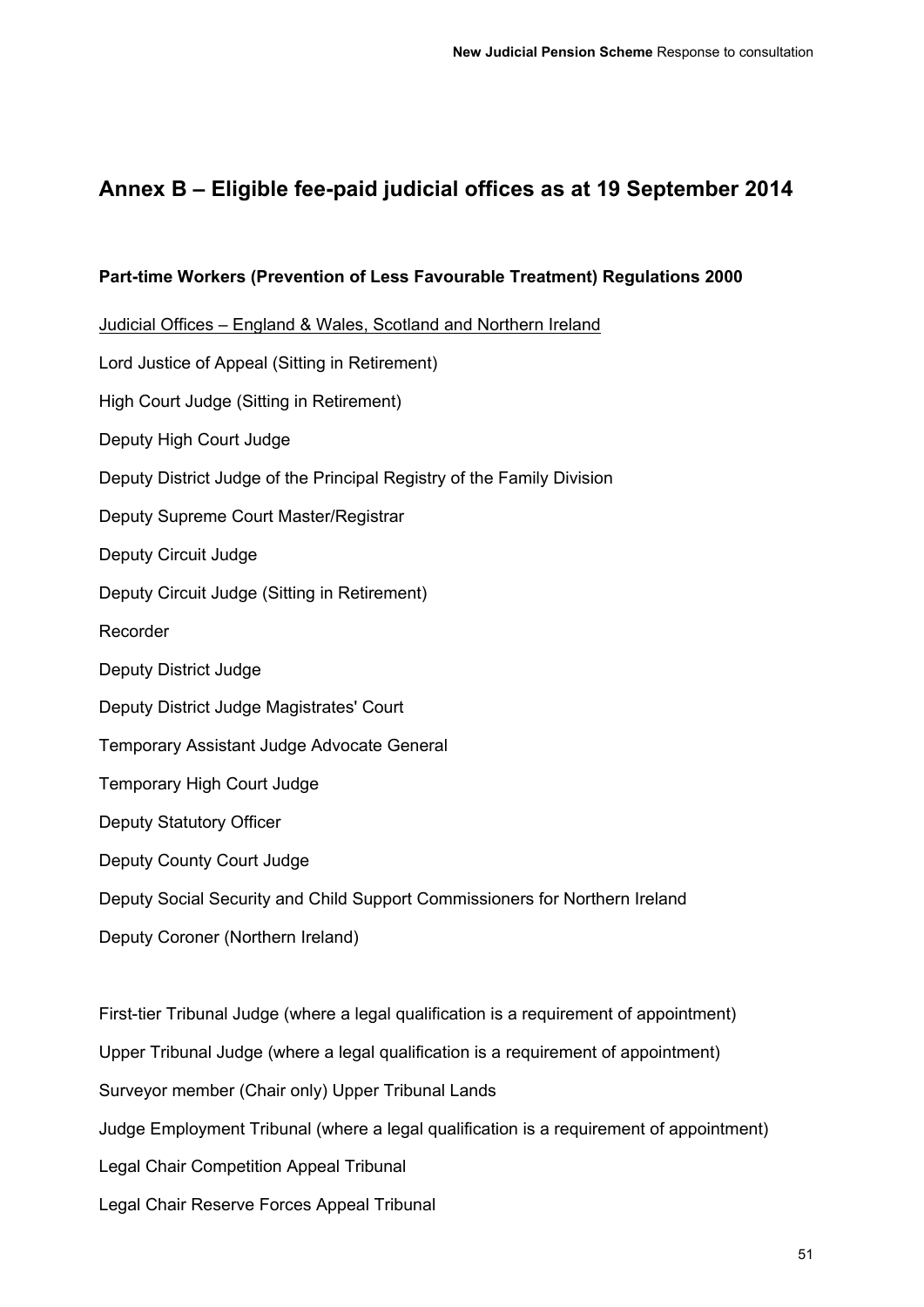## Annex B – Eligible fee-paid judicial offices as at 19 September 2014

**Part-time Workers (Prevention of Less Favourable Treatment) Regulations 2000**

<u>Judicial Offices – England & Wales, Scotland and Northern Ireland</u>

Lord Justice of Appeal (Sitting in Retirement)

High Court Judge (Sitting in Retirement)

Deputy High Court Judge

Deputy District Judge of the Principal Registry of the Family Division

Deputy Supreme Court Master/Registrar

Deputy Circuit Judge

Deputy Circuit Judge (Sitting in Retirement)

Recorder

Deputy District Judge

Deputy District Judge Magistrates' Court

Temporary Assistant Judge Advocate General

Temporary High Court Judge

Deputy Statutory Officer

Deputy County Court Judge

Deputy Social Security and Child Support Commissioners for Northern Ireland

Deputy Coroner (Northern Ireland)

First-tier Tribunal Judge (where a legal qualification is a requirement of appointment)

Upper Tribunal Judge (where a legal qualification is a requirement of appointment)

Surveyor member (Chair only) Upper Tribunal Lands

Judge Employment Tribunal (where a legal qualification is a requirement of appointment)

Legal Chair Competition Appeal Tribunal

Legal Chair Reserve Forces Appeal Tribunal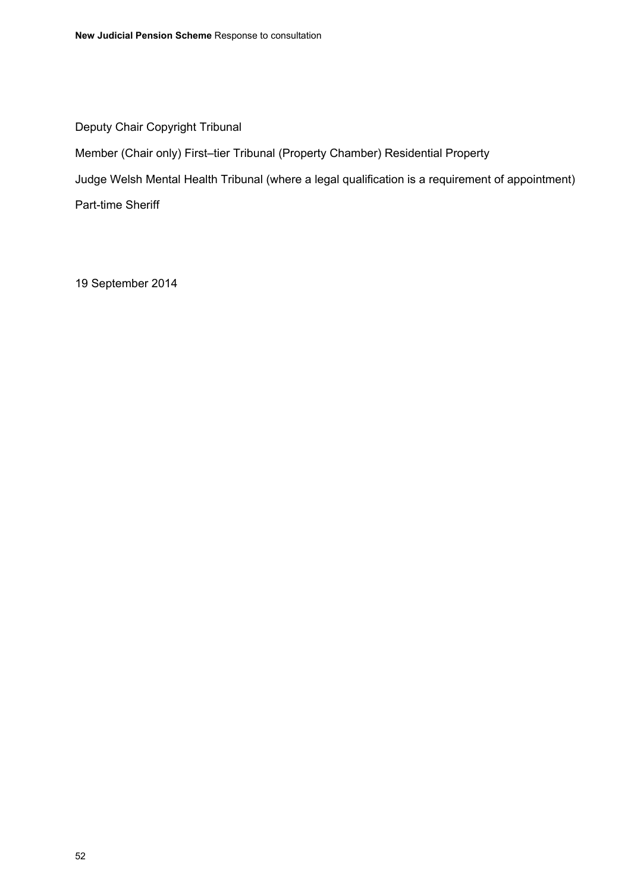Deputy Chair Copyright Tribunal

Member (Chair only) First–tier Tribunal (Property Chamber) Residential Property

Judge Welsh Mental Health Tribunal (where a legal qualification is a requirement of appointment)

Part-time Sheriff

19 September 2014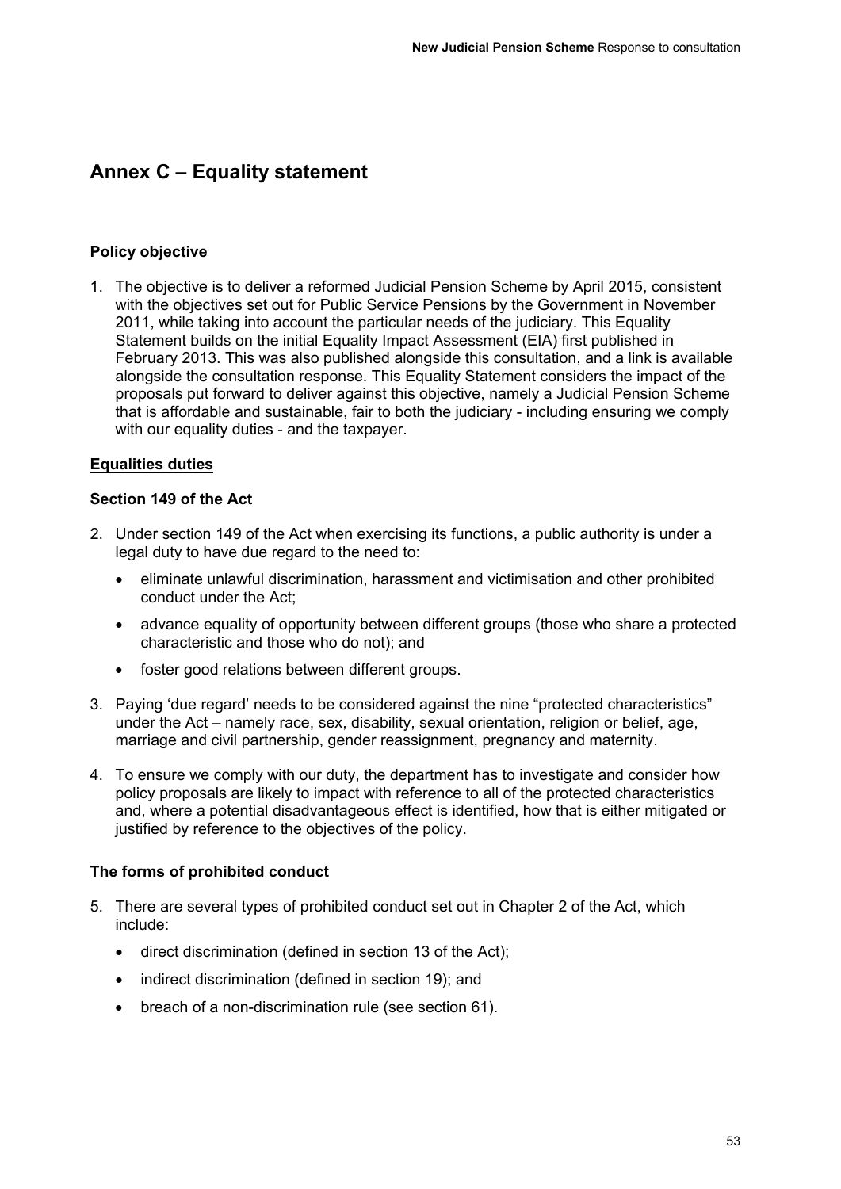## Annex C – Equality statement

### Policy objective

1. The objective is to deliver a reformed Judicial Pension Scheme by April 2015, consistent with the objectives set out for Public Service Pensions by the Government in November 2011, while taking into account the particular needs of the judiciary. This Equality Statement builds on the initial Equality Impact Assessment (EIA) first published in February 2013. This was also published alongside this consultation, and a link is available alongside the consultation response. This Equality Statement considers the impact of the proposals put forward to deliver against this objective, namely a Judicial Pension Scheme that is affordable and sustainable, fair to both the judiciary - including ensuring we comply with our equality duties - and the taxpayer.

### Equalities duties

### Section 149 of the Act

2. Under section 149 of the Act when exercising its functions, a public authority is under a legal duty to have due regard to the need to:
   - eliminate unlawful discrimination, harassment and victimisation and other prohibited conduct under the Act;
   - advance equality of opportunity between different groups (those who share a protected characteristic and those who do not); and
   - foster good relations between different groups.

3. Paying 'due regard' needs to be considered against the nine "protected characteristics" under the Act – namely race, sex, disability, sexual orientation, religion or belief, age, marriage and civil partnership, gender reassignment, pregnancy and maternity.

4. To ensure we comply with our duty, the department has to investigate and consider how policy proposals are likely to impact with reference to all of the protected characteristics and, where a potential disadvantageous effect is identified, how that is either mitigated or justified by reference to the objectives of the policy.

### The forms of prohibited conduct

5. There are several types of prohibited conduct set out in Chapter 2 of the Act, which include:
   - direct discrimination (defined in section 13 of the Act);
   - indirect discrimination (defined in section 19); and
   - breach of a non-discrimination rule (see section 61).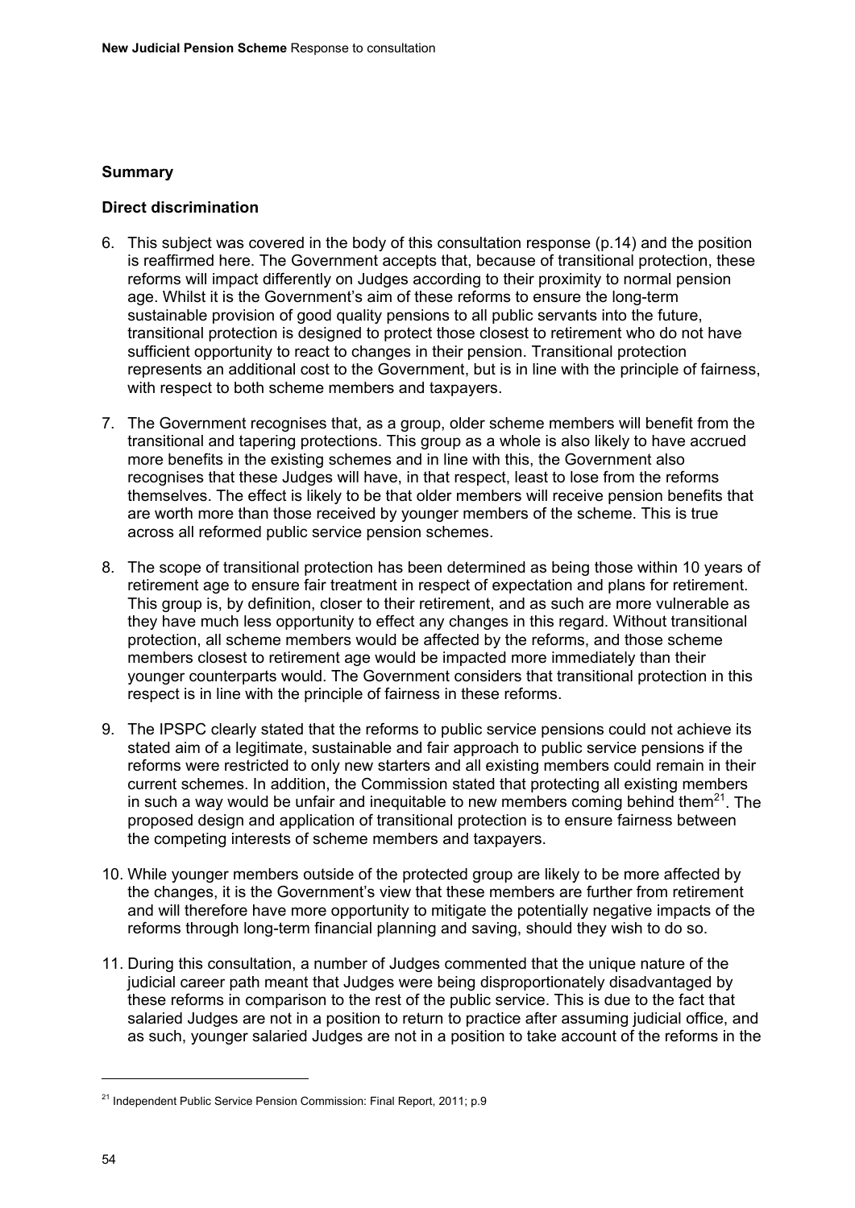## Summary

### Direct discrimination

6. This subject was covered in the body of this consultation response (p.14) and the position is reaffirmed here. The Government accepts that, because of transitional protection, these reforms will impact differently on Judges according to their proximity to normal pension age. Whilst it is the Government's aim of these reforms to ensure the long-term sustainable provision of good quality pensions to all public servants into the future, transitional protection is designed to protect those closest to retirement who do not have sufficient opportunity to react to changes in their pension. Transitional protection represents an additional cost to the Government, but is in line with the principle of fairness, with respect to both scheme members and taxpayers.

7. The Government recognises that, as a group, older scheme members will benefit from the transitional and tapering protections. This group as a whole is also likely to have accrued more benefits in the existing schemes and in line with this, the Government also recognises that these Judges will have, in that respect, least to lose from the reforms themselves. The effect is likely to be that older members will receive pension benefits that are worth more than those received by younger members of the scheme. This is true across all reformed public service pension schemes.

8. The scope of transitional protection has been determined as being those within 10 years of retirement age to ensure fair treatment in respect of expectation and plans for retirement. This group is, by definition, closer to their retirement, and as such are more vulnerable as they have much less opportunity to effect any changes in this regard. Without transitional protection, all scheme members would be affected by the reforms, and those scheme members closest to retirement age would be impacted more immediately than their younger counterparts would. The Government considers that transitional protection in this respect is in line with the principle of fairness in these reforms.

9. The IPSPC clearly stated that the reforms to public service pensions could not achieve its stated aim of a legitimate, sustainable and fair approach to public service pensions if the reforms were restricted to only new starters and all existing members could remain in their current schemes. In addition, the Commission stated that protecting all existing members in such a way would be unfair and inequitable to new members coming behind them[21]. The proposed design and application of transitional protection is to ensure fairness between the competing interests of scheme members and taxpayers.

10. While younger members outside of the protected group are likely to be more affected by the changes, it is the Government's view that these members are further from retirement and will therefore have more opportunity to mitigate the potentially negative impacts of the reforms through long-term financial planning and saving, should they wish to do so.

11. During this consultation, a number of Judges commented that the unique nature of the judicial career path meant that Judges were being disproportionately disadvantaged by these reforms in comparison to the rest of the public service. This is due to the fact that salaried Judges are not in a position to return to practice after assuming judicial office, and as such, younger salaried Judges are not in a position to take account of the reforms in the

[21] Independent Public Service Pension Commission: Final Report, 2011; p.9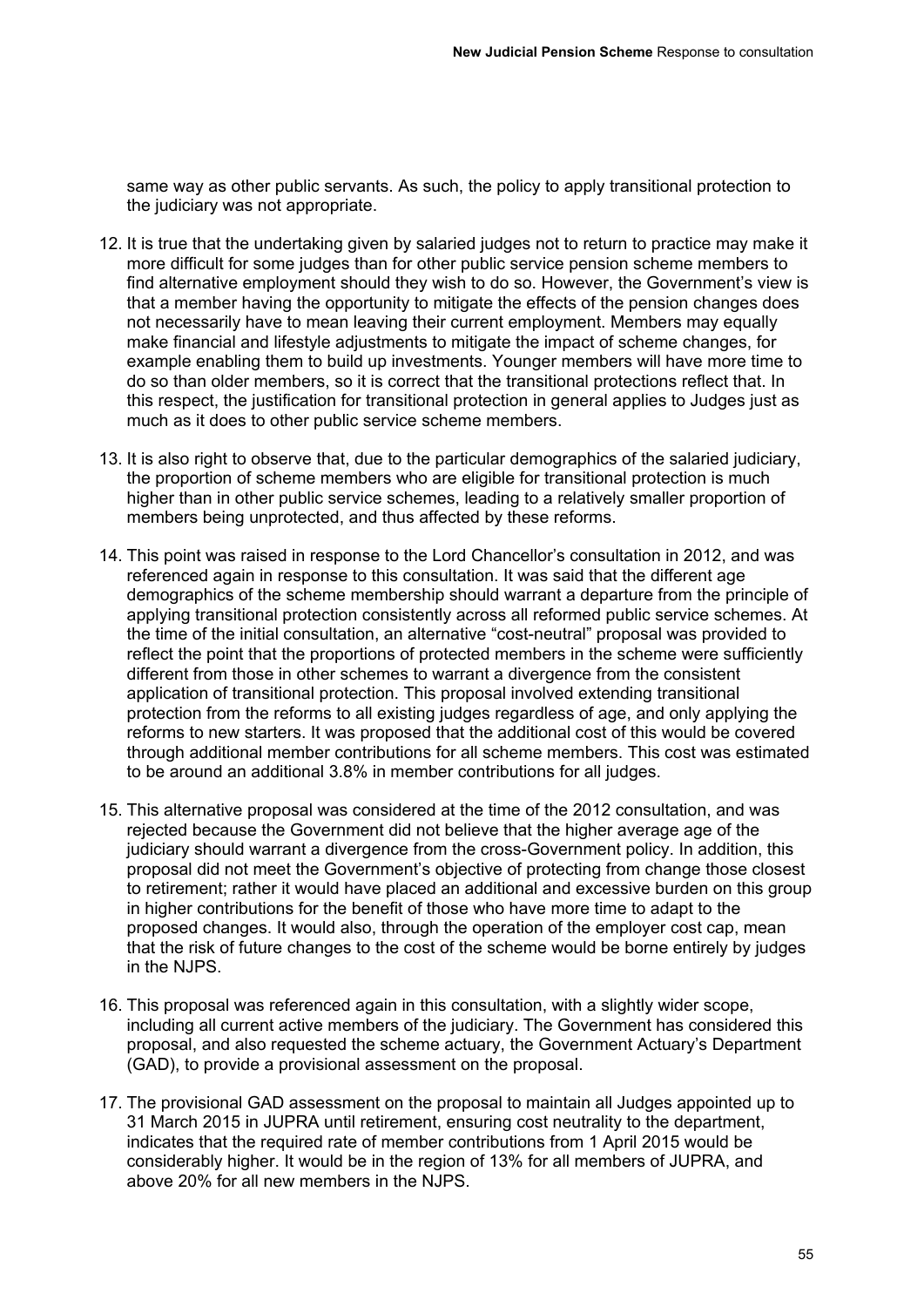same way as other public servants. As such, the policy to apply transitional protection to the judiciary was not appropriate.

12. It is true that the undertaking given by salaried judges not to return to practice may make it more difficult for some judges than for other public service pension scheme members to find alternative employment should they wish to do so. However, the Government's view is that a member having the opportunity to mitigate the effects of the pension changes does not necessarily have to mean leaving their current employment. Members may equally make financial and lifestyle adjustments to mitigate the impact of scheme changes, for example enabling them to build up investments. Younger members will have more time to do so than older members, so it is correct that the transitional protections reflect that. In this respect, the justification for transitional protection in general applies to Judges just as much as it does to other public service scheme members.

13. It is also right to observe that, due to the particular demographics of the salaried judiciary, the proportion of scheme members who are eligible for transitional protection is much higher than in other public service schemes, leading to a relatively smaller proportion of members being unprotected, and thus affected by these reforms.

14. This point was raised in response to the Lord Chancellor's consultation in 2012, and was referenced again in response to this consultation. It was said that the different age demographics of the scheme membership should warrant a departure from the principle of applying transitional protection consistently across all reformed public service schemes. At the time of the initial consultation, an alternative "cost-neutral" proposal was provided to reflect the point that the proportions of protected members in the scheme were sufficiently different from those in other schemes to warrant a divergence from the consistent application of transitional protection. This proposal involved extending transitional protection from the reforms to all existing judges regardless of age, and only applying the reforms to new starters. It was proposed that the additional cost of this would be covered through additional member contributions for all scheme members. This cost was estimated to be around an additional 3.8% in member contributions for all judges.

15. This alternative proposal was considered at the time of the 2012 consultation, and was rejected because the Government did not believe that the higher average age of the judiciary should warrant a divergence from the cross-Government policy. In addition, this proposal did not meet the Government's objective of protecting from change those closest to retirement; rather it would have placed an additional and excessive burden on this group in higher contributions for the benefit of those who have more time to adapt to the proposed changes. It would also, through the operation of the employer cost cap, mean that the risk of future changes to the cost of the scheme would be borne entirely by judges in the NJPS.

16. This proposal was referenced again in this consultation, with a slightly wider scope, including all current active members of the judiciary. The Government has considered this proposal, and also requested the scheme actuary, the Government Actuary's Department (GAD), to provide a provisional assessment on the proposal.

17. The provisional GAD assessment on the proposal to maintain all Judges appointed up to 31 March 2015 in JUPRA until retirement, ensuring cost neutrality to the department, indicates that the required rate of member contributions from 1 April 2015 would be considerably higher. It would be in the region of 13% for all members of JUPRA, and above 20% for all new members in the NJPS.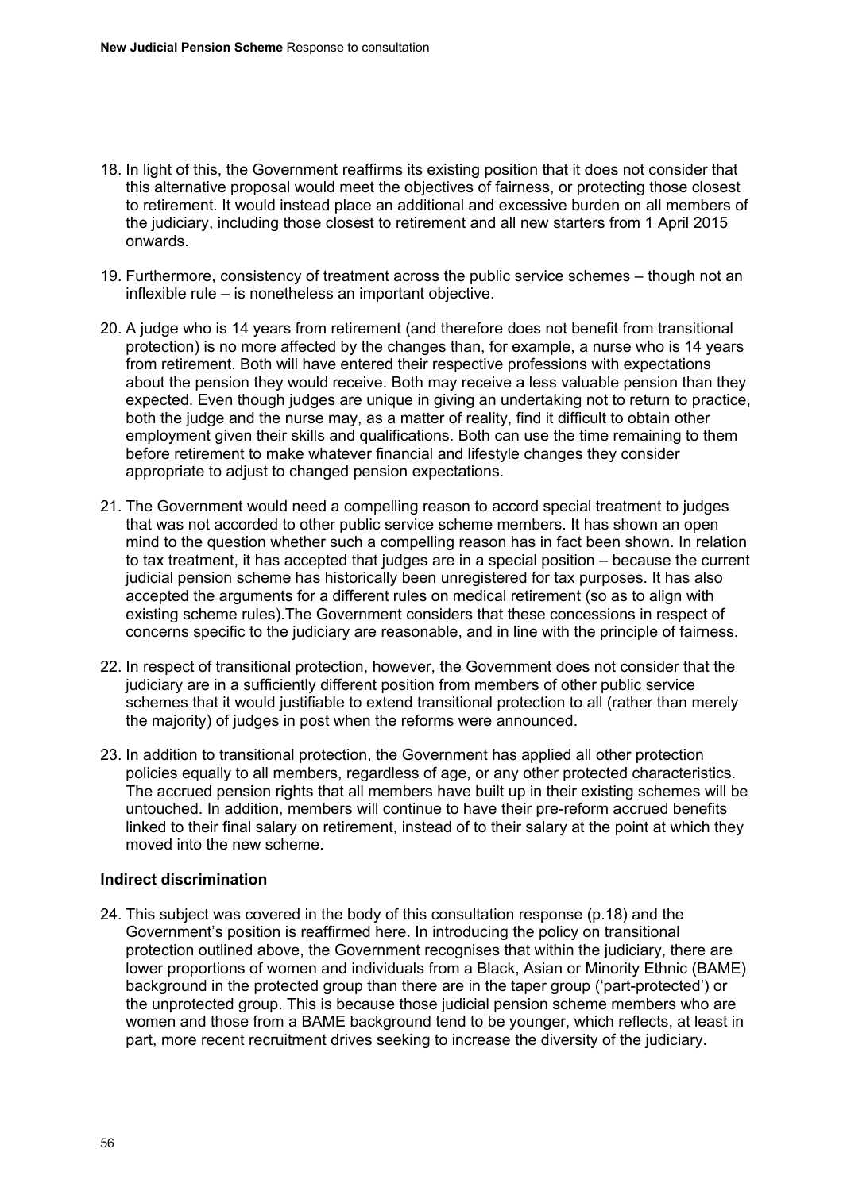18. In light of this, the Government reaffirms its existing position that it does not consider that this alternative proposal would meet the objectives of fairness, or protecting those closest to retirement. It would instead place an additional and excessive burden on all members of the judiciary, including those closest to retirement and all new starters from 1 April 2015 onwards.

19. Furthermore, consistency of treatment across the public service schemes – though not an inflexible rule – is nonetheless an important objective.

20. A judge who is 14 years from retirement (and therefore does not benefit from transitional protection) is no more affected by the changes than, for example, a nurse who is 14 years from retirement. Both will have entered their respective professions with expectations about the pension they would receive. Both may receive a less valuable pension than they expected. Even though judges are unique in giving an undertaking not to return to practice, both the judge and the nurse may, as a matter of reality, find it difficult to obtain other employment given their skills and qualifications. Both can use the time remaining to them before retirement to make whatever financial and lifestyle changes they consider appropriate to adjust to changed pension expectations.

21. The Government would need a compelling reason to accord special treatment to judges that was not accorded to other public service scheme members. It has shown an open mind to the question whether such a compelling reason has in fact been shown. In relation to tax treatment, it has accepted that judges are in a special position – because the current judicial pension scheme has historically been unregistered for tax purposes. It has also accepted the arguments for a different rules on medical retirement (so as to align with existing scheme rules).The Government considers that these concessions in respect of concerns specific to the judiciary are reasonable, and in line with the principle of fairness.

22. In respect of transitional protection, however, the Government does not consider that the judiciary are in a sufficiently different position from members of other public service schemes that it would justifiable to extend transitional protection to all (rather than merely the majority) of judges in post when the reforms were announced.

23. In addition to transitional protection, the Government has applied all other protection policies equally to all members, regardless of age, or any other protected characteristics. The accrued pension rights that all members have built up in their existing schemes will be untouched. In addition, members will continue to have their pre-reform accrued benefits linked to their final salary on retirement, instead of to their salary at the point at which they moved into the new scheme.

**Indirect discrimination**

24. This subject was covered in the body of this consultation response (p.18) and the Government's position is reaffirmed here. In introducing the policy on transitional protection outlined above, the Government recognises that within the judiciary, there are lower proportions of women and individuals from a Black, Asian or Minority Ethnic (BAME) background in the protected group than there are in the taper group ('part-protected') or the unprotected group. This is because those judicial pension scheme members who are women and those from a BAME background tend to be younger, which reflects, at least in part, more recent recruitment drives seeking to increase the diversity of the judiciary.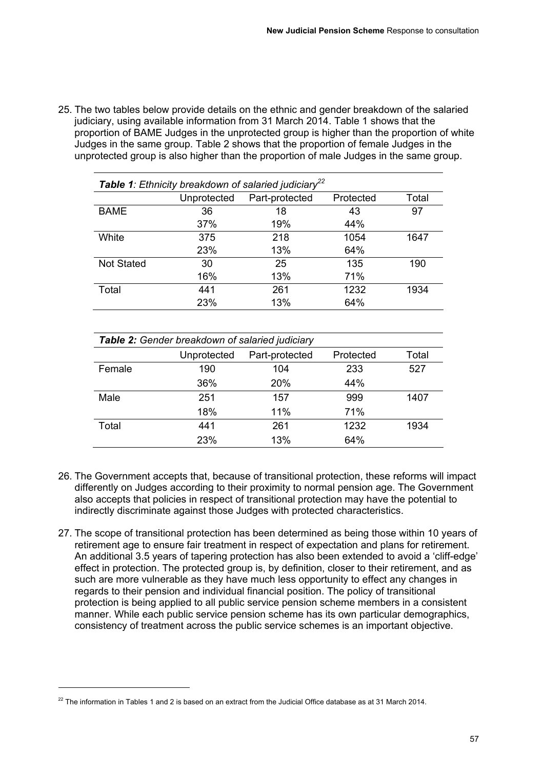25. The two tables below provide details on the ethnic and gender breakdown of the salaried judiciary, using available information from 31 March 2014. Table 1 shows that the proportion of BAME Judges in the unprotected group is higher than the proportion of white Judges in the same group. Table 2 shows that the proportion of female Judges in the unprotected group is also higher than the proportion of male Judges in the same group.

***Table 1**: Ethnicity breakdown of salaried judiciary*[22]

| | Unprotected | Part-protected | Protected | Total |
|---|---|---|---|---|
| BAME | 36 | 18 | 43 | 97 |
| | 37% | 19% | 44% | |
| White | 375 | 218 | 1054 | 1647 |
| | 23% | 13% | 64% | |
| Not Stated | 30 | 25 | 135 | 190 |
| | 16% | 13% | 71% | |
| Total | 441 | 261 | 1232 | 1934 |
| | 23% | 13% | 64% | |

***Table 2:** Gender breakdown of salaried judiciary*

| | Unprotected | Part-protected | Protected | Total |
|---|---|---|---|---|
| Female | 190 | 104 | 233 | 527 |
| | 36% | 20% | 44% | |
| Male | 251 | 157 | 999 | 1407 |
| | 18% | 11% | 71% | |
| Total | 441 | 261 | 1232 | 1934 |
| | 23% | 13% | 64% | |

26. The Government accepts that, because of transitional protection, these reforms will impact differently on Judges according to their proximity to normal pension age. The Government also accepts that policies in respect of transitional protection may have the potential to indirectly discriminate against those Judges with protected characteristics.

27. The scope of transitional protection has been determined as being those within 10 years of retirement age to ensure fair treatment in respect of expectation and plans for retirement. An additional 3.5 years of tapering protection has also been extended to avoid a 'cliff-edge' effect in protection. The protected group is, by definition, closer to their retirement, and as such are more vulnerable as they have much less opportunity to effect any changes in regards to their pension and individual financial position. The policy of transitional protection is being applied to all public service pension scheme members in a consistent manner. While each public service pension scheme has its own particular demographics, consistency of treatment across the public service schemes is an important objective.

[22] The information in Tables 1 and 2 is based on an extract from the Judicial Office database as at 31 March 2014.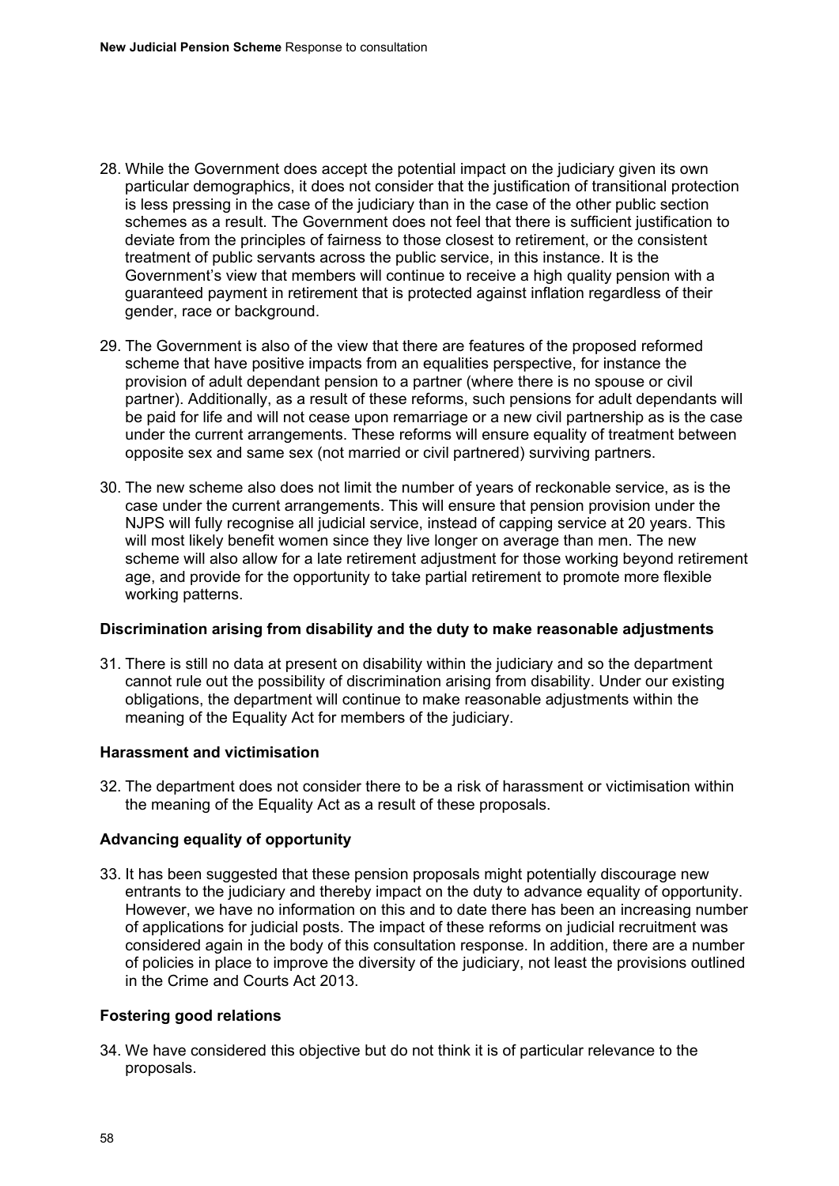28. While the Government does accept the potential impact on the judiciary given its own particular demographics, it does not consider that the justification of transitional protection is less pressing in the case of the judiciary than in the case of the other public section schemes as a result. The Government does not feel that there is sufficient justification to deviate from the principles of fairness to those closest to retirement, or the consistent treatment of public servants across the public service, in this instance. It is the Government's view that members will continue to receive a high quality pension with a guaranteed payment in retirement that is protected against inflation regardless of their gender, race or background.

29. The Government is also of the view that there are features of the proposed reformed scheme that have positive impacts from an equalities perspective, for instance the provision of adult dependant pension to a partner (where there is no spouse or civil partner). Additionally, as a result of these reforms, such pensions for adult dependants will be paid for life and will not cease upon remarriage or a new civil partnership as is the case under the current arrangements. These reforms will ensure equality of treatment between opposite sex and same sex (not married or civil partnered) surviving partners.

30. The new scheme also does not limit the number of years of reckonable service, as is the case under the current arrangements. This will ensure that pension provision under the NJPS will fully recognise all judicial service, instead of capping service at 20 years. This will most likely benefit women since they live longer on average than men. The new scheme will also allow for a late retirement adjustment for those working beyond retirement age, and provide for the opportunity to take partial retirement to promote more flexible working patterns.

**Discrimination arising from disability and the duty to make reasonable adjustments**

31. There is still no data at present on disability within the judiciary and so the department cannot rule out the possibility of discrimination arising from disability. Under our existing obligations, the department will continue to make reasonable adjustments within the meaning of the Equality Act for members of the judiciary.

**Harassment and victimisation**

32. The department does not consider there to be a risk of harassment or victimisation within the meaning of the Equality Act as a result of these proposals.

**Advancing equality of opportunity**

33. It has been suggested that these pension proposals might potentially discourage new entrants to the judiciary and thereby impact on the duty to advance equality of opportunity. However, we have no information on this and to date there has been an increasing number of applications for judicial posts. The impact of these reforms on judicial recruitment was considered again in the body of this consultation response. In addition, there are a number of policies in place to improve the diversity of the judiciary, not least the provisions outlined in the Crime and Courts Act 2013.

**Fostering good relations**

34. We have considered this objective but do not think it is of particular relevance to the proposals.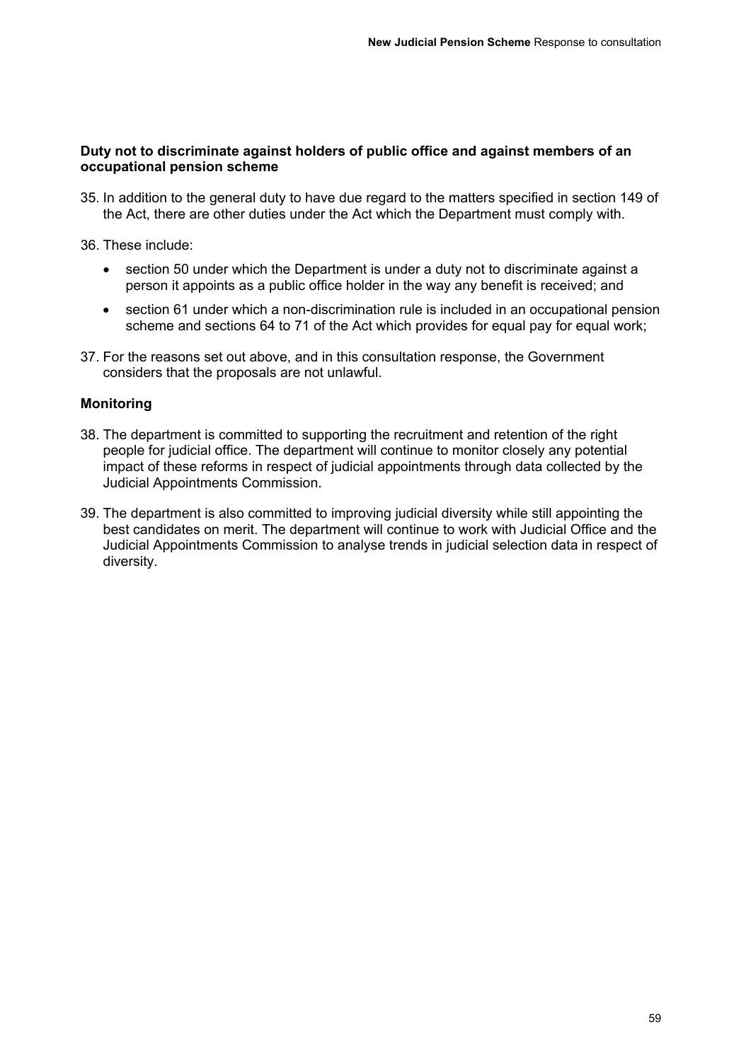### Duty not to discriminate against holders of public office and against members of an occupational pension scheme

35. In addition to the general duty to have due regard to the matters specified in section 149 of the Act, there are other duties under the Act which the Department must comply with.

36. These include:

    - section 50 under which the Department is under a duty not to discriminate against a person it appoints as a public office holder in the way any benefit is received; and
    - section 61 under which a non-discrimination rule is included in an occupational pension scheme and sections 64 to 71 of the Act which provides for equal pay for equal work;

37. For the reasons set out above, and in this consultation response, the Government considers that the proposals are not unlawful.

### Monitoring

38. The department is committed to supporting the recruitment and retention of the right people for judicial office. The department will continue to monitor closely any potential impact of these reforms in respect of judicial appointments through data collected by the Judicial Appointments Commission.

39. The department is also committed to improving judicial diversity while still appointing the best candidates on merit. The department will continue to work with Judicial Office and the Judicial Appointments Commission to analyse trends in judicial selection data in respect of diversity.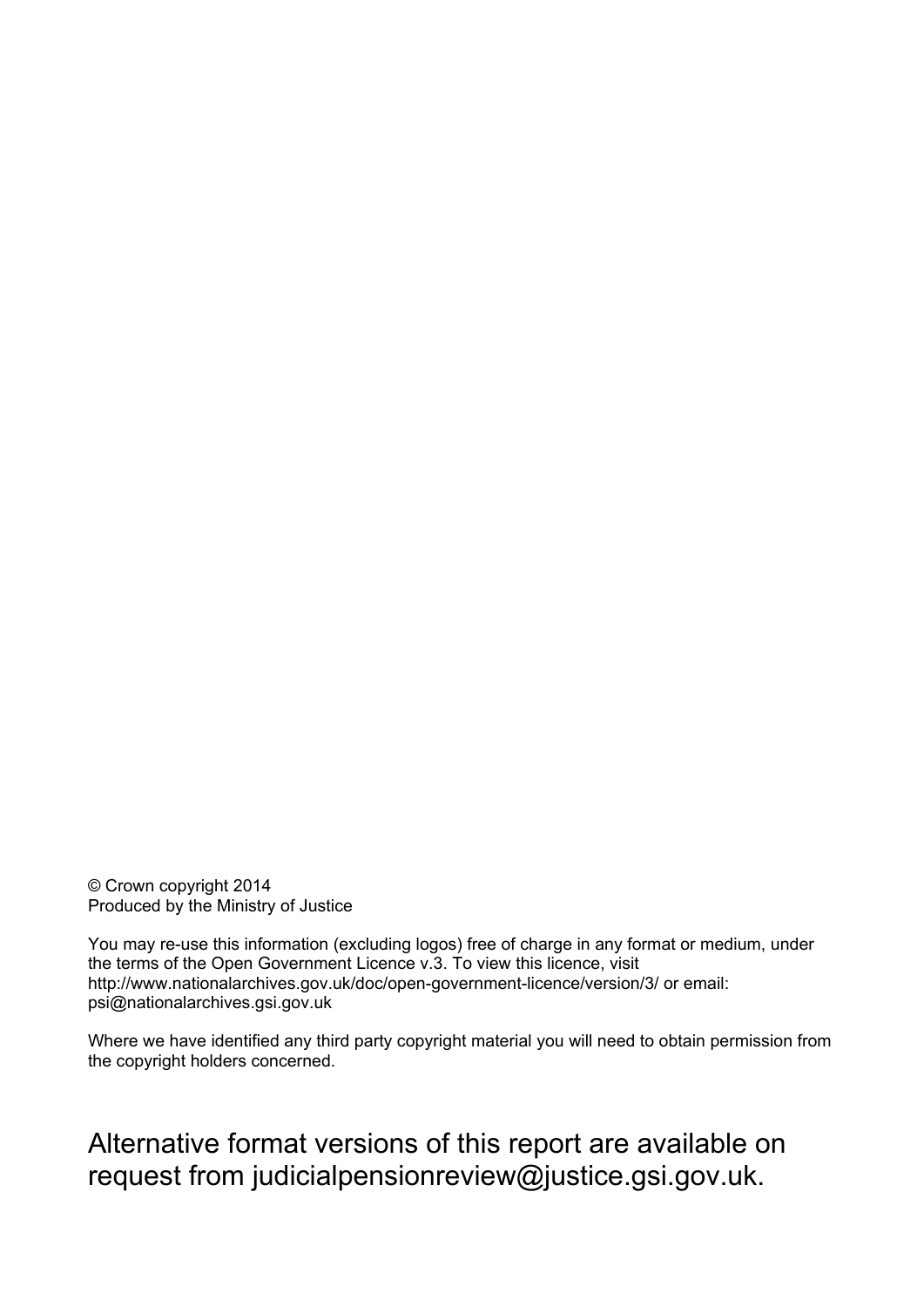© Crown copyright 2014
Produced by the Ministry of Justice

You may re-use this information (excluding logos) free of charge in any format or medium, under the terms of the Open Government Licence v.3. To view this licence, visit http://www.nationalarchives.gov.uk/doc/open-government-licence/version/3/ or email: psi@nationalarchives.gsi.gov.uk

Where we have identified any third party copyright material you will need to obtain permission from the copyright holders concerned.

Alternative format versions of this report are available on request from judicialpensionreview@justice.gsi.gov.uk.